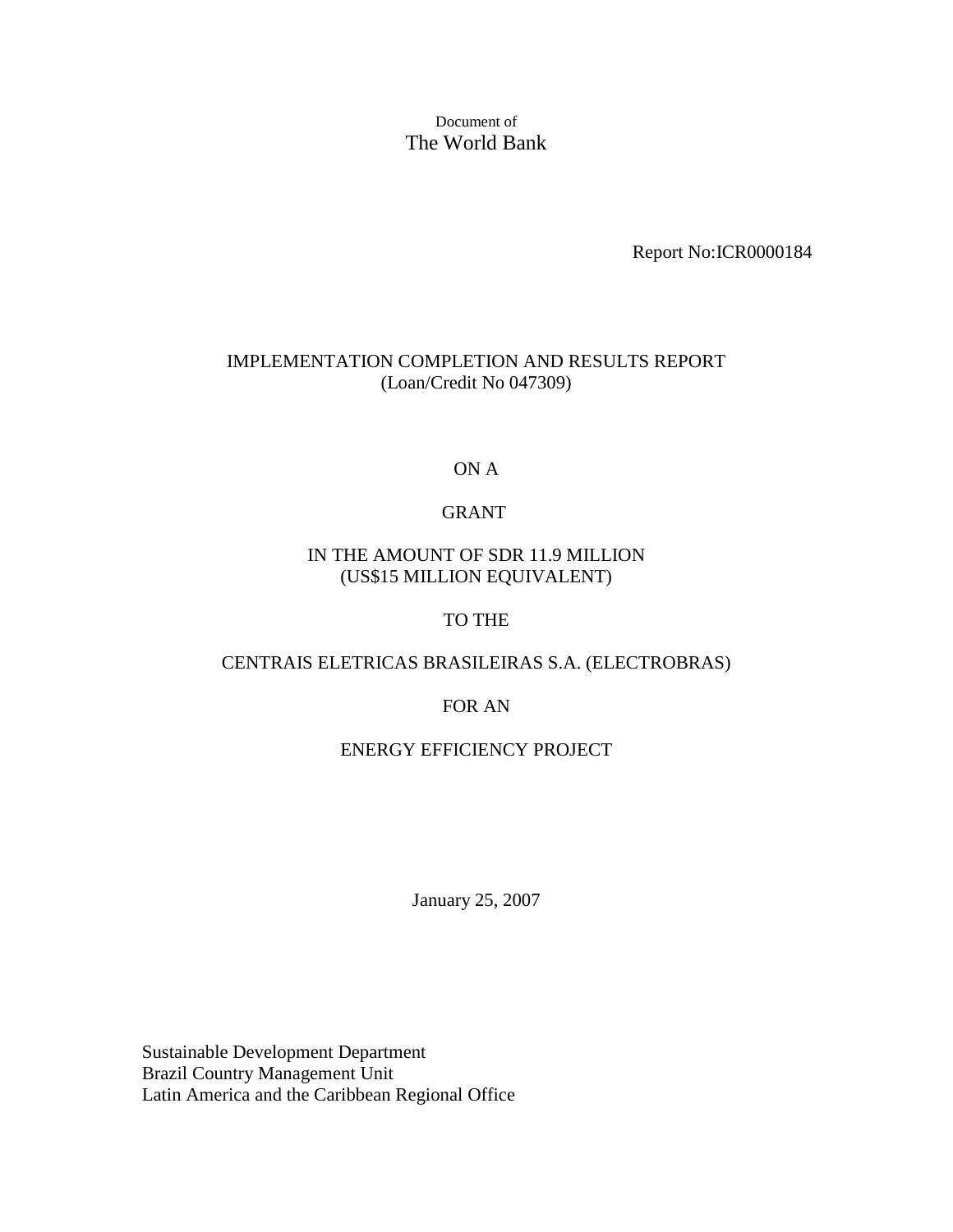Document of
The World Bank

Report No:ICR0000184

# IMPLEMENTATION COMPLETION AND RESULTS REPORT
(Loan/Credit No 047309)

ON A

GRANT

IN THE AMOUNT OF SDR 11.9 MILLION
(US$15 MILLION EQUIVALENT)

TO THE

CENTRAIS ELETRICAS BRASILEIRAS S.A. (ELECTROBRAS)

FOR AN

ENERGY EFFICIENCY PROJECT

January 25, 2007

Sustainable Development Department
Brazil Country Management Unit
Latin America and the Caribbean Regional Office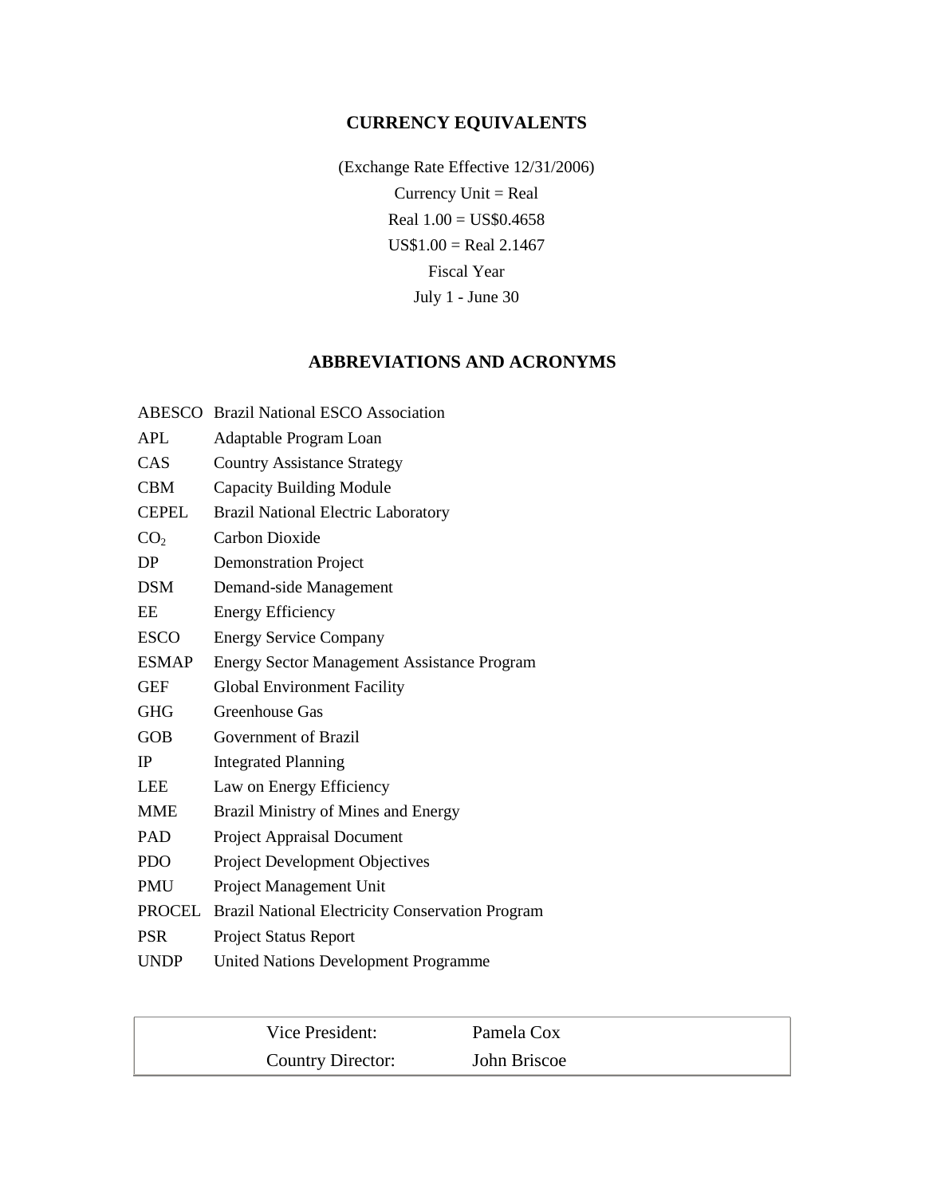## CURRENCY EQUIVALENTS

(Exchange Rate Effective 12/31/2006)

Currency Unit = Real

Real 1.00 = US$0.4658

US$1.00 = Real 2.1467

Fiscal Year

July 1 - June 30

## ABBREVIATIONS AND ACRONYMS

| | |
|---|---|
| ABESCO | Brazil National ESCO Association |
| APL | Adaptable Program Loan |
| CAS | Country Assistance Strategy |
| CBM | Capacity Building Module |
| CEPEL | Brazil National Electric Laboratory |
| $CO_2$ | Carbon Dioxide |
| DP | Demonstration Project |
| DSM | Demand-side Management |
| EE | Energy Efficiency |
| ESCO | Energy Service Company |
| ESMAP | Energy Sector Management Assistance Program |
| GEF | Global Environment Facility |
| GHG | Greenhouse Gas |
| GOB | Government of Brazil |
| IP | Integrated Planning |
| LEE | Law on Energy Efficiency |
| MME | Brazil Ministry of Mines and Energy |
| PAD | Project Appraisal Document |
| PDO | Project Development Objectives |
| PMU | Project Management Unit |
| PROCEL | Brazil National Electricity Conservation Program |
| PSR | Project Status Report |
| UNDP | United Nations Development Programme |

| | |
|---|---|
| Vice President: | Pamela Cox |
| Country Director: | John Briscoe |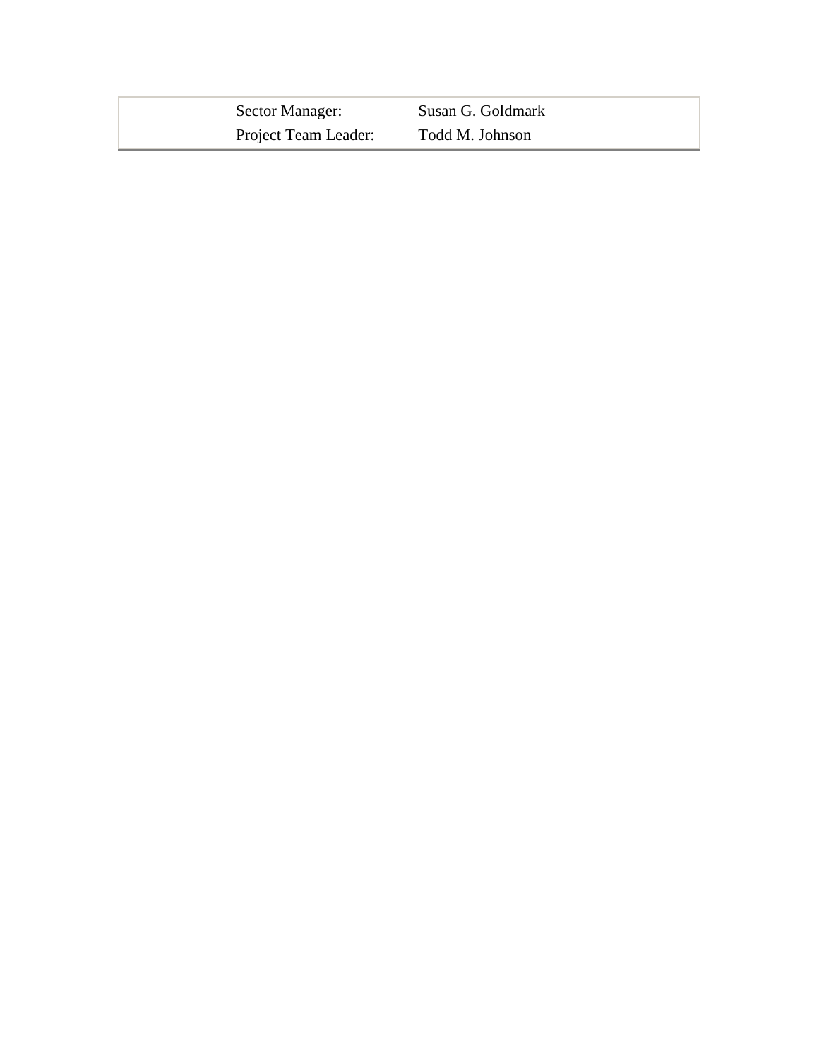| Sector Manager: | Susan G. Goldmark |
| --- | --- |
| Project Team Leader: | Todd M. Johnson |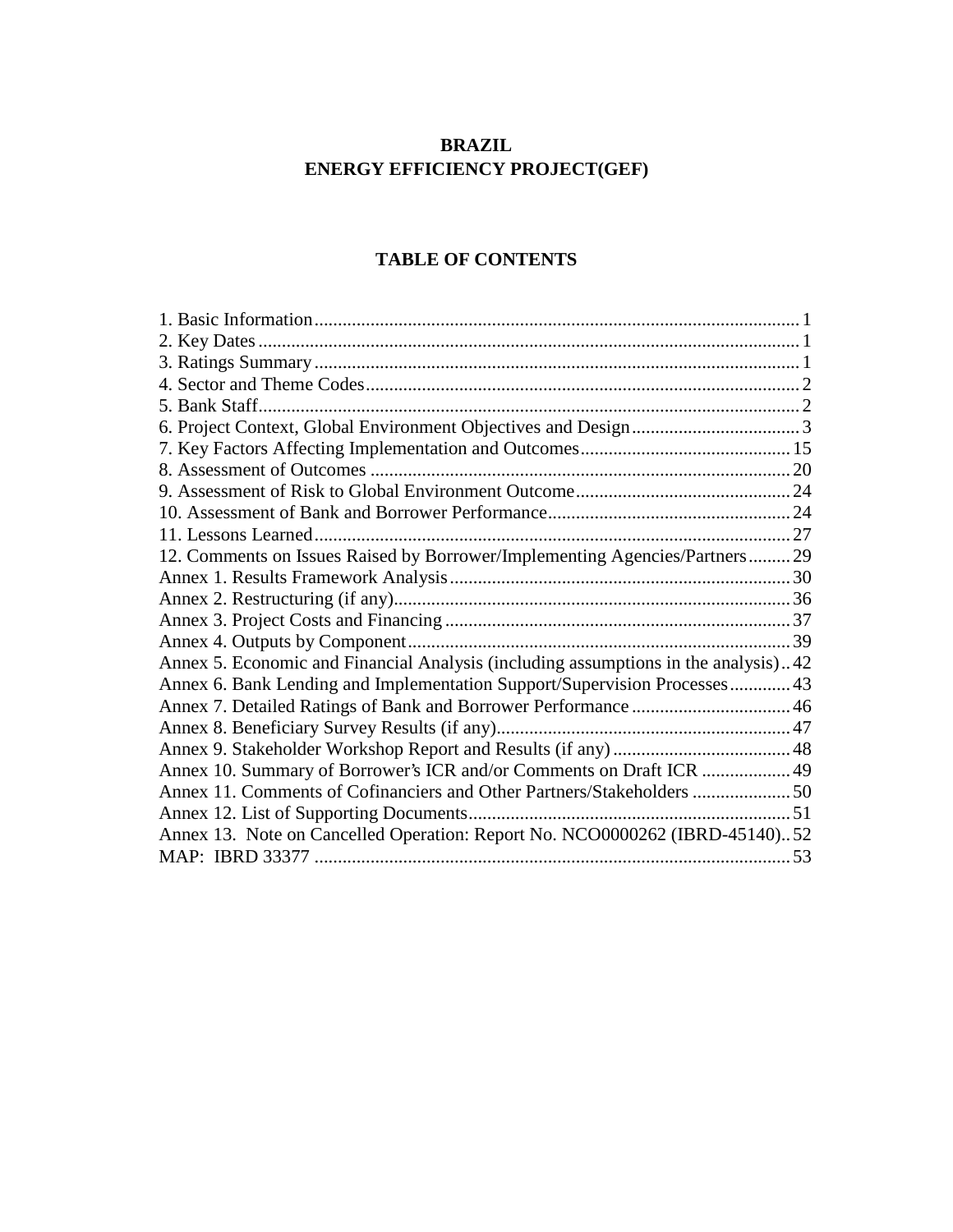**BRAZIL**
**ENERGY EFFICIENCY PROJECT(GEF)**

**TABLE OF CONTENTS**

1. Basic Information ... 1
2. Key Dates ... 1
3. Ratings Summary ... 1
4. Sector and Theme Codes ... 2
5. Bank Staff ... 2
6. Project Context, Global Environment Objectives and Design ... 3
7. Key Factors Affecting Implementation and Outcomes ... 15
8. Assessment of Outcomes ... 20
9. Assessment of Risk to Global Environment Outcome ... 24
10. Assessment of Bank and Borrower Performance ... 24
11. Lessons Learned ... 27
12. Comments on Issues Raised by Borrower/Implementing Agencies/Partners ... 29

Annex 1. Results Framework Analysis ... 30
Annex 2. Restructuring (if any) ... 36
Annex 3. Project Costs and Financing ... 37
Annex 4. Outputs by Component ... 39
Annex 5. Economic and Financial Analysis (including assumptions in the analysis) .. 42
Annex 6. Bank Lending and Implementation Support/Supervision Processes ... 43
Annex 7. Detailed Ratings of Bank and Borrower Performance ... 46
Annex 8. Beneficiary Survey Results (if any) ... 47
Annex 9. Stakeholder Workshop Report and Results (if any) ... 48
Annex 10. Summary of Borrower's ICR and/or Comments on Draft ICR ... 49
Annex 11. Comments of Cofinanciers and Other Partners/Stakeholders ... 50
Annex 12. List of Supporting Documents ... 51
Annex 13. Note on Cancelled Operation: Report No. NCO0000262 (IBRD-45140) .. 52
MAP: IBRD 33377 ... 53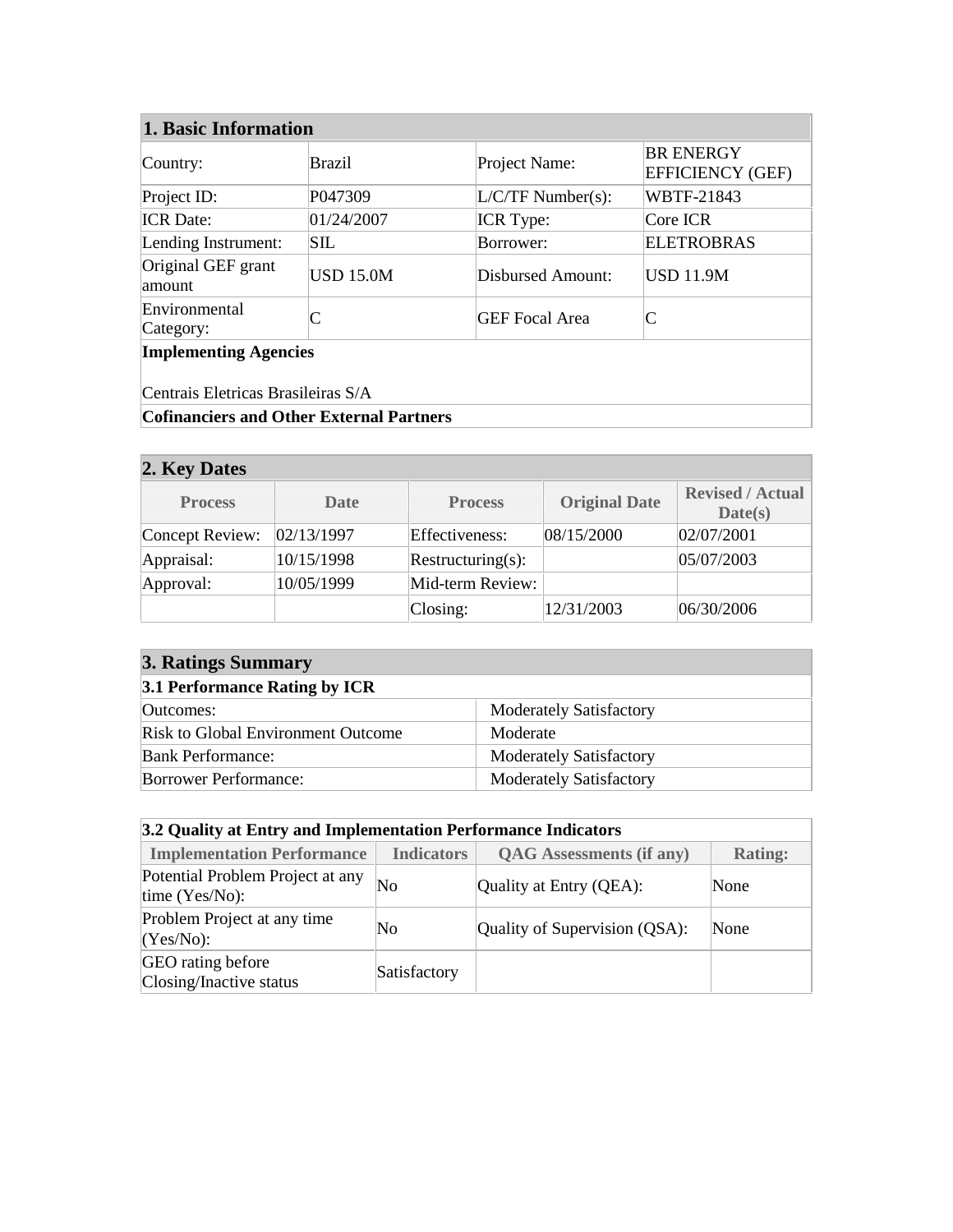## 1. Basic Information

| | | | |
|---|---|---|---|
| Country: | Brazil | Project Name: | BR ENERGY EFFICIENCY (GEF) |
| Project ID: | P047309 | L/C/TF Number(s): | WBTF-21843 |
| ICR Date: | 01/24/2007 | ICR Type: | Core ICR |
| Lending Instrument: | SIL | Borrower: | ELETROBRAS |
| Original GEF grant amount | USD 15.0M | Disbursed Amount: | USD 11.9M |
| Environmental Category: | C | GEF Focal Area | C |

**Implementing Agencies**

Centrais Eletricas Brasileiras S/A

**Cofinanciers and Other External Partners**

## 2. Key Dates

| Process | Date | Process | Original Date | Revised / Actual Date(s) |
|---|---|---|---|---|
| Concept Review: | 02/13/1997 | Effectiveness: | 08/15/2000 | 02/07/2001 |
| Appraisal: | 10/15/1998 | Restructuring(s): | | 05/07/2003 |
| Approval: | 10/05/1999 | Mid-term Review: | | |
| | | Closing: | 12/31/2003 | 06/30/2006 |

## 3. Ratings Summary

### 3.1 Performance Rating by ICR

| | |
|---|---|
| Outcomes: | Moderately Satisfactory |
| Risk to Global Environment Outcome | Moderate |
| Bank Performance: | Moderately Satisfactory |
| Borrower Performance: | Moderately Satisfactory |

### 3.2 Quality at Entry and Implementation Performance Indicators

| Implementation Performance | Indicators | QAG Assessments (if any) | Rating: |
|---|---|---|---|
| Potential Problem Project at any time (Yes/No): | No | Quality at Entry (QEA): | None |
| Problem Project at any time (Yes/No): | No | Quality of Supervision (QSA): | None |
| GEO rating before Closing/Inactive status | Satisfactory | | |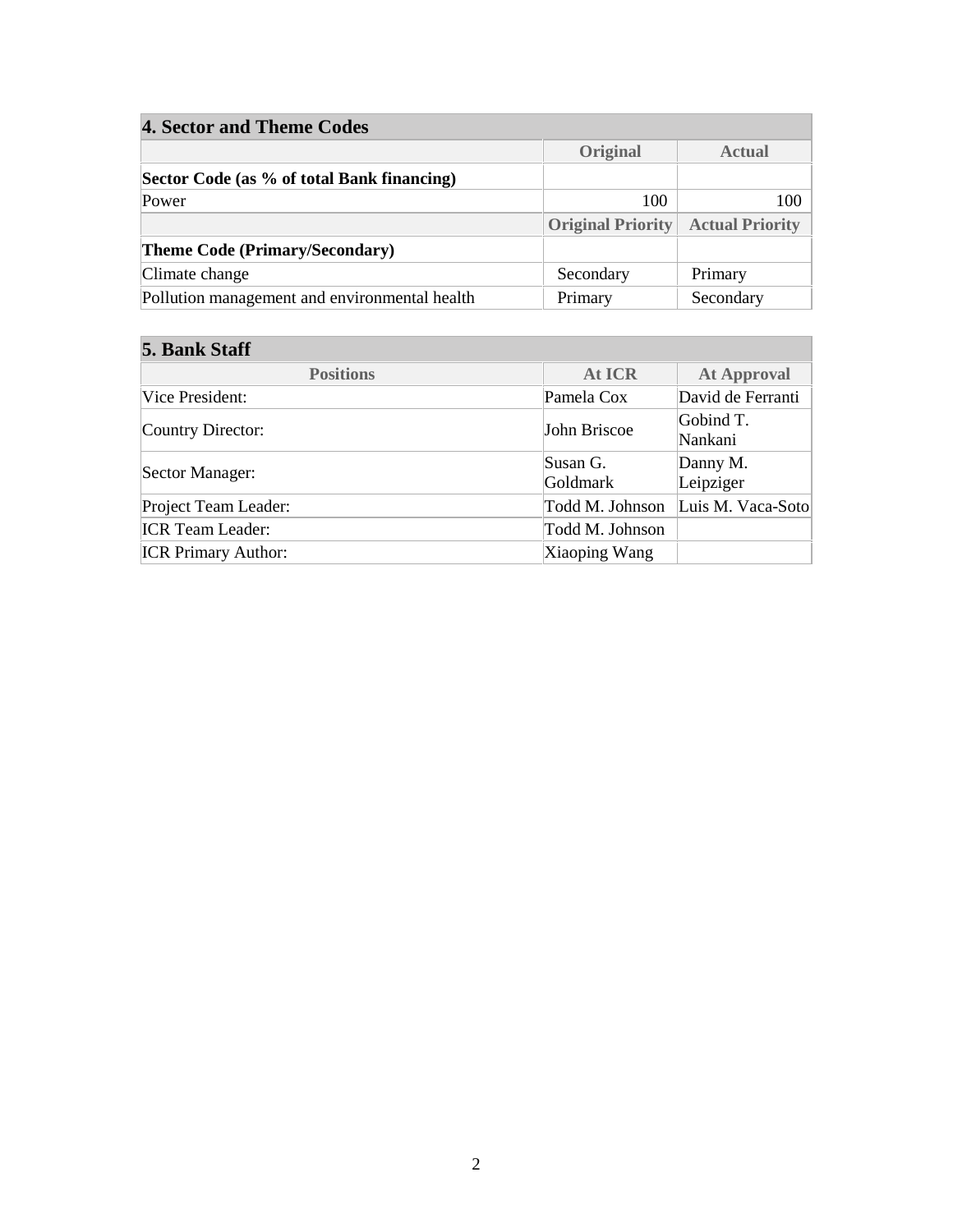## 4. Sector and Theme Codes

| | Original | Actual |
|---|---|---|
| **Sector Code (as % of total Bank financing)** | | |
| Power | 100 | 100 |
| | **Original Priority** | **Actual Priority** |
| **Theme Code (Primary/Secondary)** | | |
| Climate change | Secondary | Primary |
| Pollution management and environmental health | Primary | Secondary |

## 5. Bank Staff

| Positions | At ICR | At Approval |
|---|---|---|
| Vice President: | Pamela Cox | David de Ferranti |
| Country Director: | John Briscoe | Gobind T. Nankani |
| Sector Manager: | Susan G. Goldmark | Danny M. Leipziger |
| Project Team Leader: | Todd M. Johnson | Luis M. Vaca-Soto |
| ICR Team Leader: | Todd M. Johnson | |
| ICR Primary Author: | Xiaoping Wang | |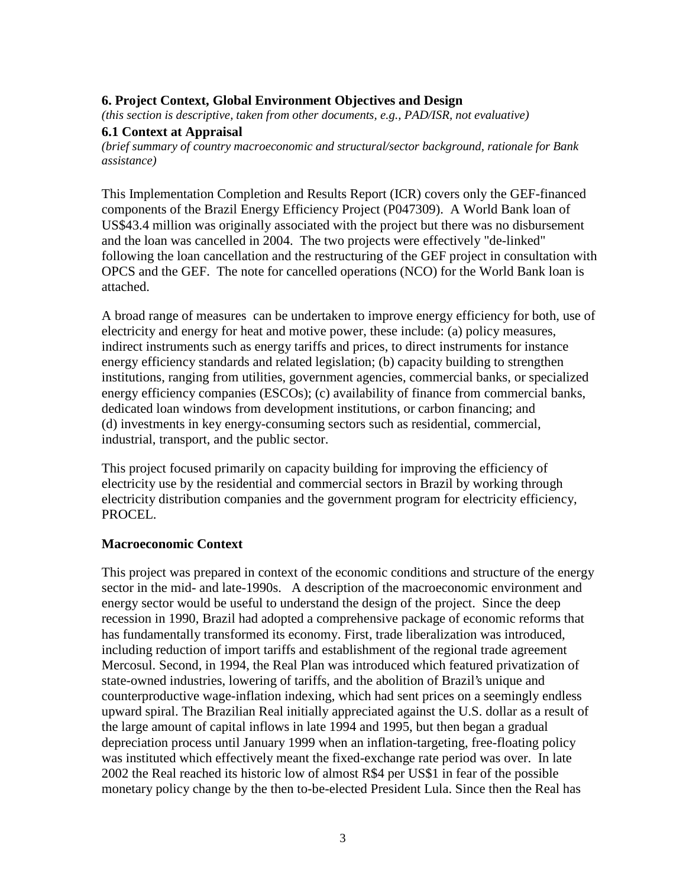### 6. Project Context, Global Environment Objectives and Design

*(this section is descriptive, taken from other documents, e.g., PAD/ISR, not evaluative)*

#### 6.1 Context at Appraisal

*(brief summary of country macroeconomic and structural/sector background, rationale for Bank assistance)*

This Implementation Completion and Results Report (ICR) covers only the GEF-financed components of the Brazil Energy Efficiency Project (P047309). A World Bank loan of US$43.4 million was originally associated with the project but there was no disbursement and the loan was cancelled in 2004. The two projects were effectively "de-linked" following the loan cancellation and the restructuring of the GEF project in consultation with OPCS and the GEF. The note for cancelled operations (NCO) for the World Bank loan is attached.

A broad range of measures can be undertaken to improve energy efficiency for both, use of electricity and energy for heat and motive power, these include: (a) policy measures, indirect instruments such as energy tariffs and prices, to direct instruments for instance energy efficiency standards and related legislation; (b) capacity building to strengthen institutions, ranging from utilities, government agencies, commercial banks, or specialized energy efficiency companies (ESCOs); (c) availability of finance from commercial banks, dedicated loan windows from development institutions, or carbon financing; and (d) investments in key energy-consuming sectors such as residential, commercial, industrial, transport, and the public sector.

This project focused primarily on capacity building for improving the efficiency of electricity use by the residential and commercial sectors in Brazil by working through electricity distribution companies and the government program for electricity efficiency, PROCEL.

**Macroeconomic Context**

This project was prepared in context of the economic conditions and structure of the energy sector in the mid- and late-1990s. A description of the macroeconomic environment and energy sector would be useful to understand the design of the project. Since the deep recession in 1990, Brazil had adopted a comprehensive package of economic reforms that has fundamentally transformed its economy. First, trade liberalization was introduced, including reduction of import tariffs and establishment of the regional trade agreement Mercosul. Second, in 1994, the Real Plan was introduced which featured privatization of state-owned industries, lowering of tariffs, and the abolition of Brazil's unique and counterproductive wage-inflation indexing, which had sent prices on a seemingly endless upward spiral. The Brazilian Real initially appreciated against the U.S. dollar as a result of the large amount of capital inflows in late 1994 and 1995, but then began a gradual depreciation process until January 1999 when an inflation-targeting, free-floating policy was instituted which effectively meant the fixed-exchange rate period was over. In late 2002 the Real reached its historic low of almost R$4 per US$1 in fear of the possible monetary policy change by the then to-be-elected President Lula. Since then the Real has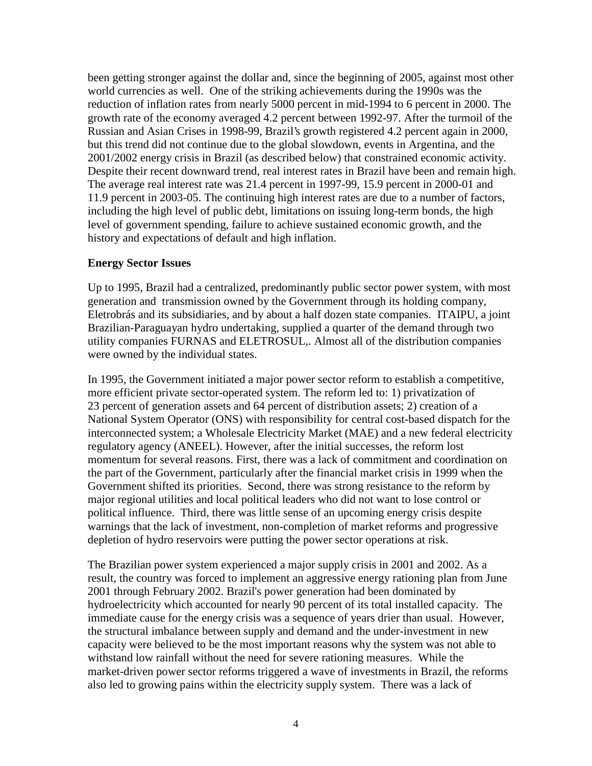been getting stronger against the dollar and, since the beginning of 2005, against most other world currencies as well. One of the striking achievements during the 1990s was the reduction of inflation rates from nearly 5000 percent in mid-1994 to 6 percent in 2000. The growth rate of the economy averaged 4.2 percent between 1992-97. After the turmoil of the Russian and Asian Crises in 1998-99, Brazil's growth registered 4.2 percent again in 2000, but this trend did not continue due to the global slowdown, events in Argentina, and the 2001/2002 energy crisis in Brazil (as described below) that constrained economic activity. Despite their recent downward trend, real interest rates in Brazil have been and remain high. The average real interest rate was 21.4 percent in 1997-99, 15.9 percent in 2000-01 and 11.9 percent in 2003-05. The continuing high interest rates are due to a number of factors, including the high level of public debt, limitations on issuing long-term bonds, the high level of government spending, failure to achieve sustained economic growth, and the history and expectations of default and high inflation.

**Energy Sector Issues**

Up to 1995, Brazil had a centralized, predominantly public sector power system, with most generation and transmission owned by the Government through its holding company, Eletrobrás and its subsidiaries, and by about a half dozen state companies. ITAIPU, a joint Brazilian-Paraguayan hydro undertaking, supplied a quarter of the demand through two utility companies FURNAS and ELETROSUL,. Almost all of the distribution companies were owned by the individual states.

In 1995, the Government initiated a major power sector reform to establish a competitive, more efficient private sector-operated system. The reform led to: 1) privatization of 23 percent of generation assets and 64 percent of distribution assets; 2) creation of a National System Operator (ONS) with responsibility for central cost-based dispatch for the interconnected system; a Wholesale Electricity Market (MAE) and a new federal electricity regulatory agency (ANEEL). However, after the initial successes, the reform lost momentum for several reasons. First, there was a lack of commitment and coordination on the part of the Government, particularly after the financial market crisis in 1999 when the Government shifted its priorities. Second, there was strong resistance to the reform by major regional utilities and local political leaders who did not want to lose control or political influence. Third, there was little sense of an upcoming energy crisis despite warnings that the lack of investment, non-completion of market reforms and progressive depletion of hydro reservoirs were putting the power sector operations at risk.

The Brazilian power system experienced a major supply crisis in 2001 and 2002. As a result, the country was forced to implement an aggressive energy rationing plan from June 2001 through February 2002. Brazil's power generation had been dominated by hydroelectricity which accounted for nearly 90 percent of its total installed capacity. The immediate cause for the energy crisis was a sequence of years drier than usual. However, the structural imbalance between supply and demand and the under-investment in new capacity were believed to be the most important reasons why the system was not able to withstand low rainfall without the need for severe rationing measures. While the market-driven power sector reforms triggered a wave of investments in Brazil, the reforms also led to growing pains within the electricity supply system. There was a lack of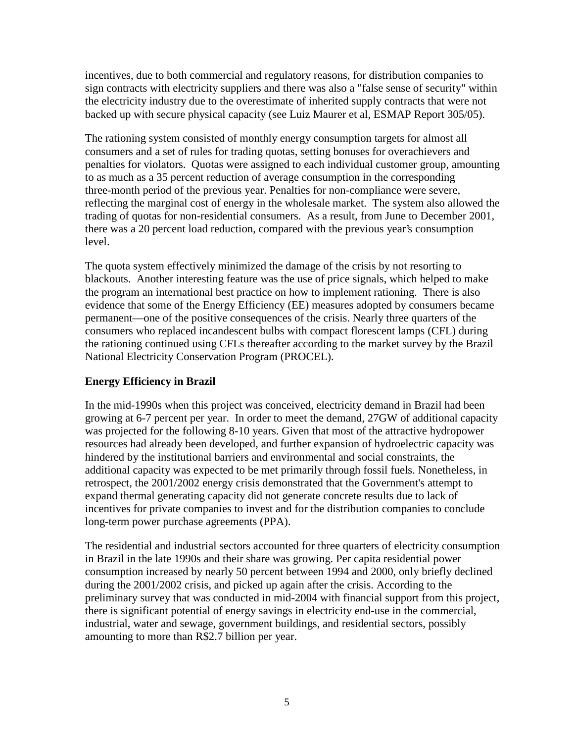incentives, due to both commercial and regulatory reasons, for distribution companies to sign contracts with electricity suppliers and there was also a "false sense of security" within the electricity industry due to the overestimate of inherited supply contracts that were not backed up with secure physical capacity (see Luiz Maurer et al, ESMAP Report 305/05).

The rationing system consisted of monthly energy consumption targets for almost all consumers and a set of rules for trading quotas, setting bonuses for overachievers and penalties for violators. Quotas were assigned to each individual customer group, amounting to as much as a 35 percent reduction of average consumption in the corresponding three-month period of the previous year. Penalties for non-compliance were severe, reflecting the marginal cost of energy in the wholesale market. The system also allowed the trading of quotas for non-residential consumers. As a result, from June to December 2001, there was a 20 percent load reduction, compared with the previous year's consumption level.

The quota system effectively minimized the damage of the crisis by not resorting to blackouts. Another interesting feature was the use of price signals, which helped to make the program an international best practice on how to implement rationing. There is also evidence that some of the Energy Efficiency (EE) measures adopted by consumers became permanent—one of the positive consequences of the crisis. Nearly three quarters of the consumers who replaced incandescent bulbs with compact florescent lamps (CFL) during the rationing continued using CFLs thereafter according to the market survey by the Brazil National Electricity Conservation Program (PROCEL).

**Energy Efficiency in Brazil**

In the mid-1990s when this project was conceived, electricity demand in Brazil had been growing at 6-7 percent per year. In order to meet the demand, 27GW of additional capacity was projected for the following 8-10 years. Given that most of the attractive hydropower resources had already been developed, and further expansion of hydroelectric capacity was hindered by the institutional barriers and environmental and social constraints, the additional capacity was expected to be met primarily through fossil fuels. Nonetheless, in retrospect, the 2001/2002 energy crisis demonstrated that the Government's attempt to expand thermal generating capacity did not generate concrete results due to lack of incentives for private companies to invest and for the distribution companies to conclude long-term power purchase agreements (PPA).

The residential and industrial sectors accounted for three quarters of electricity consumption in Brazil in the late 1990s and their share was growing. Per capita residential power consumption increased by nearly 50 percent between 1994 and 2000, only briefly declined during the 2001/2002 crisis, and picked up again after the crisis. According to the preliminary survey that was conducted in mid-2004 with financial support from this project, there is significant potential of energy savings in electricity end-use in the commercial, industrial, water and sewage, government buildings, and residential sectors, possibly amounting to more than R$2.7 billion per year.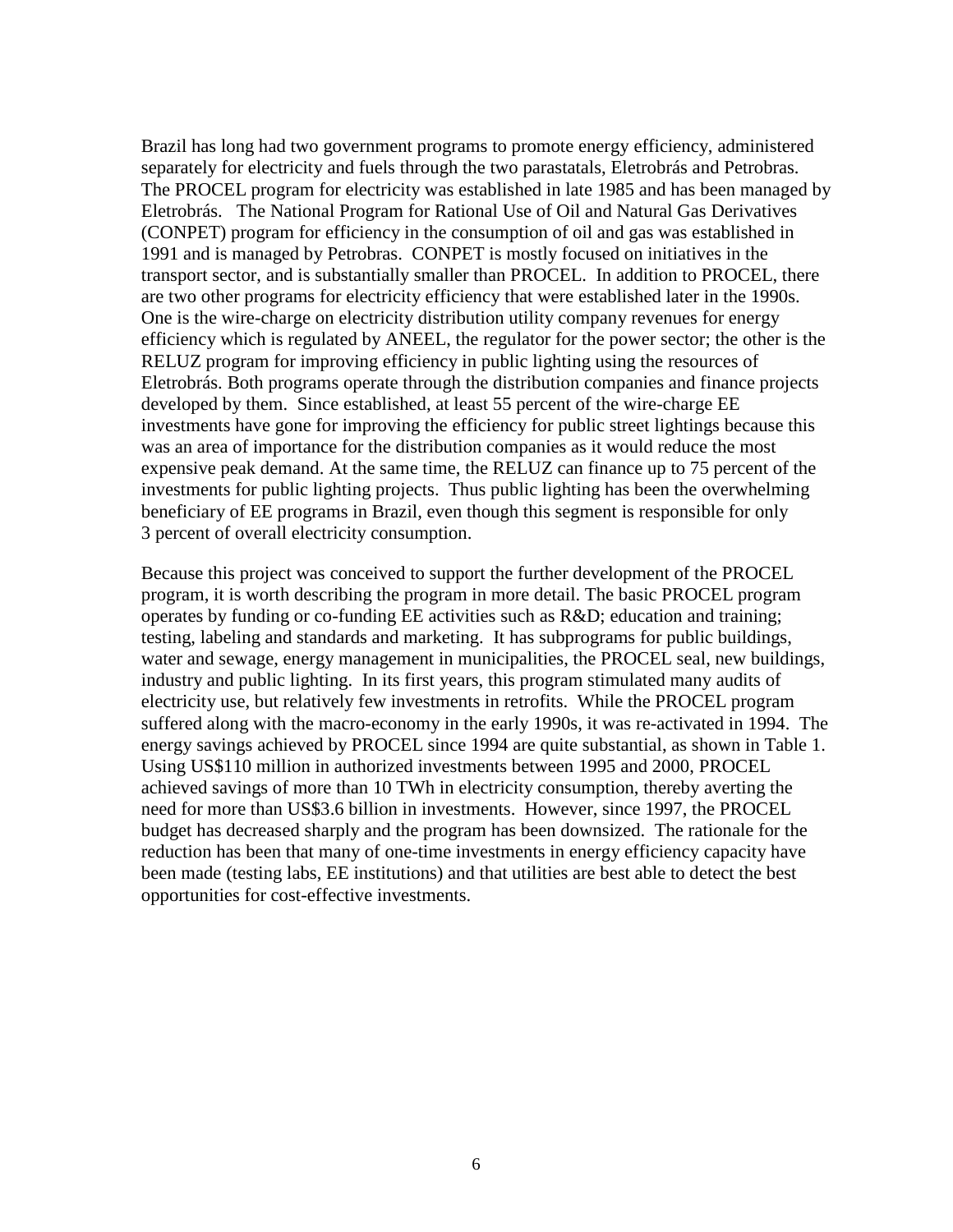Brazil has long had two government programs to promote energy efficiency, administered separately for electricity and fuels through the two parastatals, Eletrobrás and Petrobras. The PROCEL program for electricity was established in late 1985 and has been managed by Eletrobrás. The National Program for Rational Use of Oil and Natural Gas Derivatives (CONPET) program for efficiency in the consumption of oil and gas was established in 1991 and is managed by Petrobras. CONPET is mostly focused on initiatives in the transport sector, and is substantially smaller than PROCEL. In addition to PROCEL, there are two other programs for electricity efficiency that were established later in the 1990s. One is the wire-charge on electricity distribution utility company revenues for energy efficiency which is regulated by ANEEL, the regulator for the power sector; the other is the RELUZ program for improving efficiency in public lighting using the resources of Eletrobrás. Both programs operate through the distribution companies and finance projects developed by them. Since established, at least 55 percent of the wire-charge EE investments have gone for improving the efficiency for public street lightings because this was an area of importance for the distribution companies as it would reduce the most expensive peak demand. At the same time, the RELUZ can finance up to 75 percent of the investments for public lighting projects. Thus public lighting has been the overwhelming beneficiary of EE programs in Brazil, even though this segment is responsible for only 3 percent of overall electricity consumption.

Because this project was conceived to support the further development of the PROCEL program, it is worth describing the program in more detail. The basic PROCEL program operates by funding or co-funding EE activities such as R&D; education and training; testing, labeling and standards and marketing. It has subprograms for public buildings, water and sewage, energy management in municipalities, the PROCEL seal, new buildings, industry and public lighting. In its first years, this program stimulated many audits of electricity use, but relatively few investments in retrofits. While the PROCEL program suffered along with the macro-economy in the early 1990s, it was re-activated in 1994. The energy savings achieved by PROCEL since 1994 are quite substantial, as shown in Table 1. Using US$110 million in authorized investments between 1995 and 2000, PROCEL achieved savings of more than 10 TWh in electricity consumption, thereby averting the need for more than US$3.6 billion in investments. However, since 1997, the PROCEL budget has decreased sharply and the program has been downsized. The rationale for the reduction has been that many of one-time investments in energy efficiency capacity have been made (testing labs, EE institutions) and that utilities are best able to detect the best opportunities for cost-effective investments.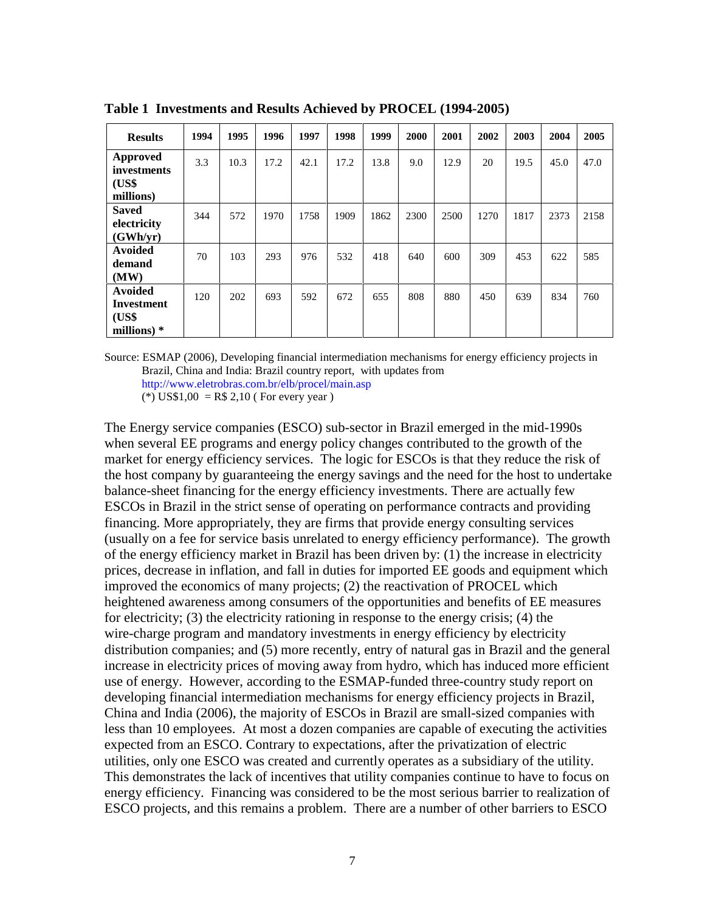**Table 1 Investments and Results Achieved by PROCEL (1994-2005)**

| Results | 1994 | 1995 | 1996 | 1997 | 1998 | 1999 | 2000 | 2001 | 2002 | 2003 | 2004 | 2005 |
|---|---|---|---|---|---|---|---|---|---|---|---|---|
| **Approved investments (US$ millions)** | 3.3 | 10.3 | 17.2 | 42.1 | 17.2 | 13.8 | 9.0 | 12.9 | 20 | 19.5 | 45.0 | 47.0 |
| **Saved electricity (GWh/yr)** | 344 | 572 | 1970 | 1758 | 1909 | 1862 | 2300 | 2500 | 1270 | 1817 | 2373 | 2158 |
| **Avoided demand (MW)** | 70 | 103 | 293 | 976 | 532 | 418 | 640 | 600 | 309 | 453 | 622 | 585 |
| **Avoided Investment (US$ millions) *** | 120 | 202 | 693 | 592 | 672 | 655 | 808 | 880 | 450 | 639 | 834 | 760 |

Source: ESMAP (2006), Developing financial intermediation mechanisms for energy efficiency projects in Brazil, China and India: Brazil country report, with updates from http://www.eletrobras.com.br/elb/procel/main.asp
(*) US$1,00 = R$ 2,10 ( For every year )

The Energy service companies (ESCO) sub-sector in Brazil emerged in the mid-1990s when several EE programs and energy policy changes contributed to the growth of the market for energy efficiency services. The logic for ESCOs is that they reduce the risk of the host company by guaranteeing the energy savings and the need for the host to undertake balance-sheet financing for the energy efficiency investments. There are actually few ESCOs in Brazil in the strict sense of operating on performance contracts and providing financing. More appropriately, they are firms that provide energy consulting services (usually on a fee for service basis unrelated to energy efficiency performance). The growth of the energy efficiency market in Brazil has been driven by: (1) the increase in electricity prices, decrease in inflation, and fall in duties for imported EE goods and equipment which improved the economics of many projects; (2) the reactivation of PROCEL which heightened awareness among consumers of the opportunities and benefits of EE measures for electricity; (3) the electricity rationing in response to the energy crisis; (4) the wire-charge program and mandatory investments in energy efficiency by electricity distribution companies; and (5) more recently, entry of natural gas in Brazil and the general increase in electricity prices of moving away from hydro, which has induced more efficient use of energy. However, according to the ESMAP-funded three-country study report on developing financial intermediation mechanisms for energy efficiency projects in Brazil, China and India (2006), the majority of ESCOs in Brazil are small-sized companies with less than 10 employees. At most a dozen companies are capable of executing the activities expected from an ESCO. Contrary to expectations, after the privatization of electric utilities, only one ESCO was created and currently operates as a subsidiary of the utility. This demonstrates the lack of incentives that utility companies continue to have to focus on energy efficiency. Financing was considered to be the most serious barrier to realization of ESCO projects, and this remains a problem. There are a number of other barriers to ESCO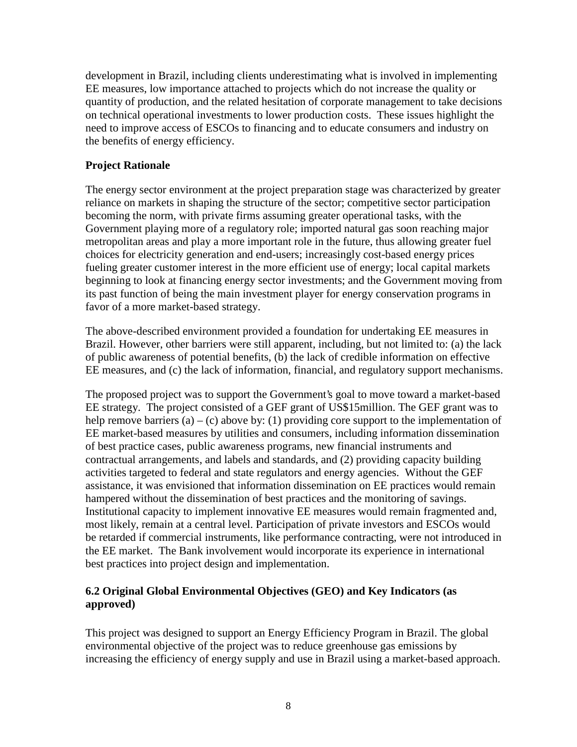development in Brazil, including clients underestimating what is involved in implementing EE measures, low importance attached to projects which do not increase the quality or quantity of production, and the related hesitation of corporate management to take decisions on technical operational investments to lower production costs. These issues highlight the need to improve access of ESCOs to financing and to educate consumers and industry on the benefits of energy efficiency.

**Project Rationale**

The energy sector environment at the project preparation stage was characterized by greater reliance on markets in shaping the structure of the sector; competitive sector participation becoming the norm, with private firms assuming greater operational tasks, with the Government playing more of a regulatory role; imported natural gas soon reaching major metropolitan areas and play a more important role in the future, thus allowing greater fuel choices for electricity generation and end-users; increasingly cost-based energy prices fueling greater customer interest in the more efficient use of energy; local capital markets beginning to look at financing energy sector investments; and the Government moving from its past function of being the main investment player for energy conservation programs in favor of a more market-based strategy.

The above-described environment provided a foundation for undertaking EE measures in Brazil. However, other barriers were still apparent, including, but not limited to: (a) the lack of public awareness of potential benefits, (b) the lack of credible information on effective EE measures, and (c) the lack of information, financial, and regulatory support mechanisms.

The proposed project was to support the Government's goal to move toward a market-based EE strategy. The project consisted of a GEF grant of US$15million. The GEF grant was to help remove barriers (a) – (c) above by: (1) providing core support to the implementation of EE market-based measures by utilities and consumers, including information dissemination of best practice cases, public awareness programs, new financial instruments and contractual arrangements, and labels and standards, and (2) providing capacity building activities targeted to federal and state regulators and energy agencies. Without the GEF assistance, it was envisioned that information dissemination on EE practices would remain hampered without the dissemination of best practices and the monitoring of savings. Institutional capacity to implement innovative EE measures would remain fragmented and, most likely, remain at a central level. Participation of private investors and ESCOs would be retarded if commercial instruments, like performance contracting, were not introduced in the EE market. The Bank involvement would incorporate its experience in international best practices into project design and implementation.

### 6.2 Original Global Environmental Objectives (GEO) and Key Indicators (as approved)

This project was designed to support an Energy Efficiency Program in Brazil. The global environmental objective of the project was to reduce greenhouse gas emissions by increasing the efficiency of energy supply and use in Brazil using a market-based approach.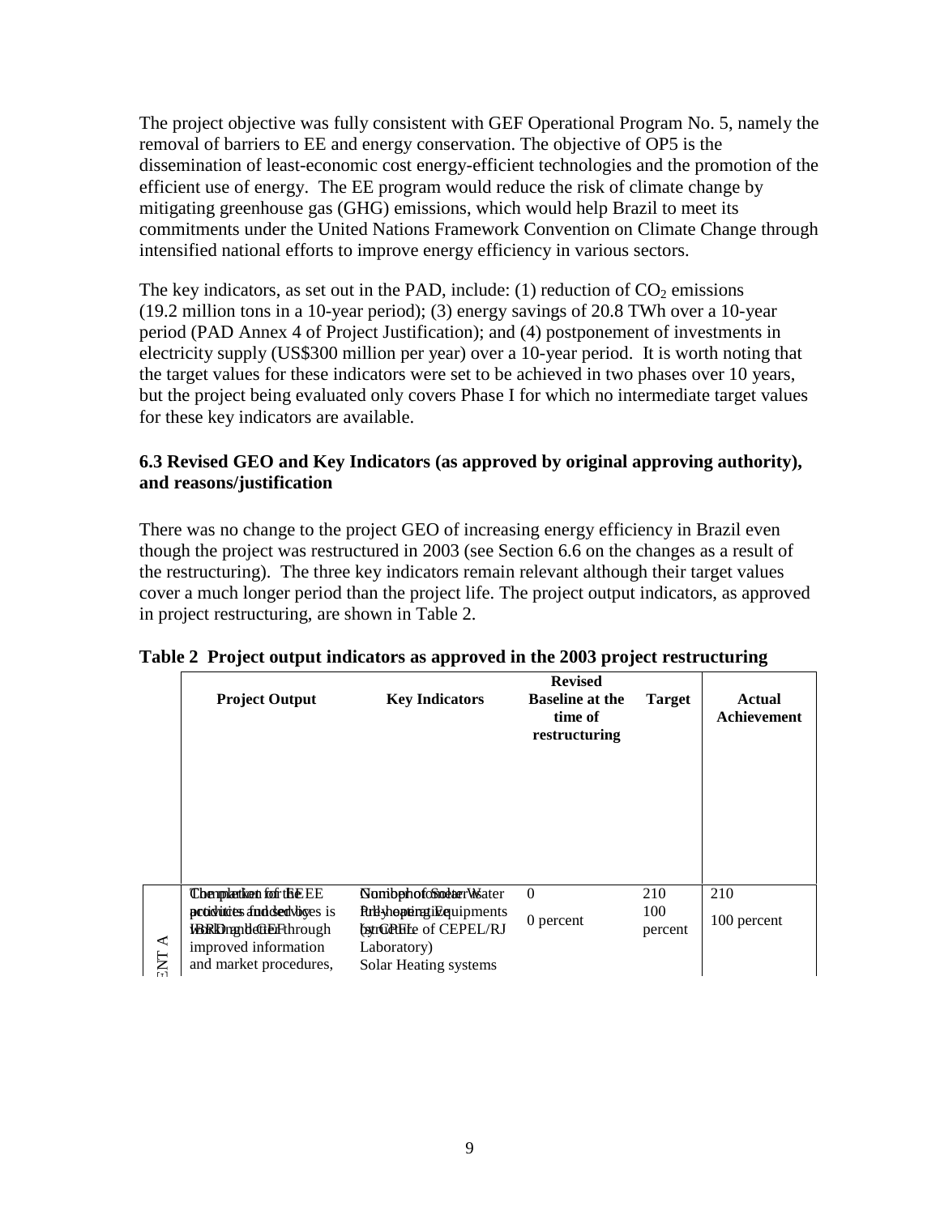The project objective was fully consistent with GEF Operational Program No. 5, namely the removal of barriers to EE and energy conservation. The objective of OP5 is the dissemination of least-economic cost energy-efficient technologies and the promotion of the efficient use of energy. The EE program would reduce the risk of climate change by mitigating greenhouse gas (GHG) emissions, which would help Brazil to meet its commitments under the United Nations Framework Convention on Climate Change through intensified national efforts to improve energy efficiency in various sectors.

The key indicators, as set out in the PAD, include: (1) reduction of $CO_2$ emissions (19.2 million tons in a 10-year period); (3) energy savings of 20.8 TWh over a 10-year period (PAD Annex 4 of Project Justification); and (4) postponement of investments in electricity supply (US$300 million per year) over a 10-year period. It is worth noting that the target values for these indicators were set to be achieved in two phases over 10 years, but the project being evaluated only covers Phase I for which no intermediate target values for these key indicators are available.

### 6.3 Revised GEO and Key Indicators (as approved by original approving authority), and reasons/justification

There was no change to the project GEO of increasing energy efficiency in Brazil even though the project was restructured in 2003 (see Section 6.6 on the changes as a result of the restructuring). The three key indicators remain relevant although their target values cover a much longer period than the project life. The project output indicators, as approved in project restructuring, are shown in Table 2.

**Table 2 Project output indicators as approved in the 2003 project restructuring**

| | Project Output | Key Indicators | Revised Baseline at the time of restructuring | Target | Actual Achievement |
|---|---|---|---|---|---|
| ENT A | Complete the market for EE products and services is IBRD and GEF through improved information and market procedures, | Number of Solar Water Pre-heating Equipments tested (by CEPEL of CEPEL/RJ Laboratory) Solar Heating systems | 0<br>0 percent | 210<br>100 percent | 210<br>100 percent |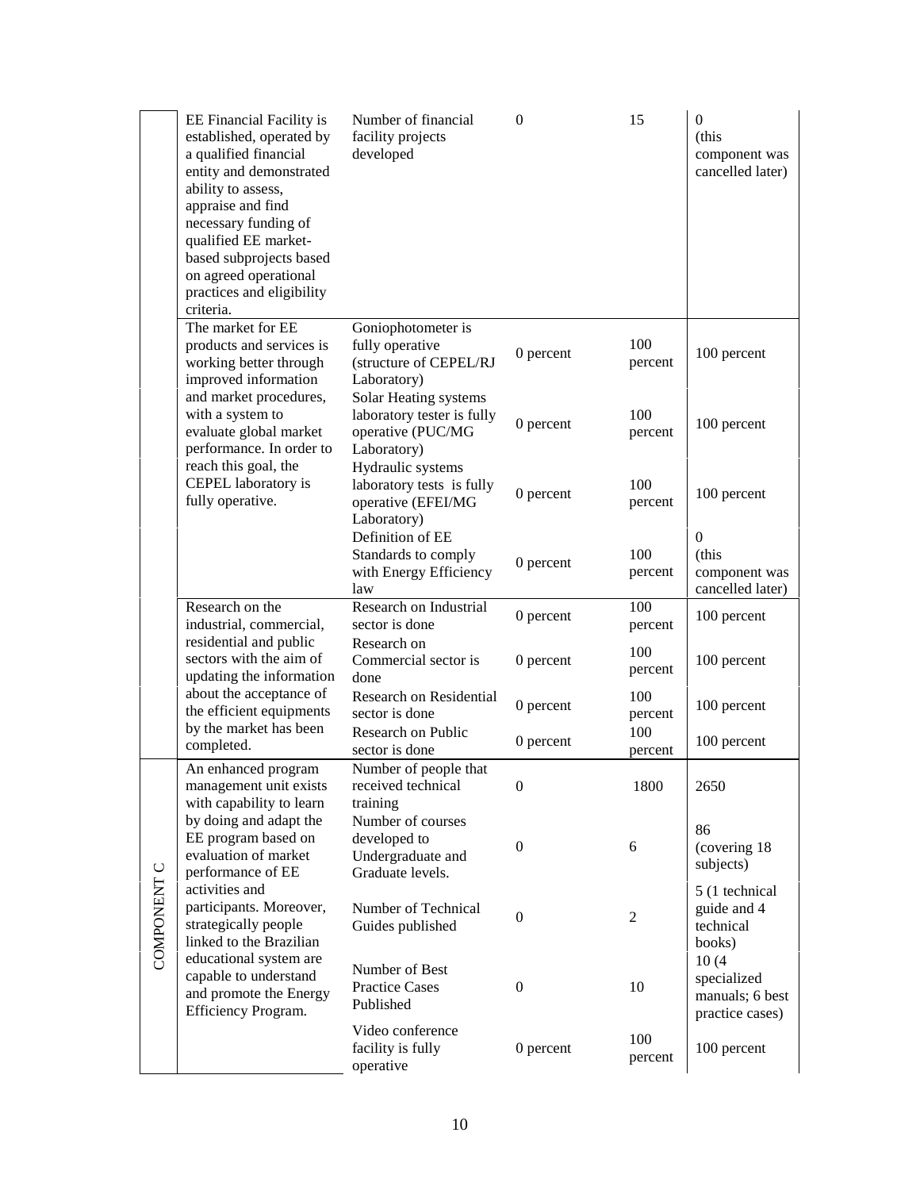| | | | | | |
|---|---|---|---|---|---|
| | EE Financial Facility is established, operated by a qualified financial entity and demonstrated ability to assess, appraise and find necessary funding of qualified EE market-based subprojects based on agreed operational practices and eligibility criteria. | Number of financial facility projects developed | 0 | 15 | 0 (this component was cancelled later) |
| | The market for EE products and services is working better through improved information and market procedures, with a system to evaluate global market performance. In order to reach this goal, the CEPEL laboratory is fully operative. | Goniophotometer is fully operative (structure of CEPEL/RJ Laboratory) | 0 percent | 100 percent | 100 percent |
| | | Solar Heating systems laboratory tester is fully operative (PUC/MG Laboratory) | 0 percent | 100 percent | 100 percent |
| | | Hydraulic systems laboratory tests is fully operative (EFEI/MG Laboratory) | 0 percent | 100 percent | 100 percent |
| | | Definition of EE Standards to comply with Energy Efficiency law | 0 percent | 100 percent | 0 (this component was cancelled later) |
| | Research on the industrial, commercial, residential and public sectors with the aim of updating the information about the acceptance of the efficient equipments by the market has been completed. | Research on Industrial sector is done | 0 percent | 100 percent | 100 percent |
| | | Research on Commercial sector is done | 0 percent | 100 percent | 100 percent |
| | | Research on Residential sector is done | 0 percent | 100 percent | 100 percent |
| | | Research on Public sector is done | 0 percent | 100 percent | 100 percent |
| COMPONENT C | An enhanced program management unit exists with capability to learn by doing and adapt the EE program based on evaluation of market performance of EE activities and participants. Moreover, strategically people linked to the Brazilian educational system are capable to understand and promote the Energy Efficiency Program. | Number of people that received technical training | 0 | 1800 | 2650 |
| | | Number of courses developed to Undergraduate and Graduate levels. | 0 | 6 | 86 (covering 18 subjects) |
| | | Number of Technical Guides published | 0 | 2 | 5 (1 technical guide and 4 technical books) |
| | | Number of Best Practice Cases Published | 0 | 10 | 10 (4 specialized manuals; 6 best practice cases) |
| | | Video conference facility is fully operative | 0 percent | 100 percent | 100 percent |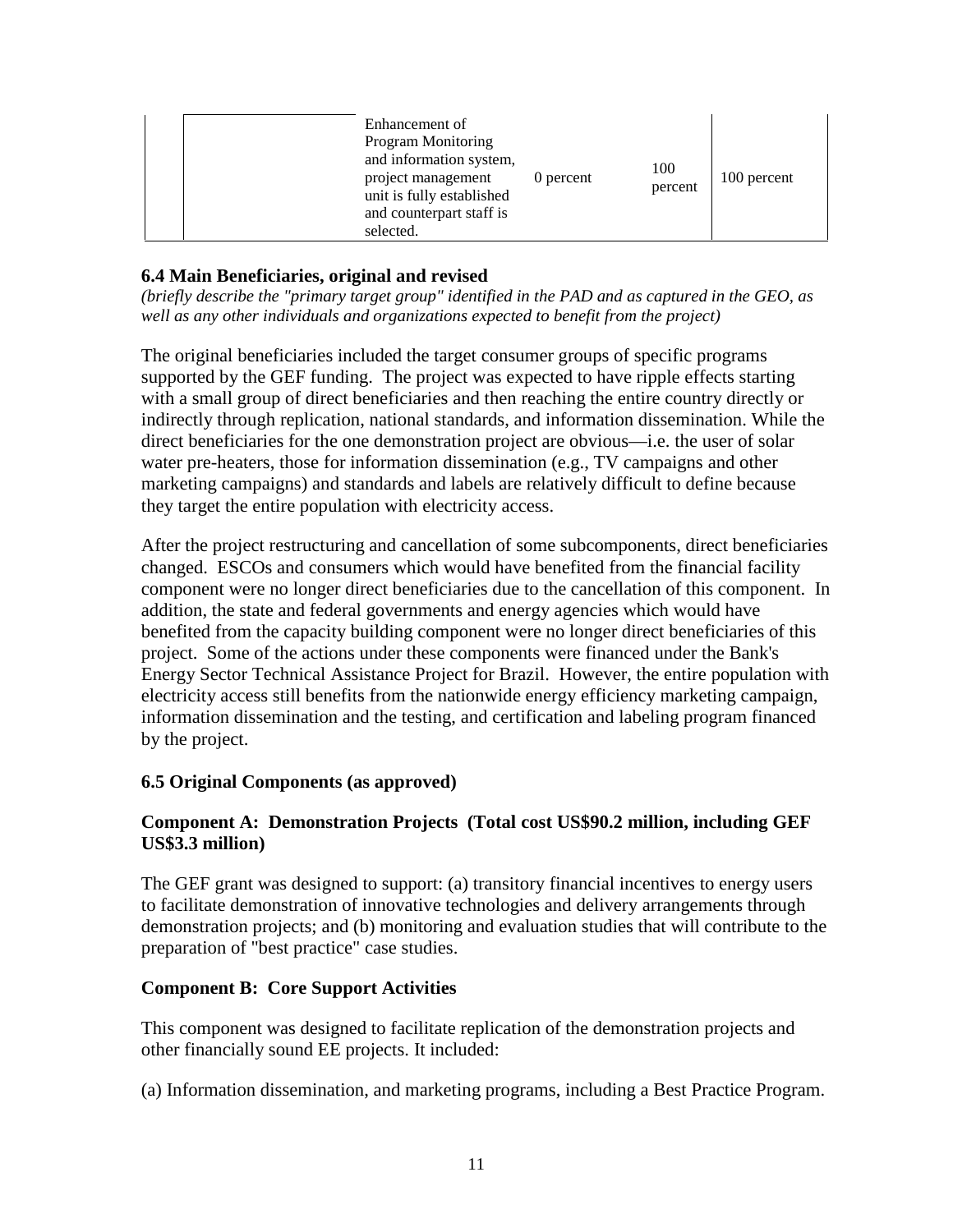| | | | | | |
|---|---|---|---|---|---|
| | | Enhancement of Program Monitoring and information system, project management unit is fully established and counterpart staff is selected. | 0 percent | 100 percent | 100 percent |

### 6.4 Main Beneficiaries, original and revised

*(briefly describe the "primary target group" identified in the PAD and as captured in the GEO, as well as any other individuals and organizations expected to benefit from the project)*

The original beneficiaries included the target consumer groups of specific programs supported by the GEF funding. The project was expected to have ripple effects starting with a small group of direct beneficiaries and then reaching the entire country directly or indirectly through replication, national standards, and information dissemination. While the direct beneficiaries for the one demonstration project are obvious—i.e. the user of solar water pre-heaters, those for information dissemination (e.g., TV campaigns and other marketing campaigns) and standards and labels are relatively difficult to define because they target the entire population with electricity access.

After the project restructuring and cancellation of some subcomponents, direct beneficiaries changed. ESCOs and consumers which would have benefited from the financial facility component were no longer direct beneficiaries due to the cancellation of this component. In addition, the state and federal governments and energy agencies which would have benefited from the capacity building component were no longer direct beneficiaries of this project. Some of the actions under these components were financed under the Bank's Energy Sector Technical Assistance Project for Brazil. However, the entire population with electricity access still benefits from the nationwide energy efficiency marketing campaign, information dissemination and the testing, and certification and labeling program financed by the project.

### 6.5 Original Components (as approved)

**Component A: Demonstration Projects (Total cost US$90.2 million, including GEF US$3.3 million)**

The GEF grant was designed to support: (a) transitory financial incentives to energy users to facilitate demonstration of innovative technologies and delivery arrangements through demonstration projects; and (b) monitoring and evaluation studies that will contribute to the preparation of "best practice" case studies.

**Component B: Core Support Activities**

This component was designed to facilitate replication of the demonstration projects and other financially sound EE projects. It included:

(a) Information dissemination, and marketing programs, including a Best Practice Program.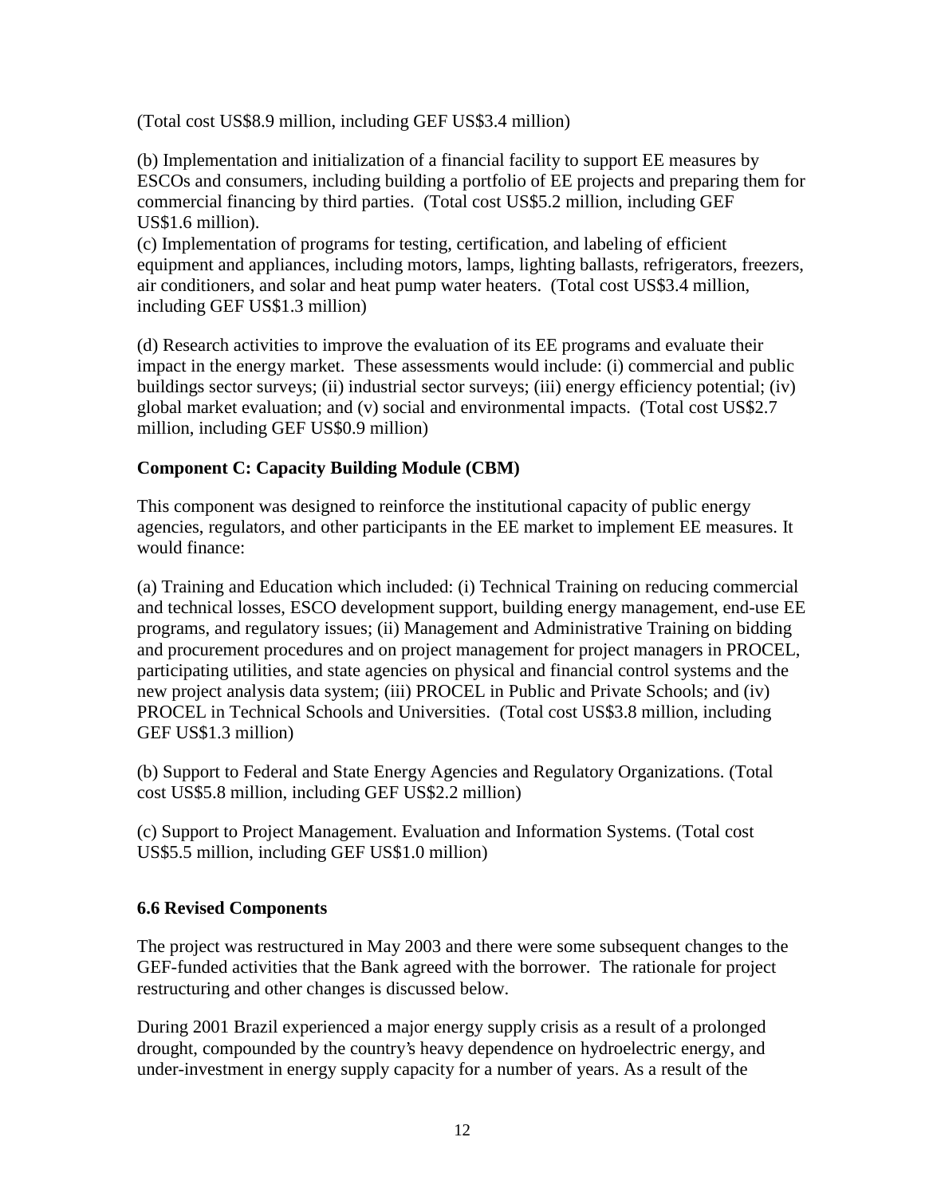(Total cost US$8.9 million, including GEF US$3.4 million)

(b) Implementation and initialization of a financial facility to support EE measures by ESCOs and consumers, including building a portfolio of EE projects and preparing them for commercial financing by third parties. (Total cost US$5.2 million, including GEF US$1.6 million).

(c) Implementation of programs for testing, certification, and labeling of efficient equipment and appliances, including motors, lamps, lighting ballasts, refrigerators, freezers, air conditioners, and solar and heat pump water heaters. (Total cost US$3.4 million, including GEF US$1.3 million)

(d) Research activities to improve the evaluation of its EE programs and evaluate their impact in the energy market. These assessments would include: (i) commercial and public buildings sector surveys; (ii) industrial sector surveys; (iii) energy efficiency potential; (iv) global market evaluation; and (v) social and environmental impacts. (Total cost US$2.7 million, including GEF US$0.9 million)

**Component C: Capacity Building Module (CBM)**

This component was designed to reinforce the institutional capacity of public energy agencies, regulators, and other participants in the EE market to implement EE measures. It would finance:

(a) Training and Education which included: (i) Technical Training on reducing commercial and technical losses, ESCO development support, building energy management, end-use EE programs, and regulatory issues; (ii) Management and Administrative Training on bidding and procurement procedures and on project management for project managers in PROCEL, participating utilities, and state agencies on physical and financial control systems and the new project analysis data system; (iii) PROCEL in Public and Private Schools; and (iv) PROCEL in Technical Schools and Universities. (Total cost US$3.8 million, including GEF US$1.3 million)

(b) Support to Federal and State Energy Agencies and Regulatory Organizations. (Total cost US$5.8 million, including GEF US$2.2 million)

(c) Support to Project Management. Evaluation and Information Systems. (Total cost US$5.5 million, including GEF US$1.0 million)

**6.6 Revised Components**

The project was restructured in May 2003 and there were some subsequent changes to the GEF-funded activities that the Bank agreed with the borrower. The rationale for project restructuring and other changes is discussed below.

During 2001 Brazil experienced a major energy supply crisis as a result of a prolonged drought, compounded by the country's heavy dependence on hydroelectric energy, and under-investment in energy supply capacity for a number of years. As a result of the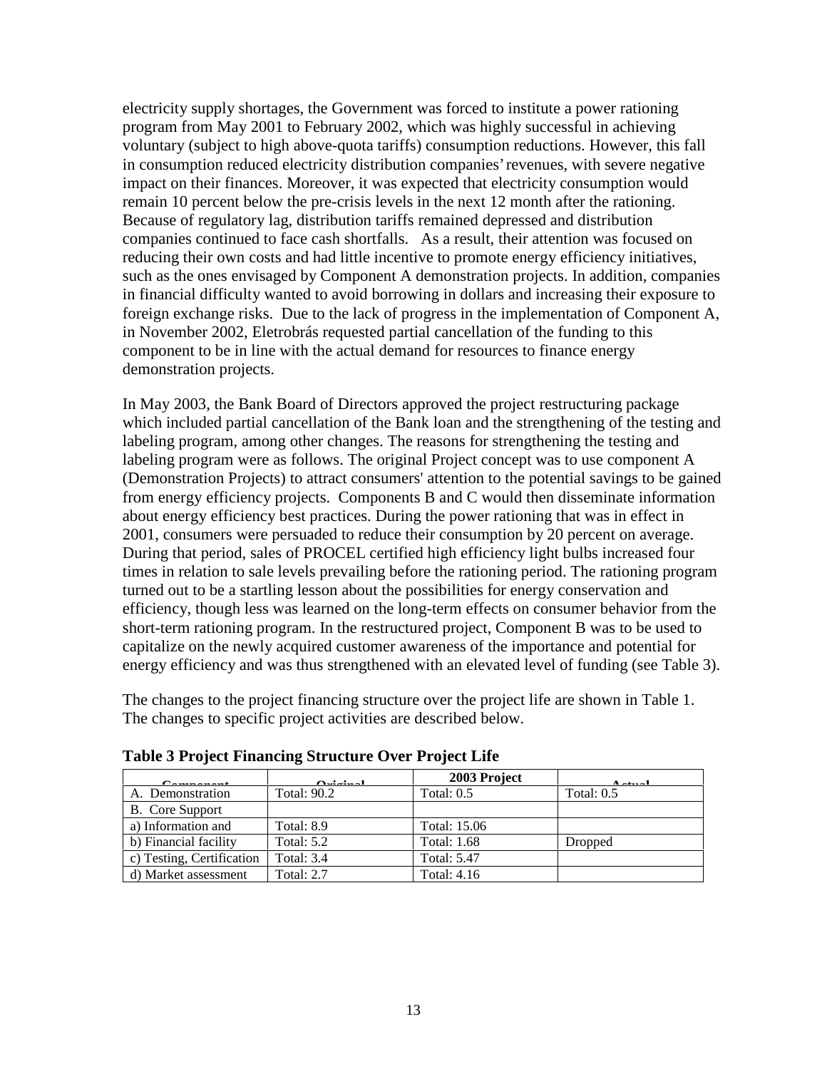electricity supply shortages, the Government was forced to institute a power rationing program from May 2001 to February 2002, which was highly successful in achieving voluntary (subject to high above-quota tariffs) consumption reductions. However, this fall in consumption reduced electricity distribution companies' revenues, with severe negative impact on their finances. Moreover, it was expected that electricity consumption would remain 10 percent below the pre-crisis levels in the next 12 month after the rationing. Because of regulatory lag, distribution tariffs remained depressed and distribution companies continued to face cash shortfalls. As a result, their attention was focused on reducing their own costs and had little incentive to promote energy efficiency initiatives, such as the ones envisaged by Component A demonstration projects. In addition, companies in financial difficulty wanted to avoid borrowing in dollars and increasing their exposure to foreign exchange risks. Due to the lack of progress in the implementation of Component A, in November 2002, Eletrobrás requested partial cancellation of the funding to this component to be in line with the actual demand for resources to finance energy demonstration projects.

In May 2003, the Bank Board of Directors approved the project restructuring package which included partial cancellation of the Bank loan and the strengthening of the testing and labeling program, among other changes. The reasons for strengthening the testing and labeling program were as follows. The original Project concept was to use component A (Demonstration Projects) to attract consumers' attention to the potential savings to be gained from energy efficiency projects. Components B and C would then disseminate information about energy efficiency best practices. During the power rationing that was in effect in 2001, consumers were persuaded to reduce their consumption by 20 percent on average. During that period, sales of PROCEL certified high efficiency light bulbs increased four times in relation to sale levels prevailing before the rationing period. The rationing program turned out to be a startling lesson about the possibilities for energy conservation and efficiency, though less was learned on the long-term effects on consumer behavior from the short-term rationing program. In the restructured project, Component B was to be used to capitalize on the newly acquired customer awareness of the importance and potential for energy efficiency and was thus strengthened with an elevated level of funding (see Table 3).

The changes to the project financing structure over the project life are shown in Table 1. The changes to specific project activities are described below.

**Table 3 Project Financing Structure Over Project Life**

| Component | Original | 2003 Project | Actual |
|---|---|---|---|
| A. Demonstration | Total: 90.2 | Total: 0.5 | Total: 0.5 |
| B. Core Support | | | |
| a) Information and | Total: 8.9 | Total: 15.06 | |
| b) Financial facility | Total: 5.2 | Total: 1.68 | Dropped |
| c) Testing, Certification | Total: 3.4 | Total: 5.47 | |
| d) Market assessment | Total: 2.7 | Total: 4.16 | |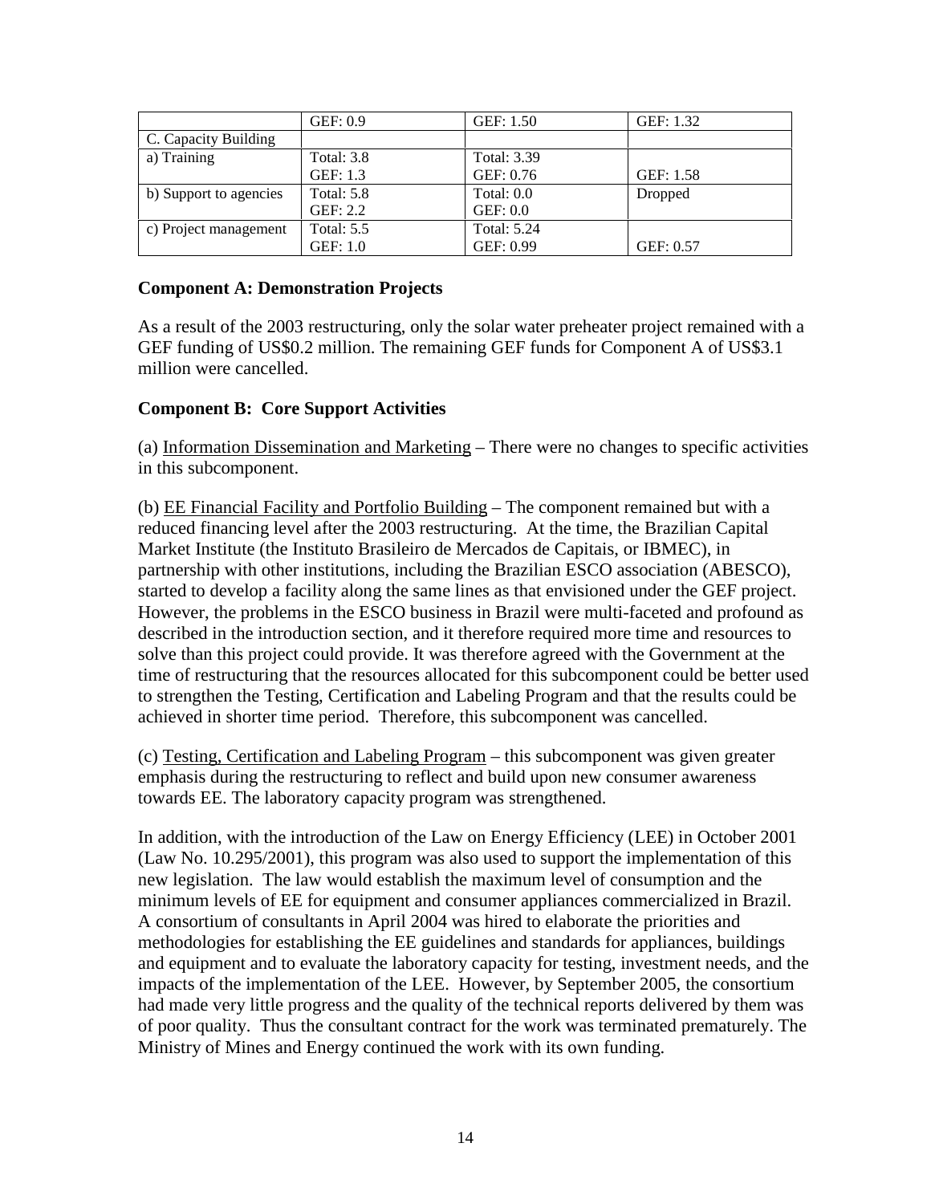| | GEF: 0.9 | GEF: 1.50 | GEF: 1.32 |
|---|---|---|---|
| C. Capacity Building | | | |
| a) Training | Total: 3.8<br>GEF: 1.3 | Total: 3.39<br>GEF: 0.76 | GEF: 1.58 |
| b) Support to agencies | Total: 5.8<br>GEF: 2.2 | Total: 0.0<br>GEF: 0.0 | Dropped |
| c) Project management | Total: 5.5<br>GEF: 1.0 | Total: 5.24<br>GEF: 0.99 | GEF: 0.57 |

**Component A: Demonstration Projects**

As a result of the 2003 restructuring, only the solar water preheater project remained with a GEF funding of US$0.2 million. The remaining GEF funds for Component A of US$3.1 million were cancelled.

**Component B: Core Support Activities**

(a) Information Dissemination and Marketing – There were no changes to specific activities in this subcomponent.

(b) EE Financial Facility and Portfolio Building – The component remained but with a reduced financing level after the 2003 restructuring. At the time, the Brazilian Capital Market Institute (the Instituto Brasileiro de Mercados de Capitais, or IBMEC), in partnership with other institutions, including the Brazilian ESCO association (ABESCO), started to develop a facility along the same lines as that envisioned under the GEF project. However, the problems in the ESCO business in Brazil were multi-faceted and profound as described in the introduction section, and it therefore required more time and resources to solve than this project could provide. It was therefore agreed with the Government at the time of restructuring that the resources allocated for this subcomponent could be better used to strengthen the Testing, Certification and Labeling Program and that the results could be achieved in shorter time period. Therefore, this subcomponent was cancelled.

(c) Testing, Certification and Labeling Program – this subcomponent was given greater emphasis during the restructuring to reflect and build upon new consumer awareness towards EE. The laboratory capacity program was strengthened.

In addition, with the introduction of the Law on Energy Efficiency (LEE) in October 2001 (Law No. 10.295/2001), this program was also used to support the implementation of this new legislation. The law would establish the maximum level of consumption and the minimum levels of EE for equipment and consumer appliances commercialized in Brazil. A consortium of consultants in April 2004 was hired to elaborate the priorities and methodologies for establishing the EE guidelines and standards for appliances, buildings and equipment and to evaluate the laboratory capacity for testing, investment needs, and the impacts of the implementation of the LEE. However, by September 2005, the consortium had made very little progress and the quality of the technical reports delivered by them was of poor quality. Thus the consultant contract for the work was terminated prematurely. The Ministry of Mines and Energy continued the work with its own funding.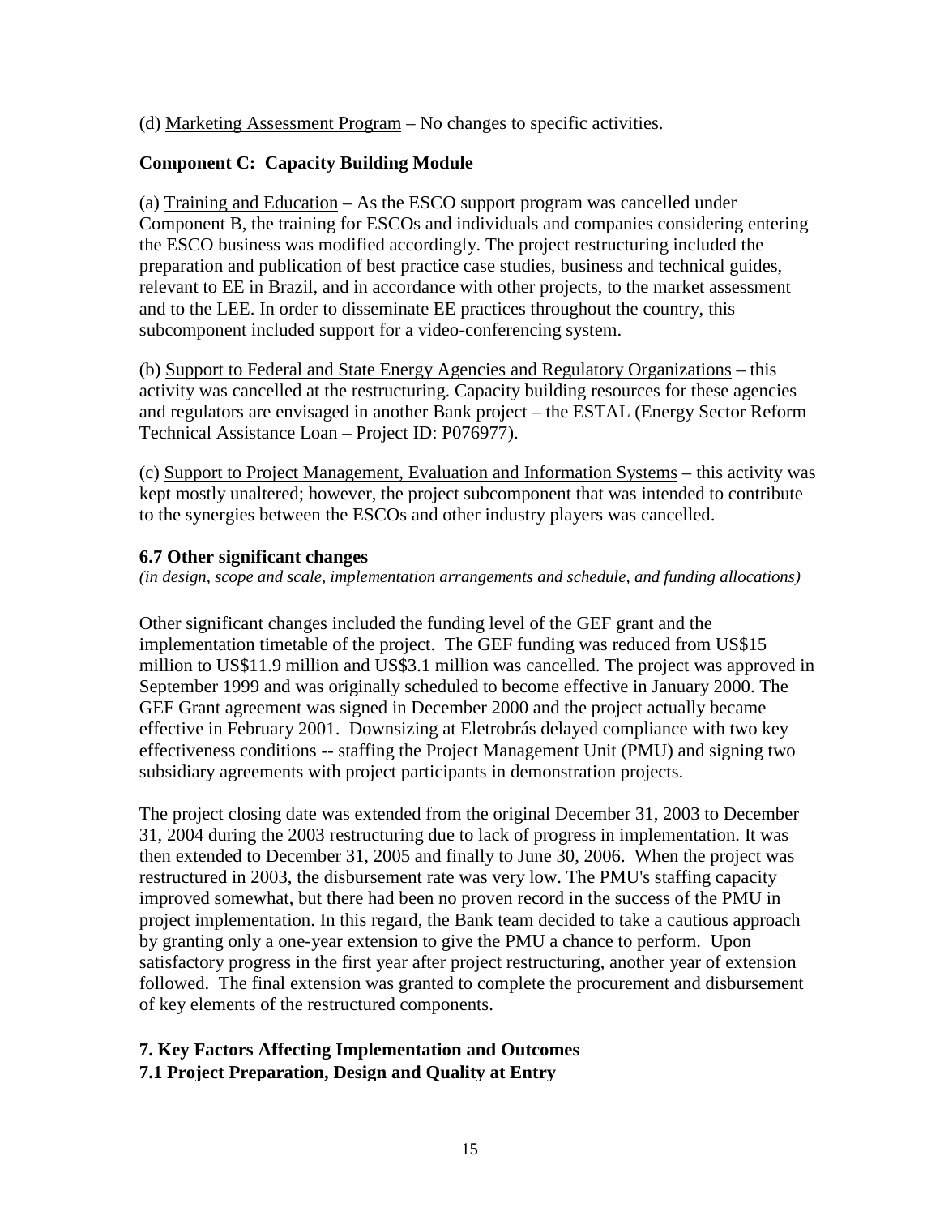(d) Marketing Assessment Program – No changes to specific activities.

**Component C: Capacity Building Module**

(a) Training and Education – As the ESCO support program was cancelled under Component B, the training for ESCOs and individuals and companies considering entering the ESCO business was modified accordingly. The project restructuring included the preparation and publication of best practice case studies, business and technical guides, relevant to EE in Brazil, and in accordance with other projects, to the market assessment and to the LEE. In order to disseminate EE practices throughout the country, this subcomponent included support for a video-conferencing system.

(b) Support to Federal and State Energy Agencies and Regulatory Organizations – this activity was cancelled at the restructuring. Capacity building resources for these agencies and regulators are envisaged in another Bank project – the ESTAL (Energy Sector Reform Technical Assistance Loan – Project ID: P076977).

(c) Support to Project Management, Evaluation and Information Systems – this activity was kept mostly unaltered; however, the project subcomponent that was intended to contribute to the synergies between the ESCOs and other industry players was cancelled.

### 6.7 Other significant changes

*(in design, scope and scale, implementation arrangements and schedule, and funding allocations)*

Other significant changes included the funding level of the GEF grant and the implementation timetable of the project. The GEF funding was reduced from US$15 million to US$11.9 million and US$3.1 million was cancelled. The project was approved in September 1999 and was originally scheduled to become effective in January 2000. The GEF Grant agreement was signed in December 2000 and the project actually became effective in February 2001. Downsizing at Eletrobrás delayed compliance with two key effectiveness conditions -- staffing the Project Management Unit (PMU) and signing two subsidiary agreements with project participants in demonstration projects.

The project closing date was extended from the original December 31, 2003 to December 31, 2004 during the 2003 restructuring due to lack of progress in implementation. It was then extended to December 31, 2005 and finally to June 30, 2006. When the project was restructured in 2003, the disbursement rate was very low. The PMU's staffing capacity improved somewhat, but there had been no proven record in the success of the PMU in project implementation. In this regard, the Bank team decided to take a cautious approach by granting only a one-year extension to give the PMU a chance to perform. Upon satisfactory progress in the first year after project restructuring, another year of extension followed. The final extension was granted to complete the procurement and disbursement of key elements of the restructured components.

## 7. Key Factors Affecting Implementation and Outcomes

### 7.1 Project Preparation, Design and Quality at Entry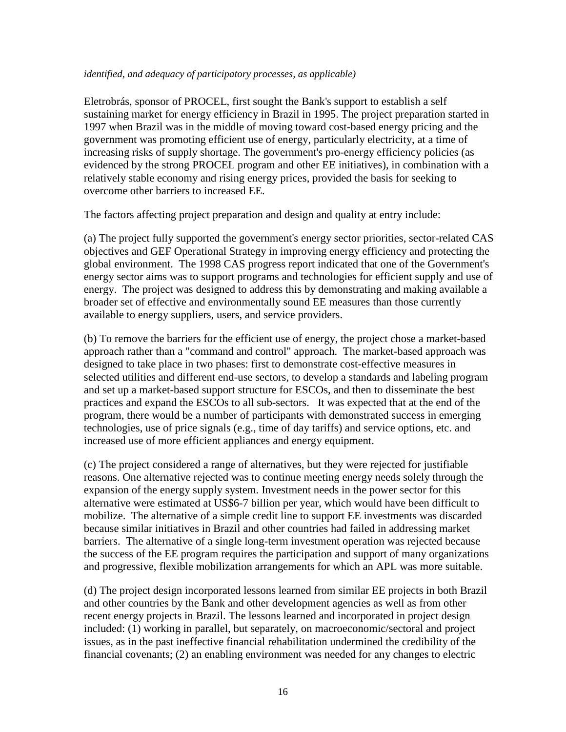*identified, and adequacy of participatory processes, as applicable)*

Eletrobrás, sponsor of PROCEL, first sought the Bank's support to establish a self sustaining market for energy efficiency in Brazil in 1995. The project preparation started in 1997 when Brazil was in the middle of moving toward cost-based energy pricing and the government was promoting efficient use of energy, particularly electricity, at a time of increasing risks of supply shortage. The government's pro-energy efficiency policies (as evidenced by the strong PROCEL program and other EE initiatives), in combination with a relatively stable economy and rising energy prices, provided the basis for seeking to overcome other barriers to increased EE.

The factors affecting project preparation and design and quality at entry include:

(a) The project fully supported the government's energy sector priorities, sector-related CAS objectives and GEF Operational Strategy in improving energy efficiency and protecting the global environment. The 1998 CAS progress report indicated that one of the Government's energy sector aims was to support programs and technologies for efficient supply and use of energy. The project was designed to address this by demonstrating and making available a broader set of effective and environmentally sound EE measures than those currently available to energy suppliers, users, and service providers.

(b) To remove the barriers for the efficient use of energy, the project chose a market-based approach rather than a "command and control" approach. The market-based approach was designed to take place in two phases: first to demonstrate cost-effective measures in selected utilities and different end-use sectors, to develop a standards and labeling program and set up a market-based support structure for ESCOs, and then to disseminate the best practices and expand the ESCOs to all sub-sectors. It was expected that at the end of the program, there would be a number of participants with demonstrated success in emerging technologies, use of price signals (e.g., time of day tariffs) and service options, etc. and increased use of more efficient appliances and energy equipment.

(c) The project considered a range of alternatives, but they were rejected for justifiable reasons. One alternative rejected was to continue meeting energy needs solely through the expansion of the energy supply system. Investment needs in the power sector for this alternative were estimated at US$6-7 billion per year, which would have been difficult to mobilize. The alternative of a simple credit line to support EE investments was discarded because similar initiatives in Brazil and other countries had failed in addressing market barriers. The alternative of a single long-term investment operation was rejected because the success of the EE program requires the participation and support of many organizations and progressive, flexible mobilization arrangements for which an APL was more suitable.

(d) The project design incorporated lessons learned from similar EE projects in both Brazil and other countries by the Bank and other development agencies as well as from other recent energy projects in Brazil. The lessons learned and incorporated in project design included: (1) working in parallel, but separately, on macroeconomic/sectoral and project issues, as in the past ineffective financial rehabilitation undermined the credibility of the financial covenants; (2) an enabling environment was needed for any changes to electric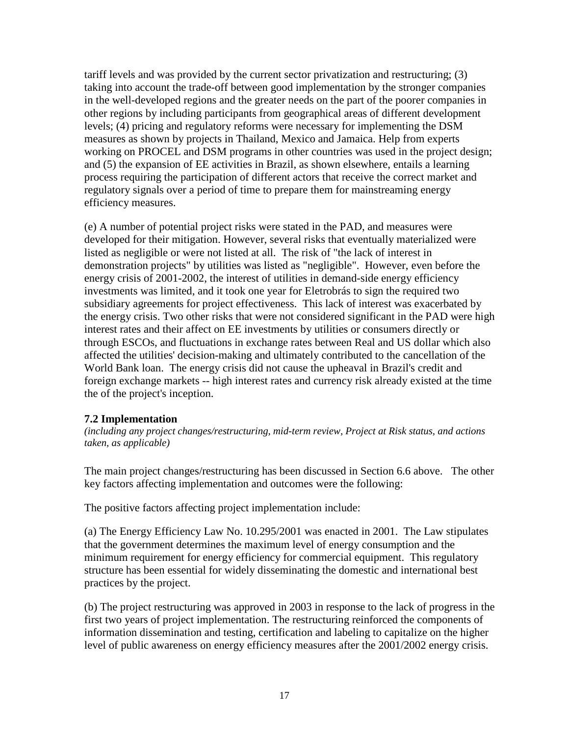tariff levels and was provided by the current sector privatization and restructuring; (3) taking into account the trade-off between good implementation by the stronger companies in the well-developed regions and the greater needs on the part of the poorer companies in other regions by including participants from geographical areas of different development levels; (4) pricing and regulatory reforms were necessary for implementing the DSM measures as shown by projects in Thailand, Mexico and Jamaica. Help from experts working on PROCEL and DSM programs in other countries was used in the project design; and (5) the expansion of EE activities in Brazil, as shown elsewhere, entails a learning process requiring the participation of different actors that receive the correct market and regulatory signals over a period of time to prepare them for mainstreaming energy efficiency measures.

(e) A number of potential project risks were stated in the PAD, and measures were developed for their mitigation. However, several risks that eventually materialized were listed as negligible or were not listed at all. The risk of "the lack of interest in demonstration projects" by utilities was listed as "negligible". However, even before the energy crisis of 2001-2002, the interest of utilities in demand-side energy efficiency investments was limited, and it took one year for Eletrobrás to sign the required two subsidiary agreements for project effectiveness. This lack of interest was exacerbated by the energy crisis. Two other risks that were not considered significant in the PAD were high interest rates and their affect on EE investments by utilities or consumers directly or through ESCOs, and fluctuations in exchange rates between Real and US dollar which also affected the utilities' decision-making and ultimately contributed to the cancellation of the World Bank loan. The energy crisis did not cause the upheaval in Brazil's credit and foreign exchange markets -- high interest rates and currency risk already existed at the time the of the project's inception.

### 7.2 Implementation

*(including any project changes/restructuring, mid-term review, Project at Risk status, and actions taken, as applicable)*

The main project changes/restructuring has been discussed in Section 6.6 above. The other key factors affecting implementation and outcomes were the following:

The positive factors affecting project implementation include:

(a) The Energy Efficiency Law No. 10.295/2001 was enacted in 2001. The Law stipulates that the government determines the maximum level of energy consumption and the minimum requirement for energy efficiency for commercial equipment. This regulatory structure has been essential for widely disseminating the domestic and international best practices by the project.

(b) The project restructuring was approved in 2003 in response to the lack of progress in the first two years of project implementation. The restructuring reinforced the components of information dissemination and testing, certification and labeling to capitalize on the higher level of public awareness on energy efficiency measures after the 2001/2002 energy crisis.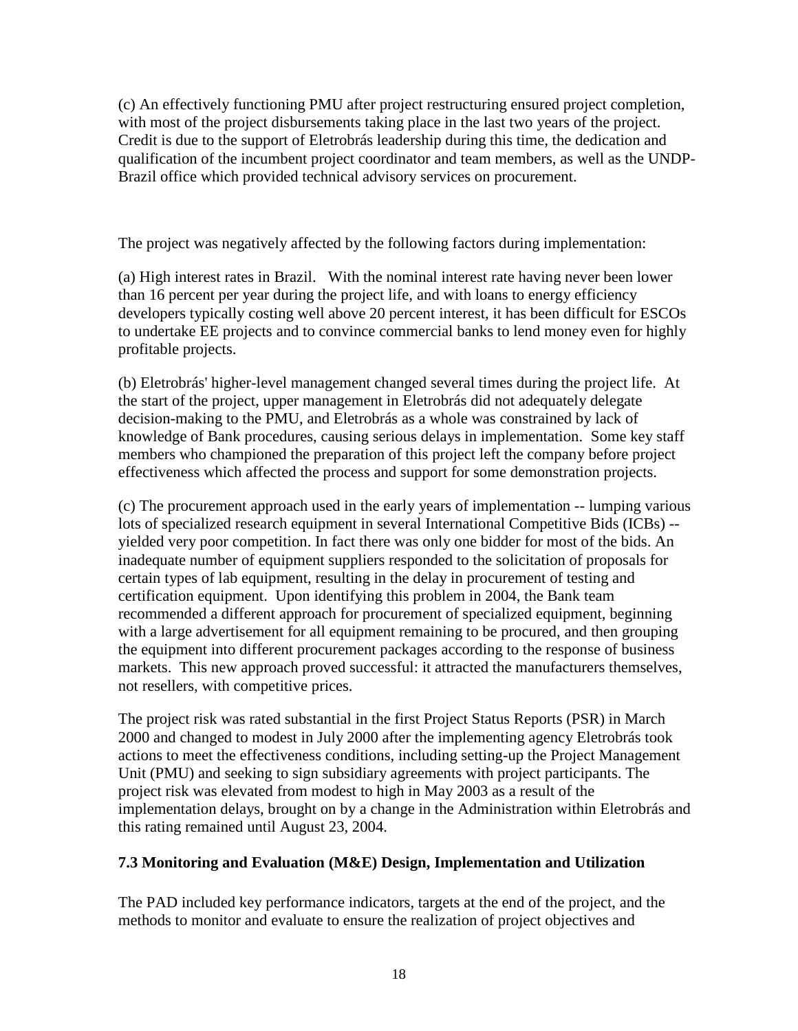(c) An effectively functioning PMU after project restructuring ensured project completion, with most of the project disbursements taking place in the last two years of the project. Credit is due to the support of Eletrobrás leadership during this time, the dedication and qualification of the incumbent project coordinator and team members, as well as the UNDP-Brazil office which provided technical advisory services on procurement.

The project was negatively affected by the following factors during implementation:

(a) High interest rates in Brazil. With the nominal interest rate having never been lower than 16 percent per year during the project life, and with loans to energy efficiency developers typically costing well above 20 percent interest, it has been difficult for ESCOs to undertake EE projects and to convince commercial banks to lend money even for highly profitable projects.

(b) Eletrobrás' higher-level management changed several times during the project life. At the start of the project, upper management in Eletrobrás did not adequately delegate decision-making to the PMU, and Eletrobrás as a whole was constrained by lack of knowledge of Bank procedures, causing serious delays in implementation. Some key staff members who championed the preparation of this project left the company before project effectiveness which affected the process and support for some demonstration projects.

(c) The procurement approach used in the early years of implementation -- lumping various lots of specialized research equipment in several International Competitive Bids (ICBs) -- yielded very poor competition. In fact there was only one bidder for most of the bids. An inadequate number of equipment suppliers responded to the solicitation of proposals for certain types of lab equipment, resulting in the delay in procurement of testing and certification equipment. Upon identifying this problem in 2004, the Bank team recommended a different approach for procurement of specialized equipment, beginning with a large advertisement for all equipment remaining to be procured, and then grouping the equipment into different procurement packages according to the response of business markets. This new approach proved successful: it attracted the manufacturers themselves, not resellers, with competitive prices.

The project risk was rated substantial in the first Project Status Reports (PSR) in March 2000 and changed to modest in July 2000 after the implementing agency Eletrobrás took actions to meet the effectiveness conditions, including setting-up the Project Management Unit (PMU) and seeking to sign subsidiary agreements with project participants. The project risk was elevated from modest to high in May 2003 as a result of the implementation delays, brought on by a change in the Administration within Eletrobrás and this rating remained until August 23, 2004.

### 7.3 Monitoring and Evaluation (M&E) Design, Implementation and Utilization

The PAD included key performance indicators, targets at the end of the project, and the methods to monitor and evaluate to ensure the realization of project objectives and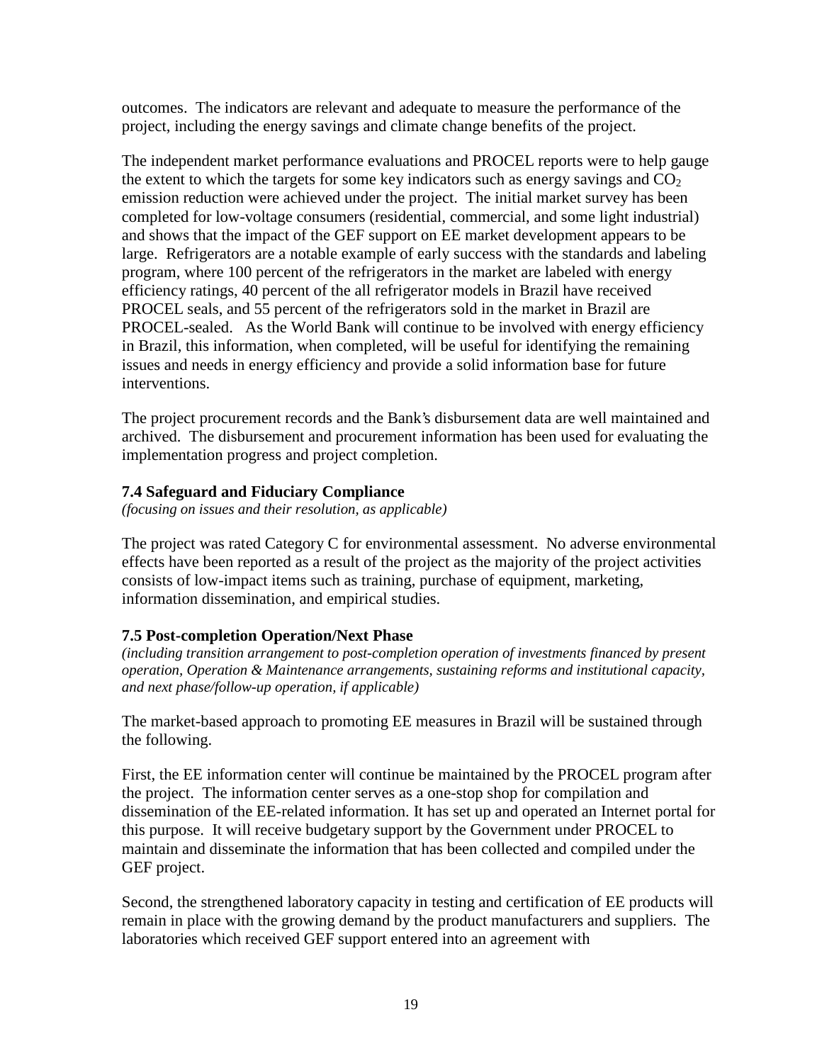outcomes. The indicators are relevant and adequate to measure the performance of the project, including the energy savings and climate change benefits of the project.

The independent market performance evaluations and PROCEL reports were to help gauge the extent to which the targets for some key indicators such as energy savings and $CO_2$ emission reduction were achieved under the project. The initial market survey has been completed for low-voltage consumers (residential, commercial, and some light industrial) and shows that the impact of the GEF support on EE market development appears to be large. Refrigerators are a notable example of early success with the standards and labeling program, where 100 percent of the refrigerators in the market are labeled with energy efficiency ratings, 40 percent of the all refrigerator models in Brazil have received PROCEL seals, and 55 percent of the refrigerators sold in the market in Brazil are PROCEL-sealed. As the World Bank will continue to be involved with energy efficiency in Brazil, this information, when completed, will be useful for identifying the remaining issues and needs in energy efficiency and provide a solid information base for future interventions.

The project procurement records and the Bank's disbursement data are well maintained and archived. The disbursement and procurement information has been used for evaluating the implementation progress and project completion.

### 7.4 Safeguard and Fiduciary Compliance

*(focusing on issues and their resolution, as applicable)*

The project was rated Category C for environmental assessment. No adverse environmental effects have been reported as a result of the project as the majority of the project activities consists of low-impact items such as training, purchase of equipment, marketing, information dissemination, and empirical studies.

### 7.5 Post-completion Operation/Next Phase

*(including transition arrangement to post-completion operation of investments financed by present operation, Operation & Maintenance arrangements, sustaining reforms and institutional capacity, and next phase/follow-up operation, if applicable)*

The market-based approach to promoting EE measures in Brazil will be sustained through the following.

First, the EE information center will continue be maintained by the PROCEL program after the project. The information center serves as a one-stop shop for compilation and dissemination of the EE-related information. It has set up and operated an Internet portal for this purpose. It will receive budgetary support by the Government under PROCEL to maintain and disseminate the information that has been collected and compiled under the GEF project.

Second, the strengthened laboratory capacity in testing and certification of EE products will remain in place with the growing demand by the product manufacturers and suppliers. The laboratories which received GEF support entered into an agreement with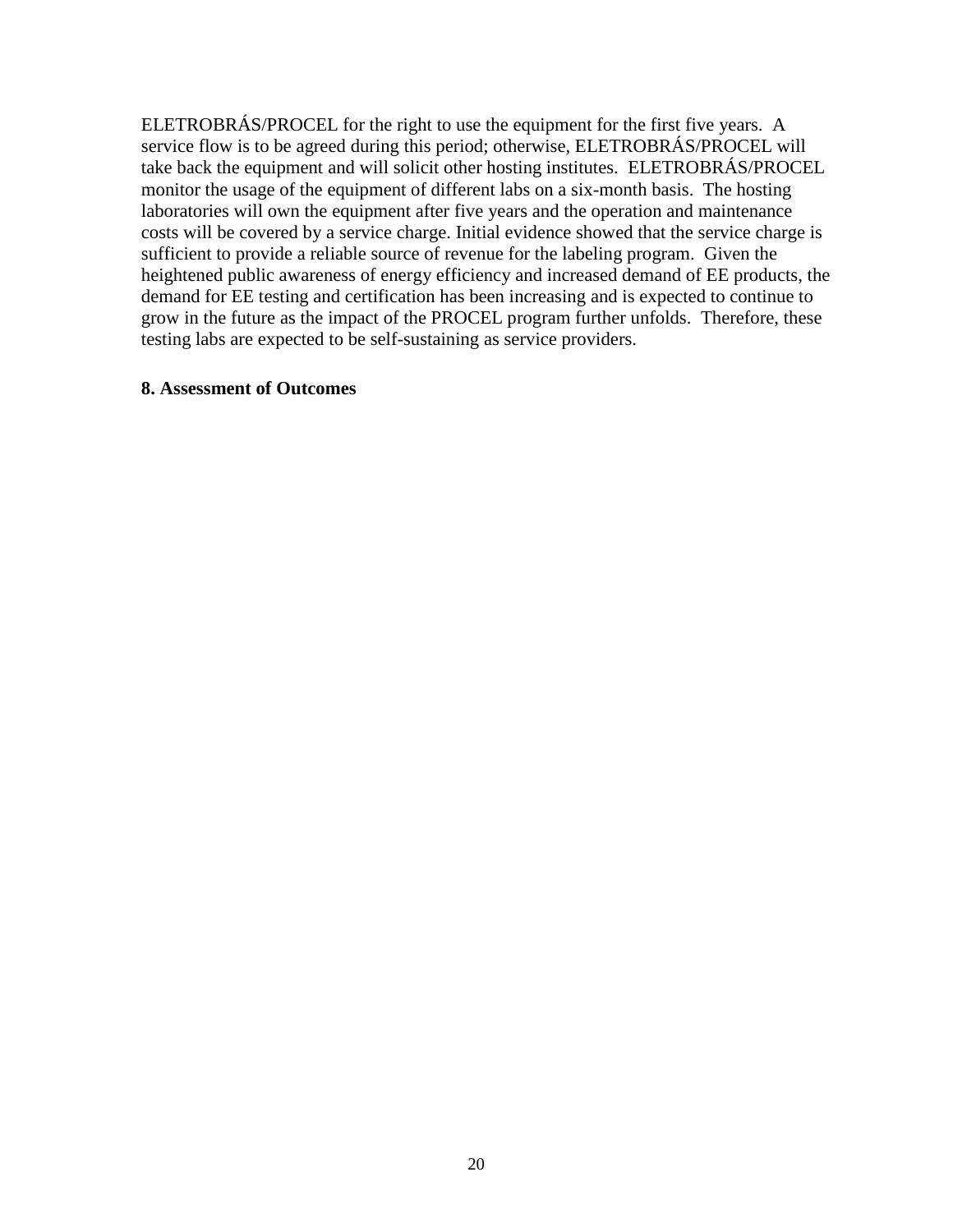ELETROBRÁS/PROCEL for the right to use the equipment for the first five years. A service flow is to be agreed during this period; otherwise, ELETROBRÁS/PROCEL will take back the equipment and will solicit other hosting institutes. ELETROBRÁS/PROCEL monitor the usage of the equipment of different labs on a six-month basis. The hosting laboratories will own the equipment after five years and the operation and maintenance costs will be covered by a service charge. Initial evidence showed that the service charge is sufficient to provide a reliable source of revenue for the labeling program. Given the heightened public awareness of energy efficiency and increased demand of EE products, the demand for EE testing and certification has been increasing and is expected to continue to grow in the future as the impact of the PROCEL program further unfolds. Therefore, these testing labs are expected to be self-sustaining as service providers.

**8. Assessment of Outcomes**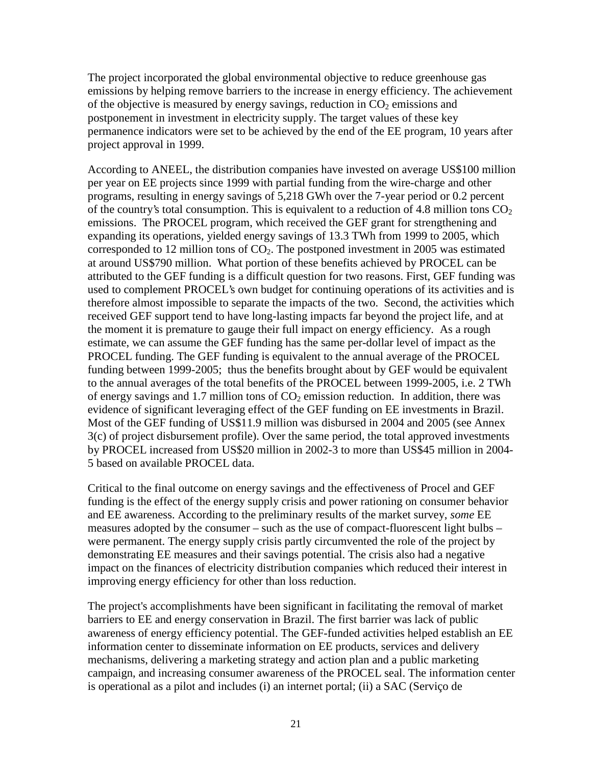The project incorporated the global environmental objective to reduce greenhouse gas emissions by helping remove barriers to the increase in energy efficiency. The achievement of the objective is measured by energy savings, reduction in $CO_2$ emissions and postponement in investment in electricity supply. The target values of these key permanence indicators were set to be achieved by the end of the EE program, 10 years after project approval in 1999.

According to ANEEL, the distribution companies have invested on average US$100 million per year on EE projects since 1999 with partial funding from the wire-charge and other programs, resulting in energy savings of 5,218 GWh over the 7-year period or 0.2 percent of the country's total consumption. This is equivalent to a reduction of 4.8 million tons $CO_2$ emissions. The PROCEL program, which received the GEF grant for strengthening and expanding its operations, yielded energy savings of 13.3 TWh from 1999 to 2005, which corresponded to 12 million tons of $CO_2$. The postponed investment in 2005 was estimated at around US$790 million. What portion of these benefits achieved by PROCEL can be attributed to the GEF funding is a difficult question for two reasons. First, GEF funding was used to complement PROCEL's own budget for continuing operations of its activities and is therefore almost impossible to separate the impacts of the two. Second, the activities which received GEF support tend to have long-lasting impacts far beyond the project life, and at the moment it is premature to gauge their full impact on energy efficiency. As a rough estimate, we can assume the GEF funding has the same per-dollar level of impact as the PROCEL funding. The GEF funding is equivalent to the annual average of the PROCEL funding between 1999-2005; thus the benefits brought about by GEF would be equivalent to the annual averages of the total benefits of the PROCEL between 1999-2005, i.e. 2 TWh of energy savings and 1.7 million tons of $CO_2$ emission reduction. In addition, there was evidence of significant leveraging effect of the GEF funding on EE investments in Brazil. Most of the GEF funding of US$11.9 million was disbursed in 2004 and 2005 (see Annex 3(c) of project disbursement profile). Over the same period, the total approved investments by PROCEL increased from US$20 million in 2002-3 to more than US$45 million in 2004-5 based on available PROCEL data.

Critical to the final outcome on energy savings and the effectiveness of Procel and GEF funding is the effect of the energy supply crisis and power rationing on consumer behavior and EE awareness. According to the preliminary results of the market survey, *some* EE measures adopted by the consumer – such as the use of compact-fluorescent light bulbs – were permanent. The energy supply crisis partly circumvented the role of the project by demonstrating EE measures and their savings potential. The crisis also had a negative impact on the finances of electricity distribution companies which reduced their interest in improving energy efficiency for other than loss reduction.

The project's accomplishments have been significant in facilitating the removal of market barriers to EE and energy conservation in Brazil. The first barrier was lack of public awareness of energy efficiency potential. The GEF-funded activities helped establish an EE information center to disseminate information on EE products, services and delivery mechanisms, delivering a marketing strategy and action plan and a public marketing campaign, and increasing consumer awareness of the PROCEL seal. The information center is operational as a pilot and includes (i) an internet portal; (ii) a SAC (Serviço de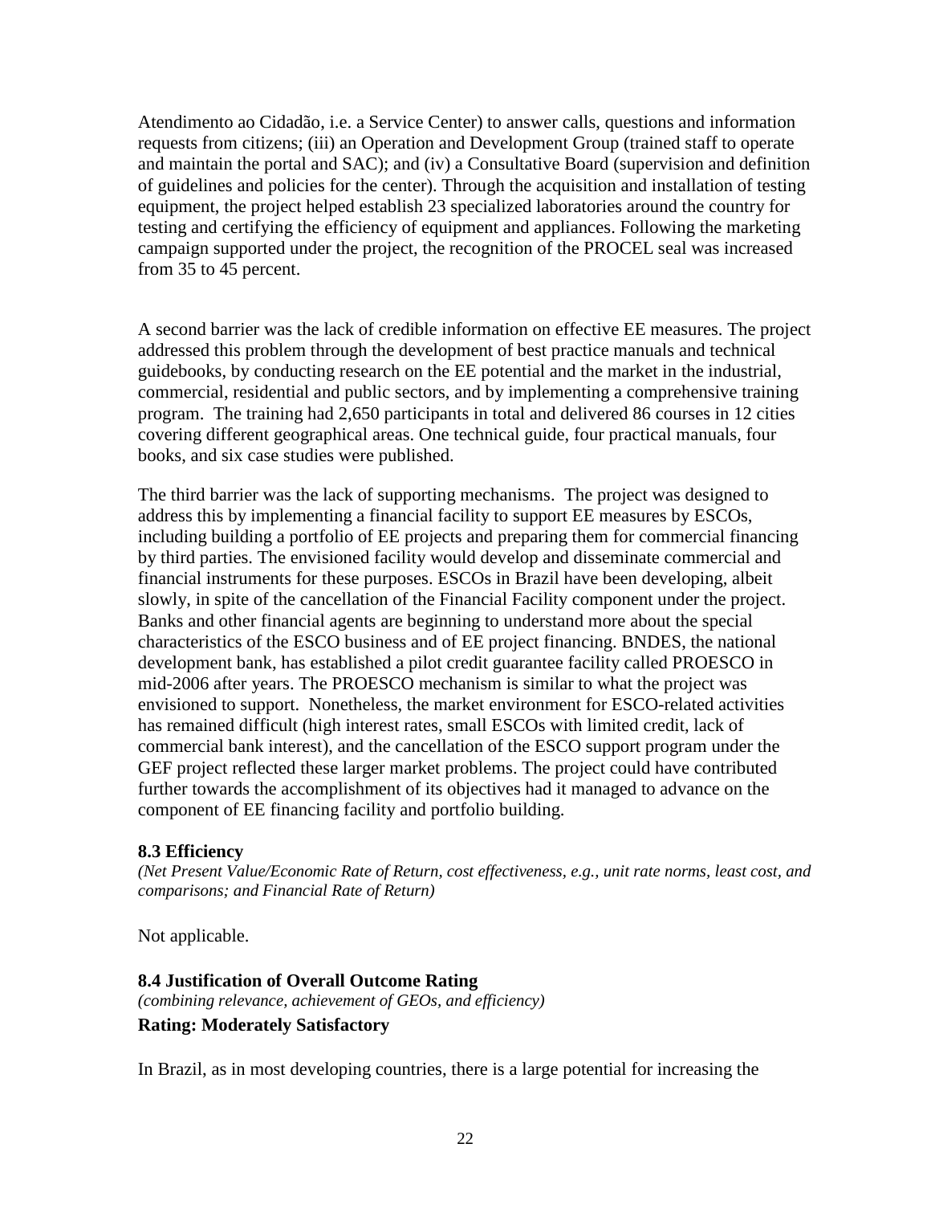Atendimento ao Cidadão, i.e. a Service Center) to answer calls, questions and information requests from citizens; (iii) an Operation and Development Group (trained staff to operate and maintain the portal and SAC); and (iv) a Consultative Board (supervision and definition of guidelines and policies for the center). Through the acquisition and installation of testing equipment, the project helped establish 23 specialized laboratories around the country for testing and certifying the efficiency of equipment and appliances. Following the marketing campaign supported under the project, the recognition of the PROCEL seal was increased from 35 to 45 percent.

A second barrier was the lack of credible information on effective EE measures. The project addressed this problem through the development of best practice manuals and technical guidebooks, by conducting research on the EE potential and the market in the industrial, commercial, residential and public sectors, and by implementing a comprehensive training program. The training had 2,650 participants in total and delivered 86 courses in 12 cities covering different geographical areas. One technical guide, four practical manuals, four books, and six case studies were published.

The third barrier was the lack of supporting mechanisms. The project was designed to address this by implementing a financial facility to support EE measures by ESCOs, including building a portfolio of EE projects and preparing them for commercial financing by third parties. The envisioned facility would develop and disseminate commercial and financial instruments for these purposes. ESCOs in Brazil have been developing, albeit slowly, in spite of the cancellation of the Financial Facility component under the project. Banks and other financial agents are beginning to understand more about the special characteristics of the ESCO business and of EE project financing. BNDES, the national development bank, has established a pilot credit guarantee facility called PROESCO in mid-2006 after years. The PROESCO mechanism is similar to what the project was envisioned to support. Nonetheless, the market environment for ESCO-related activities has remained difficult (high interest rates, small ESCOs with limited credit, lack of commercial bank interest), and the cancellation of the ESCO support program under the GEF project reflected these larger market problems. The project could have contributed further towards the accomplishment of its objectives had it managed to advance on the component of EE financing facility and portfolio building.

**8.3 Efficiency**
*(Net Present Value/Economic Rate of Return, cost effectiveness, e.g., unit rate norms, least cost, and comparisons; and Financial Rate of Return)*

Not applicable.

**8.4 Justification of Overall Outcome Rating**
*(combining relevance, achievement of GEOs, and efficiency)*
**Rating: Moderately Satisfactory**

In Brazil, as in most developing countries, there is a large potential for increasing the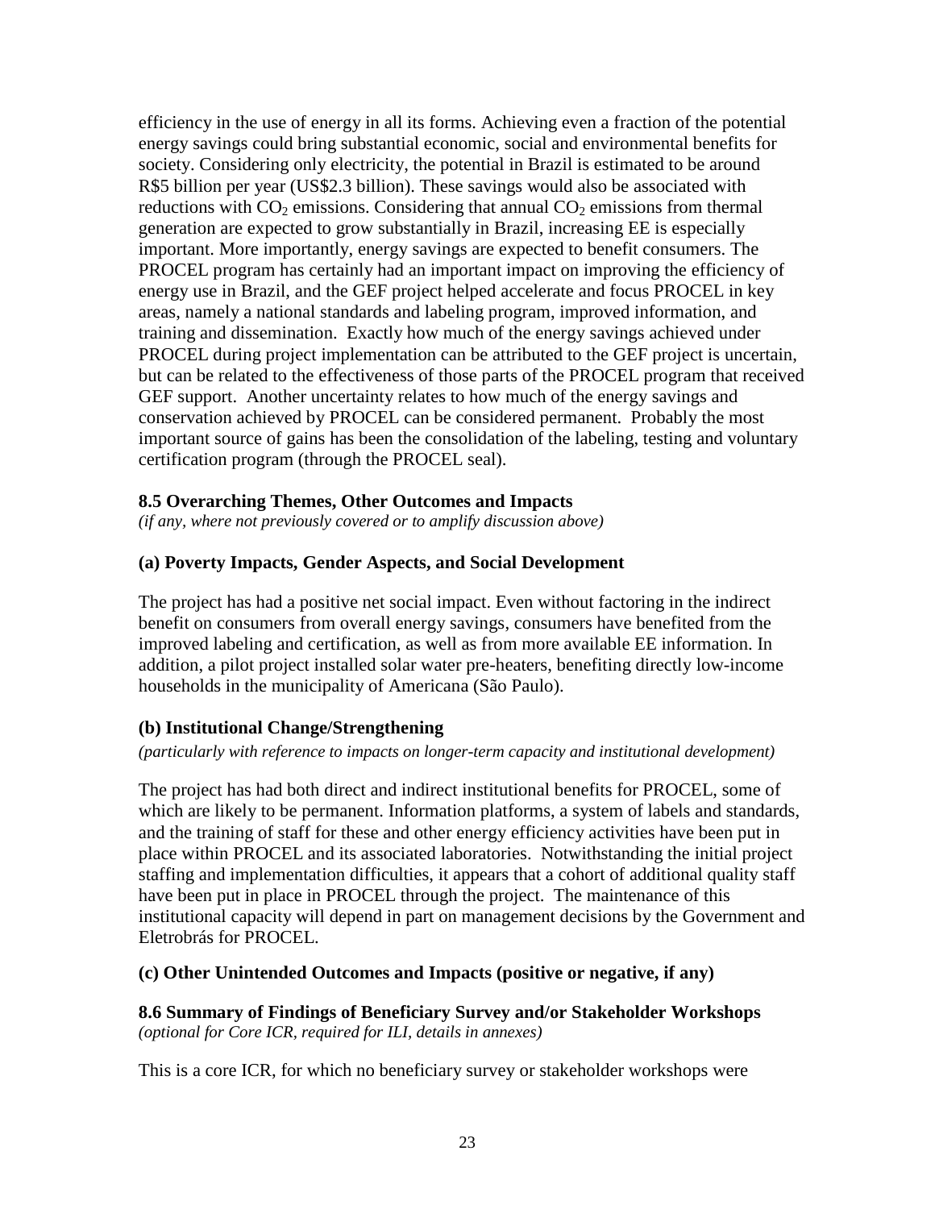efficiency in the use of energy in all its forms. Achieving even a fraction of the potential energy savings could bring substantial economic, social and environmental benefits for society. Considering only electricity, the potential in Brazil is estimated to be around R$5 billion per year (US$2.3 billion). These savings would also be associated with reductions with $CO_2$ emissions. Considering that annual $CO_2$ emissions from thermal generation are expected to grow substantially in Brazil, increasing EE is especially important. More importantly, energy savings are expected to benefit consumers. The PROCEL program has certainly had an important impact on improving the efficiency of energy use in Brazil, and the GEF project helped accelerate and focus PROCEL in key areas, namely a national standards and labeling program, improved information, and training and dissemination. Exactly how much of the energy savings achieved under PROCEL during project implementation can be attributed to the GEF project is uncertain, but can be related to the effectiveness of those parts of the PROCEL program that received GEF support. Another uncertainty relates to how much of the energy savings and conservation achieved by PROCEL can be considered permanent. Probably the most important source of gains has been the consolidation of the labeling, testing and voluntary certification program (through the PROCEL seal).

### 8.5 Overarching Themes, Other Outcomes and Impacts

*(if any, where not previously covered or to amplify discussion above)*

#### (a) Poverty Impacts, Gender Aspects, and Social Development

The project has had a positive net social impact. Even without factoring in the indirect benefit on consumers from overall energy savings, consumers have benefited from the improved labeling and certification, as well as from more available EE information. In addition, a pilot project installed solar water pre-heaters, benefiting directly low-income households in the municipality of Americana (São Paulo).

#### (b) Institutional Change/Strengthening

*(particularly with reference to impacts on longer-term capacity and institutional development)*

The project has had both direct and indirect institutional benefits for PROCEL, some of which are likely to be permanent. Information platforms, a system of labels and standards, and the training of staff for these and other energy efficiency activities have been put in place within PROCEL and its associated laboratories. Notwithstanding the initial project staffing and implementation difficulties, it appears that a cohort of additional quality staff have been put in place in PROCEL through the project. The maintenance of this institutional capacity will depend in part on management decisions by the Government and Eletrobrás for PROCEL.

#### (c) Other Unintended Outcomes and Impacts (positive or negative, if any)

### 8.6 Summary of Findings of Beneficiary Survey and/or Stakeholder Workshops

*(optional for Core ICR, required for ILI, details in annexes)*

This is a core ICR, for which no beneficiary survey or stakeholder workshops were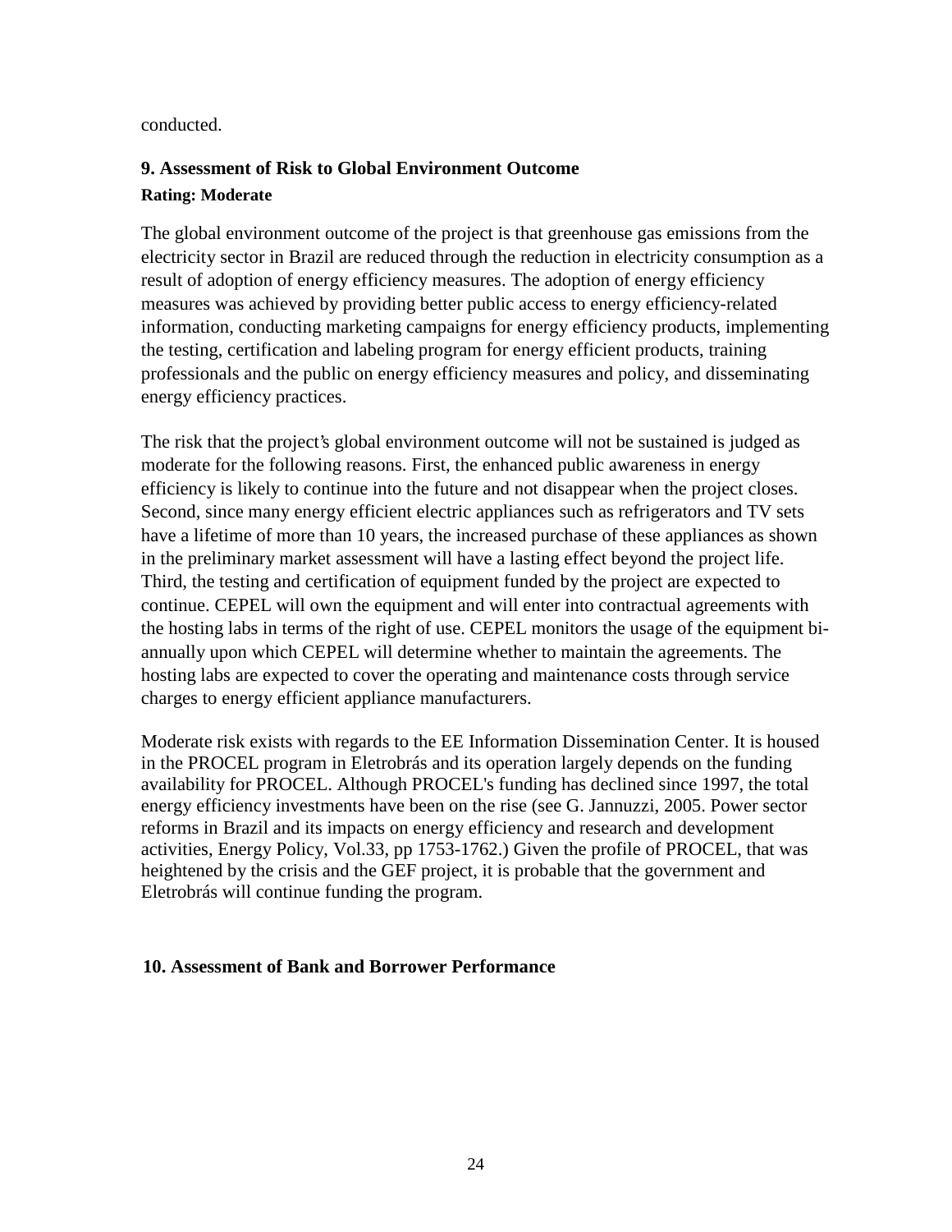conducted.

## 9. Assessment of Risk to Global Environment Outcome

**Rating: Moderate**

The global environment outcome of the project is that greenhouse gas emissions from the electricity sector in Brazil are reduced through the reduction in electricity consumption as a result of adoption of energy efficiency measures. The adoption of energy efficiency measures was achieved by providing better public access to energy efficiency-related information, conducting marketing campaigns for energy efficiency products, implementing the testing, certification and labeling program for energy efficient products, training professionals and the public on energy efficiency measures and policy, and disseminating energy efficiency practices.

The risk that the project's global environment outcome will not be sustained is judged as moderate for the following reasons. First, the enhanced public awareness in energy efficiency is likely to continue into the future and not disappear when the project closes. Second, since many energy efficient electric appliances such as refrigerators and TV sets have a lifetime of more than 10 years, the increased purchase of these appliances as shown in the preliminary market assessment will have a lasting effect beyond the project life. Third, the testing and certification of equipment funded by the project are expected to continue. CEPEL will own the equipment and will enter into contractual agreements with the hosting labs in terms of the right of use. CEPEL monitors the usage of the equipment bi-annually upon which CEPEL will determine whether to maintain the agreements. The hosting labs are expected to cover the operating and maintenance costs through service charges to energy efficient appliance manufacturers.

Moderate risk exists with regards to the EE Information Dissemination Center. It is housed in the PROCEL program in Eletrobrás and its operation largely depends on the funding availability for PROCEL. Although PROCEL's funding has declined since 1997, the total energy efficiency investments have been on the rise (see G. Jannuzzi, 2005. Power sector reforms in Brazil and its impacts on energy efficiency and research and development activities, Energy Policy, Vol.33, pp 1753-1762.) Given the profile of PROCEL, that was heightened by the crisis and the GEF project, it is probable that the government and Eletrobrás will continue funding the program.

## 10. Assessment of Bank and Borrower Performance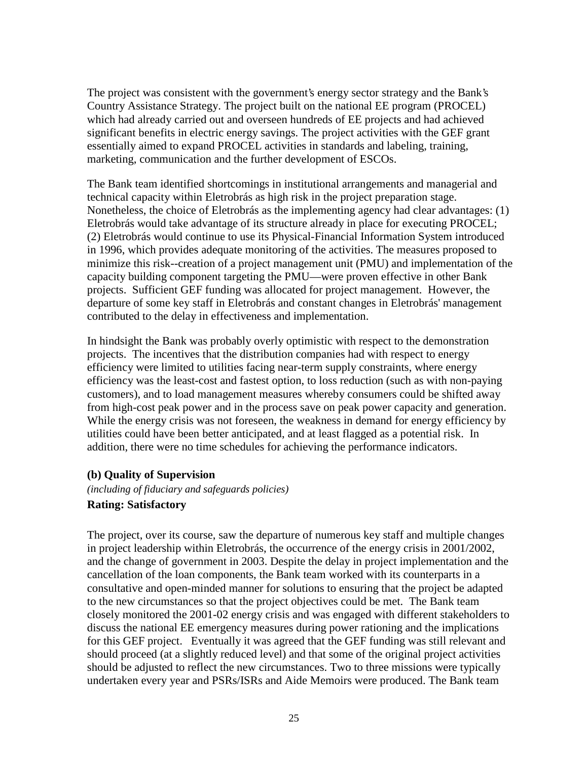The project was consistent with the government's energy sector strategy and the Bank's Country Assistance Strategy. The project built on the national EE program (PROCEL) which had already carried out and overseen hundreds of EE projects and had achieved significant benefits in electric energy savings. The project activities with the GEF grant essentially aimed to expand PROCEL activities in standards and labeling, training, marketing, communication and the further development of ESCOs.

The Bank team identified shortcomings in institutional arrangements and managerial and technical capacity within Eletrobrás as high risk in the project preparation stage. Nonetheless, the choice of Eletrobrás as the implementing agency had clear advantages: (1) Eletrobrás would take advantage of its structure already in place for executing PROCEL; (2) Eletrobrás would continue to use its Physical-Financial Information System introduced in 1996, which provides adequate monitoring of the activities. The measures proposed to minimize this risk--creation of a project management unit (PMU) and implementation of the capacity building component targeting the PMU—were proven effective in other Bank projects. Sufficient GEF funding was allocated for project management. However, the departure of some key staff in Eletrobrás and constant changes in Eletrobrás' management contributed to the delay in effectiveness and implementation.

In hindsight the Bank was probably overly optimistic with respect to the demonstration projects. The incentives that the distribution companies had with respect to energy efficiency were limited to utilities facing near-term supply constraints, where energy efficiency was the least-cost and fastest option, to loss reduction (such as with non-paying customers), and to load management measures whereby consumers could be shifted away from high-cost peak power and in the process save on peak power capacity and generation. While the energy crisis was not foreseen, the weakness in demand for energy efficiency by utilities could have been better anticipated, and at least flagged as a potential risk. In addition, there were no time schedules for achieving the performance indicators.

**(b) Quality of Supervision**

*(including of fiduciary and safeguards policies)*

**Rating: Satisfactory**

The project, over its course, saw the departure of numerous key staff and multiple changes in project leadership within Eletrobrás, the occurrence of the energy crisis in 2001/2002, and the change of government in 2003. Despite the delay in project implementation and the cancellation of the loan components, the Bank team worked with its counterparts in a consultative and open-minded manner for solutions to ensuring that the project be adapted to the new circumstances so that the project objectives could be met. The Bank team closely monitored the 2001-02 energy crisis and was engaged with different stakeholders to discuss the national EE emergency measures during power rationing and the implications for this GEF project. Eventually it was agreed that the GEF funding was still relevant and should proceed (at a slightly reduced level) and that some of the original project activities should be adjusted to reflect the new circumstances. Two to three missions were typically undertaken every year and PSRs/ISRs and Aide Memoirs were produced. The Bank team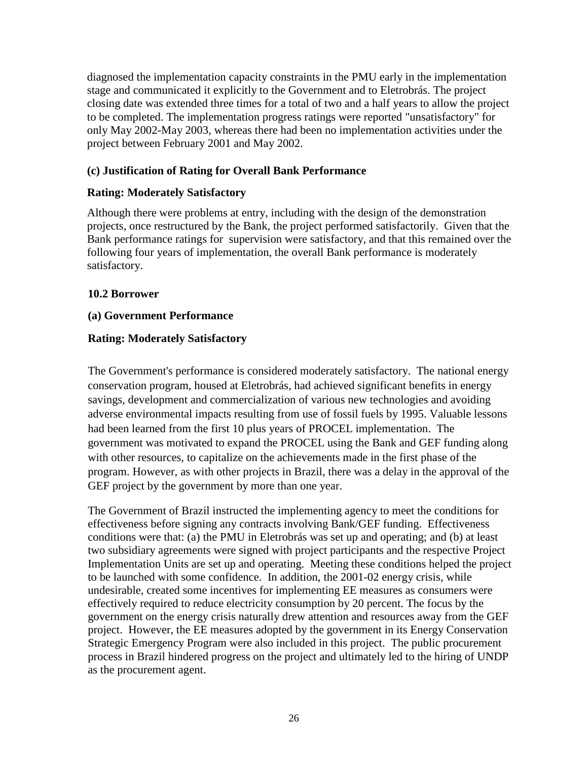diagnosed the implementation capacity constraints in the PMU early in the implementation stage and communicated it explicitly to the Government and to Eletrobrás. The project closing date was extended three times for a total of two and a half years to allow the project to be completed. The implementation progress ratings were reported "unsatisfactory" for only May 2002-May 2003, whereas there had been no implementation activities under the project between February 2001 and May 2002.

**(c) Justification of Rating for Overall Bank Performance**

**Rating: Moderately Satisfactory**

Although there were problems at entry, including with the design of the demonstration projects, once restructured by the Bank, the project performed satisfactorily. Given that the Bank performance ratings for supervision were satisfactory, and that this remained over the following four years of implementation, the overall Bank performance is moderately satisfactory.

**10.2 Borrower**

**(a) Government Performance**

**Rating: Moderately Satisfactory**

The Government's performance is considered moderately satisfactory. The national energy conservation program, housed at Eletrobrás, had achieved significant benefits in energy savings, development and commercialization of various new technologies and avoiding adverse environmental impacts resulting from use of fossil fuels by 1995. Valuable lessons had been learned from the first 10 plus years of PROCEL implementation. The government was motivated to expand the PROCEL using the Bank and GEF funding along with other resources, to capitalize on the achievements made in the first phase of the program. However, as with other projects in Brazil, there was a delay in the approval of the GEF project by the government by more than one year.

The Government of Brazil instructed the implementing agency to meet the conditions for effectiveness before signing any contracts involving Bank/GEF funding. Effectiveness conditions were that: (a) the PMU in Eletrobrás was set up and operating; and (b) at least two subsidiary agreements were signed with project participants and the respective Project Implementation Units are set up and operating. Meeting these conditions helped the project to be launched with some confidence. In addition, the 2001-02 energy crisis, while undesirable, created some incentives for implementing EE measures as consumers were effectively required to reduce electricity consumption by 20 percent. The focus by the government on the energy crisis naturally drew attention and resources away from the GEF project. However, the EE measures adopted by the government in its Energy Conservation Strategic Emergency Program were also included in this project. The public procurement process in Brazil hindered progress on the project and ultimately led to the hiring of UNDP as the procurement agent.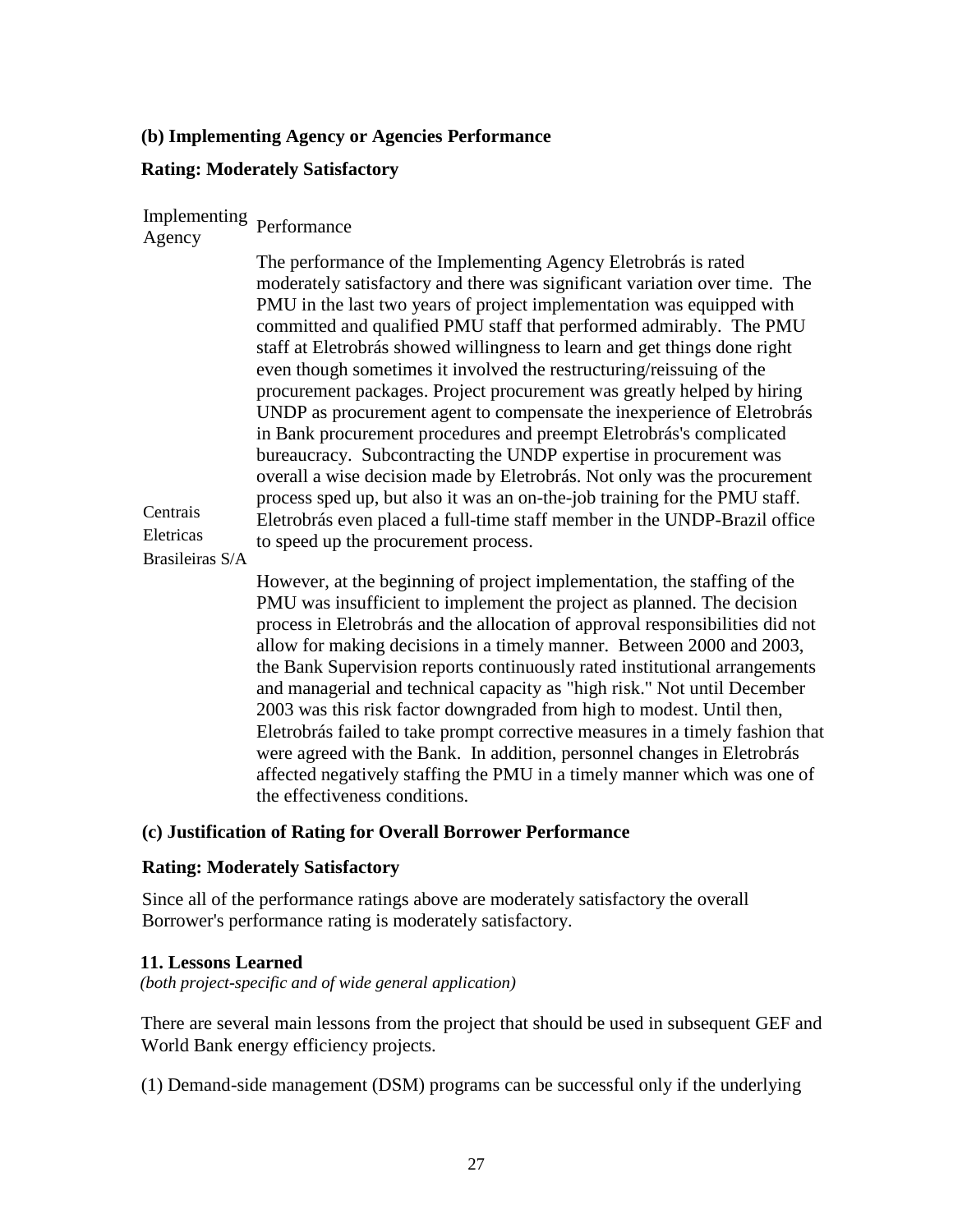**(b) Implementing Agency or Agencies Performance**

**Rating: Moderately Satisfactory**

| Implementing Agency | Performance |
|---|---|
| Centrais Eletricas Brasileiras S/A | The performance of the Implementing Agency Eletrobrás is rated moderately satisfactory and there was significant variation over time. The PMU in the last two years of project implementation was equipped with committed and qualified PMU staff that performed admirably. The PMU staff at Eletrobrás showed willingness to learn and get things done right even though sometimes it involved the restructuring/reissuing of the procurement packages. Project procurement was greatly helped by hiring UNDP as procurement agent to compensate the inexperience of Eletrobrás in Bank procurement procedures and preempt Eletrobrás's complicated bureaucracy. Subcontracting the UNDP expertise in procurement was overall a wise decision made by Eletrobrás. Not only was the procurement process sped up, but also it was an on-the-job training for the PMU staff. Eletrobrás even placed a full-time staff member in the UNDP-Brazil office to speed up the procurement process.<br><br>However, at the beginning of project implementation, the staffing of the PMU was insufficient to implement the project as planned. The decision process in Eletrobrás and the allocation of approval responsibilities did not allow for making decisions in a timely manner. Between 2000 and 2003, the Bank Supervision reports continuously rated institutional arrangements and managerial and technical capacity as "high risk." Not until December 2003 was this risk factor downgraded from high to modest. Until then, Eletrobrás failed to take prompt corrective measures in a timely fashion that were agreed with the Bank. In addition, personnel changes in Eletrobrás affected negatively staffing the PMU in a timely manner which was one of the effectiveness conditions. |

**(c) Justification of Rating for Overall Borrower Performance**

**Rating: Moderately Satisfactory**

Since all of the performance ratings above are moderately satisfactory the overall Borrower's performance rating is moderately satisfactory.

**11. Lessons Learned**
*(both project-specific and of wide general application)*

There are several main lessons from the project that should be used in subsequent GEF and World Bank energy efficiency projects.

(1) Demand-side management (DSM) programs can be successful only if the underlying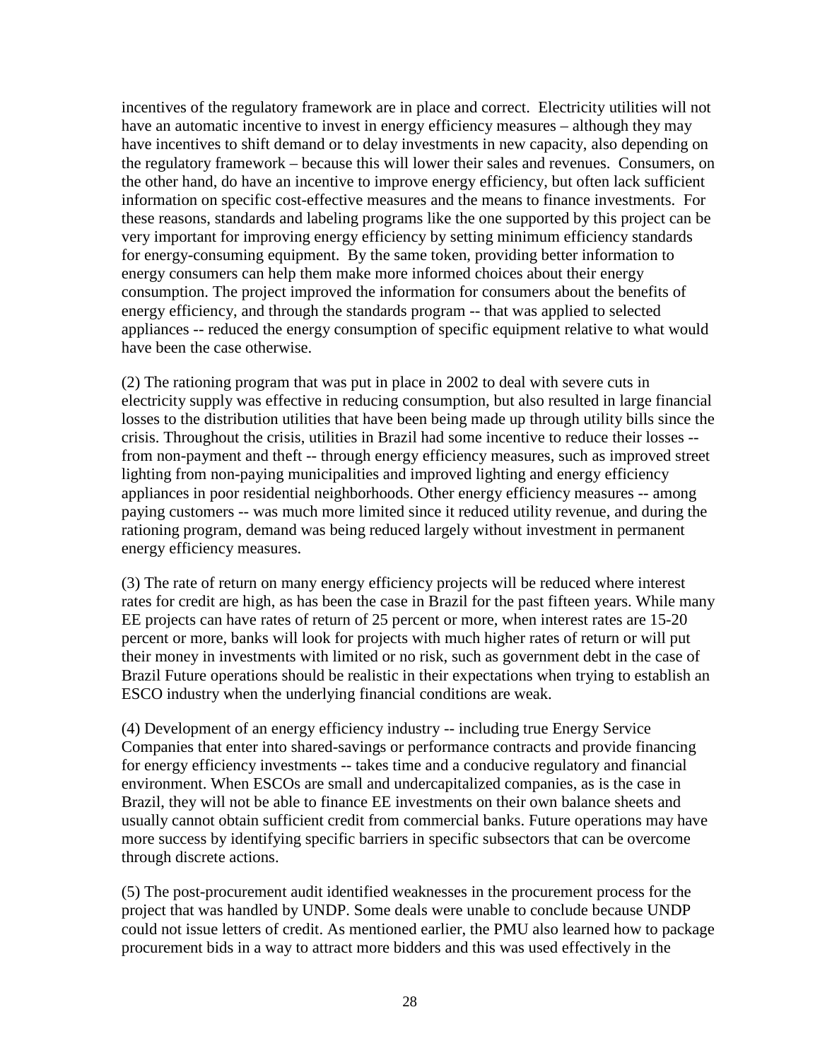incentives of the regulatory framework are in place and correct. Electricity utilities will not have an automatic incentive to invest in energy efficiency measures – although they may have incentives to shift demand or to delay investments in new capacity, also depending on the regulatory framework – because this will lower their sales and revenues. Consumers, on the other hand, do have an incentive to improve energy efficiency, but often lack sufficient information on specific cost-effective measures and the means to finance investments. For these reasons, standards and labeling programs like the one supported by this project can be very important for improving energy efficiency by setting minimum efficiency standards for energy-consuming equipment. By the same token, providing better information to energy consumers can help them make more informed choices about their energy consumption. The project improved the information for consumers about the benefits of energy efficiency, and through the standards program -- that was applied to selected appliances -- reduced the energy consumption of specific equipment relative to what would have been the case otherwise.

(2) The rationing program that was put in place in 2002 to deal with severe cuts in electricity supply was effective in reducing consumption, but also resulted in large financial losses to the distribution utilities that have been being made up through utility bills since the crisis. Throughout the crisis, utilities in Brazil had some incentive to reduce their losses -- from non-payment and theft -- through energy efficiency measures, such as improved street lighting from non-paying municipalities and improved lighting and energy efficiency appliances in poor residential neighborhoods. Other energy efficiency measures -- among paying customers -- was much more limited since it reduced utility revenue, and during the rationing program, demand was being reduced largely without investment in permanent energy efficiency measures.

(3) The rate of return on many energy efficiency projects will be reduced where interest rates for credit are high, as has been the case in Brazil for the past fifteen years. While many EE projects can have rates of return of 25 percent or more, when interest rates are 15-20 percent or more, banks will look for projects with much higher rates of return or will put their money in investments with limited or no risk, such as government debt in the case of Brazil Future operations should be realistic in their expectations when trying to establish an ESCO industry when the underlying financial conditions are weak.

(4) Development of an energy efficiency industry -- including true Energy Service Companies that enter into shared-savings or performance contracts and provide financing for energy efficiency investments -- takes time and a conducive regulatory and financial environment. When ESCOs are small and undercapitalized companies, as is the case in Brazil, they will not be able to finance EE investments on their own balance sheets and usually cannot obtain sufficient credit from commercial banks. Future operations may have more success by identifying specific barriers in specific subsectors that can be overcome through discrete actions.

(5) The post-procurement audit identified weaknesses in the procurement process for the project that was handled by UNDP. Some deals were unable to conclude because UNDP could not issue letters of credit. As mentioned earlier, the PMU also learned how to package procurement bids in a way to attract more bidders and this was used effectively in the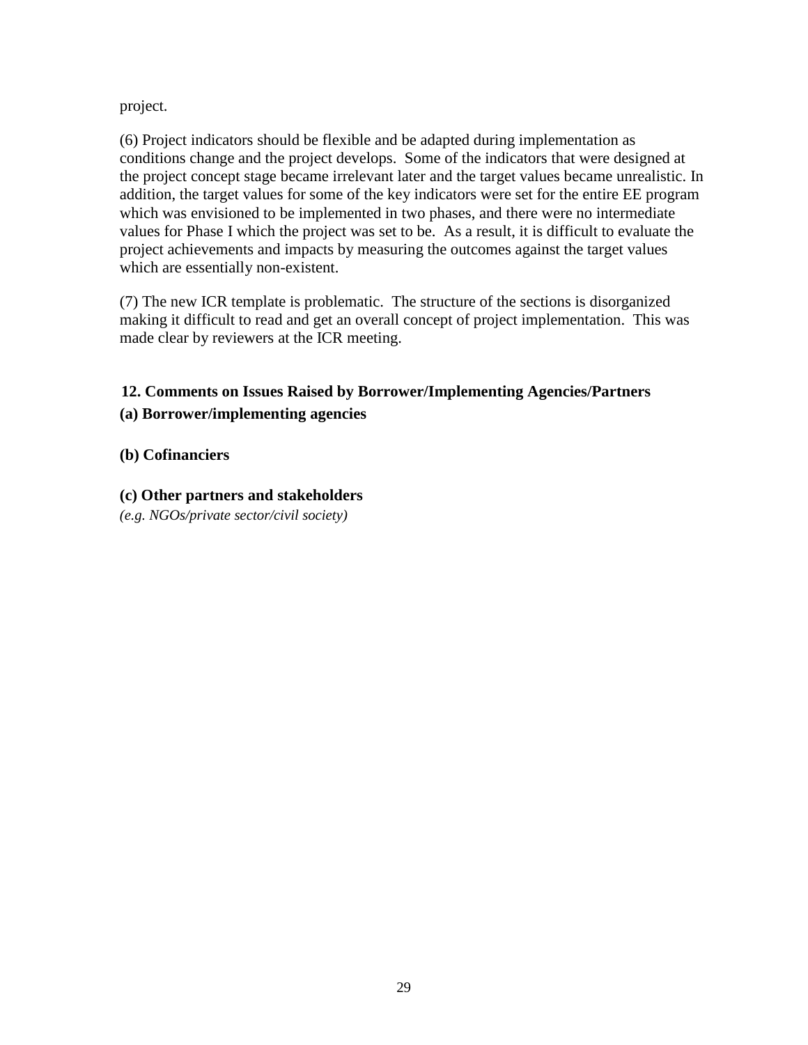project.

(6) Project indicators should be flexible and be adapted during implementation as conditions change and the project develops. Some of the indicators that were designed at the project concept stage became irrelevant later and the target values became unrealistic. In addition, the target values for some of the key indicators were set for the entire EE program which was envisioned to be implemented in two phases, and there were no intermediate values for Phase I which the project was set to be. As a result, it is difficult to evaluate the project achievements and impacts by measuring the outcomes against the target values which are essentially non-existent.

(7) The new ICR template is problematic. The structure of the sections is disorganized making it difficult to read and get an overall concept of project implementation. This was made clear by reviewers at the ICR meeting.

## 12. Comments on Issues Raised by Borrower/Implementing Agencies/Partners

### (a) Borrower/implementing agencies

### (b) Cofinanciers

### (c) Other partners and stakeholders

*(e.g. NGOs/private sector/civil society)*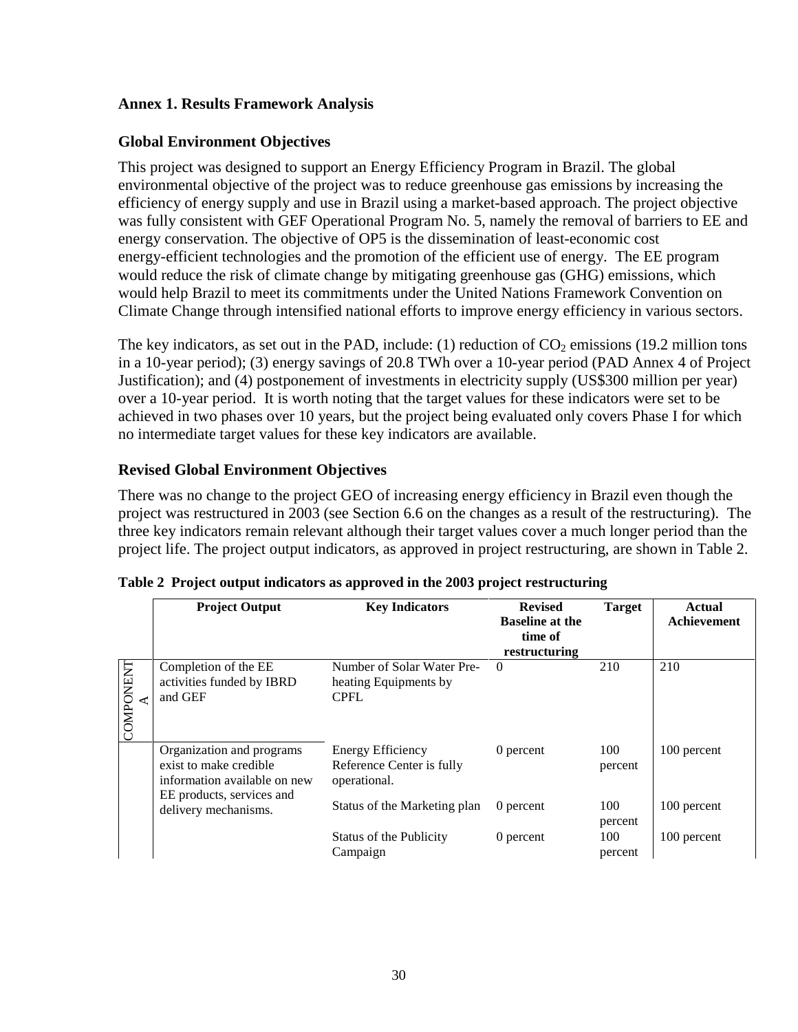## Annex 1. Results Framework Analysis

### Global Environment Objectives

This project was designed to support an Energy Efficiency Program in Brazil. The global environmental objective of the project was to reduce greenhouse gas emissions by increasing the efficiency of energy supply and use in Brazil using a market-based approach. The project objective was fully consistent with GEF Operational Program No. 5, namely the removal of barriers to EE and energy conservation. The objective of OP5 is the dissemination of least-economic cost energy-efficient technologies and the promotion of the efficient use of energy. The EE program would reduce the risk of climate change by mitigating greenhouse gas (GHG) emissions, which would help Brazil to meet its commitments under the United Nations Framework Convention on Climate Change through intensified national efforts to improve energy efficiency in various sectors.

The key indicators, as set out in the PAD, include: (1) reduction of $CO_2$ emissions (19.2 million tons in a 10-year period); (3) energy savings of 20.8 TWh over a 10-year period (PAD Annex 4 of Project Justification); and (4) postponement of investments in electricity supply (US$300 million per year) over a 10-year period. It is worth noting that the target values for these indicators were set to be achieved in two phases over 10 years, but the project being evaluated only covers Phase I for which no intermediate target values for these key indicators are available.

### Revised Global Environment Objectives

There was no change to the project GEO of increasing energy efficiency in Brazil even though the project was restructured in 2003 (see Section 6.6 on the changes as a result of the restructuring). The three key indicators remain relevant although their target values cover a much longer period than the project life. The project output indicators, as approved in project restructuring, are shown in Table 2.

**Table 2 Project output indicators as approved in the 2003 project restructuring**

| | Project Output | Key Indicators | Revised Baseline at the time of restructuring | Target | Actual Achievement |
|---|---|---|---|---|---|
| COMPONENT A | Completion of the EE activities funded by IBRD and GEF | Number of Solar Water Pre-heating Equipments by CPFL | 0 | 210 | 210 |
| | Organization and programs exist to make credible information available on new EE products, services and delivery mechanisms. | Energy Efficiency Reference Center is fully operational. | 0 percent | 100 percent | 100 percent |
| | | Status of the Marketing plan | 0 percent | 100 percent | 100 percent |
| | | Status of the Publicity Campaign | 0 percent | 100 percent | 100 percent |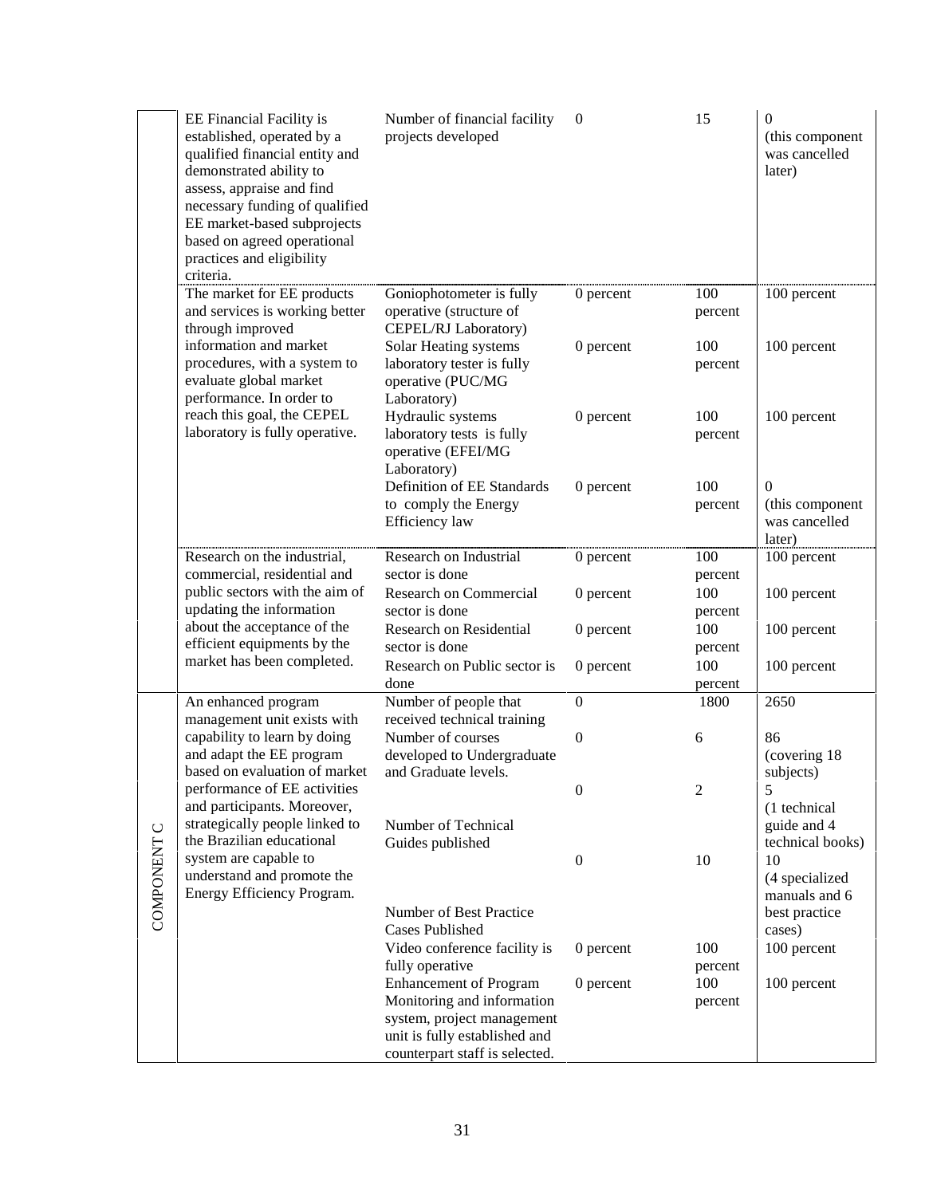| | | | | | |
|---|---|---|---|---|---|
| | EE Financial Facility is established, operated by a qualified financial entity and demonstrated ability to assess, appraise and find necessary funding of qualified EE market-based subprojects based on agreed operational practices and eligibility criteria. | Number of financial facility projects developed | 0 | 15 | 0 (this component was cancelled later) |
| | The market for EE products and services is working better through improved information and market procedures, with a system to evaluate global market performance. In order to reach this goal, the CEPEL laboratory is fully operative. | Goniophotometer is fully operative (structure of CEPEL/RJ Laboratory) | 0 percent | 100 percent | 100 percent |
| | | Solar Heating systems laboratory tester is fully operative (PUC/MG Laboratory) | 0 percent | 100 percent | 100 percent |
| | | Hydraulic systems laboratory tests is fully operative (EFEI/MG Laboratory) | 0 percent | 100 percent | 100 percent |
| | | Definition of EE Standards to comply the Energy Efficiency law | 0 percent | 100 percent | 0 (this component was cancelled later) |
| | Research on the industrial, commercial, residential and public sectors with the aim of updating the information about the acceptance of the efficient equipments by the market has been completed. | Research on Industrial sector is done | 0 percent | 100 percent | 100 percent |
| | | Research on Commercial sector is done | 0 percent | 100 percent | 100 percent |
| | | Research on Residential sector is done | 0 percent | 100 percent | 100 percent |
| | | Research on Public sector is done | 0 percent | 100 percent | 100 percent |
| COMPONENT C | An enhanced program management unit exists with capability to learn by doing and adapt the EE program based on evaluation of market performance of EE activities and participants. Moreover, strategically people linked to the Brazilian educational system are capable to understand and promote the Energy Efficiency Program. | Number of people that received technical training | 0 | 1800 | 2650 |
| | | Number of courses developed to Undergraduate and Graduate levels. | 0 | 6 | 86 (covering 18 subjects) |
| | | Number of Technical Guides published | 0 | 2 | 5 (1 technical guide and 4 technical books) |
| | | Number of Best Practice Cases Published | 0 | 10 | 10 (4 specialized manuals and 6 best practice cases) |
| | | Video conference facility is fully operative | 0 percent | 100 percent | 100 percent |
| | | Enhancement of Program Monitoring and information system, project management unit is fully established and counterpart staff is selected. | 0 percent | 100 percent | 100 percent |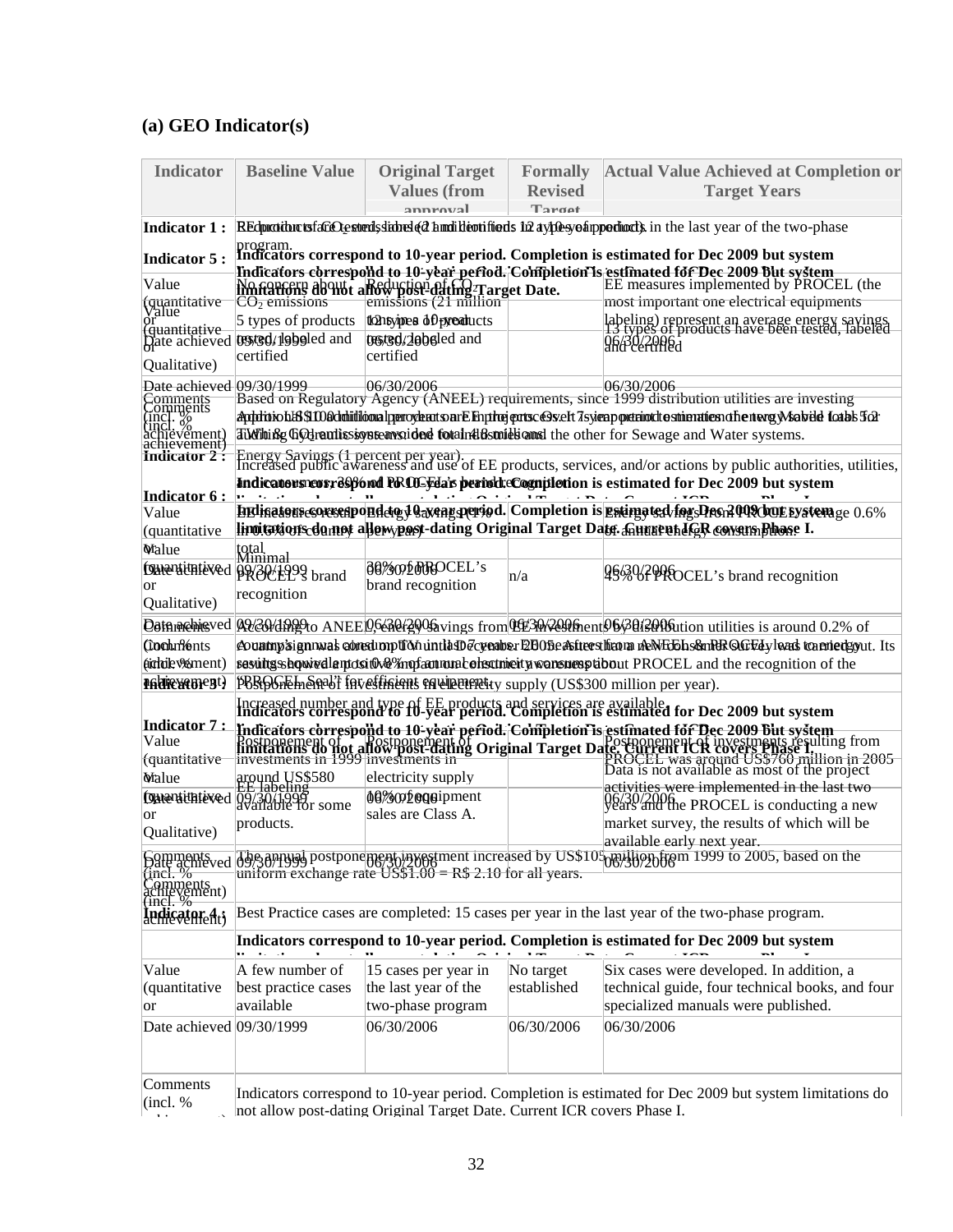## (a) GEO Indicator(s)

| Indicator | Baseline Value | Original Target Values (from approval | Formally Revised Target | Actual Value Achieved at Completion or Target Years |
|---|---|---|---|---|
| **Indicator 1 :** | Reduction of $CO_2$ emissions (2 million tons a year) in the last year of the two-phase program. | | | |
| | **Indicators correspond to 10-year period. Completion is estimated for Dec 2009 but system limitations do not allow post-dating Target Date.** | | | |
| Value (quantitative or Qualitative) | No concern about $CO_2$ emissions | Reduction of $CO_2$ emissions (21 million tons in 10 years) | | EE measures implemented by PROCEL (the most important one electrical equipments labeling) represent an average energy savings |
| Date achieved | 09/30/1999 | 06/30/2006 | | 06/30/2006 |
| Comments (incl. % achievement) | Based on Regulatory Agency (ANEEL) requirements, since 1999 distribution utilities are investing approx. US$100 million per year on EE projects. Over 7 year period to estimate the energy saved to be 7 TWh & $CO_2$ emissions avoided total 1.8 millions. | | | |
| **Indicator 2 :** | Energy Savings (1 percent per year). | | | |
| | **Indicators correspond to 10-year period. Completion is estimated for Dec 2009 but system limitations do not allow post-dating Original Target Date. Current ICR covers Phase I.** | | | |
| Value (quantitative or Qualitative) | 0.6% of country total | 1% of country (per year) | | Energy savings from PROCEL's average 0.6% of annual energy consumption. |
| Date achieved | 09/30/1999 | 06/30/2006 | 06/30/2006 | 06/30/2006 |
| Comments (incl. % achievement) | According to ANEEL, energy savings from EE investments by distribution utilities is around 0.2% of country's annual consumption until December 2005. After that ... results showed a positive impact ... 0.8% of annual electricity consumption. | | | |
| **Indicator 3 :** | Postponement of investments in electricity supply (US$300 million per year). | | | |
| | **Indicators correspond to 10-year period. Completion is estimated for Dec 2009 but system limitations do not allow post-dating Original Target Date. Current ICR covers Phase I.** | | | |
| Value (quantitative or Qualitative) | Postponement of investments in 1999 around US$580 | Postponement of investments in electricity supply | | Postponement of investments resulting from PROCEL was around US$760 million in 2005 |
| Date achieved | 09/30/1999 | 06/30/2006 | | 06/30/2006 |
| Comments (incl. % achievement) | The annual postponement investment increased by US$105 million from 1999 to 2005, based on the uniform exchange rate US$1.00 = R$ 2.10 for all years. | | | |
| **Indicator 4 :** | Best Practice cases are completed: 15 cases per year in the last year of the two-phase program. | | | |
| | **Indicators correspond to 10-year period. Completion is estimated for Dec 2009 but system limitations do not allow post-dating Original Target Date. Current ICR covers Phase I.** | | | |
| Value (quantitative or | A few number of best practice cases available | 15 cases per year in the last year of the two-phase program | No target established | Six cases were developed. In addition, a technical guide, four technical books, and four specialized manuals were published. |
| Date achieved | 09/30/1999 | 06/30/2006 | 06/30/2006 | 06/30/2006 |
| Comments (incl. % achievement) | Indicators correspond to 10-year period. Completion is estimated for Dec 2009 but system limitations do not allow post-dating Original Target Date. Current ICR covers Phase I. | | | |
| **Indicator 5 :** | EE products tested, labeled and certified (12 types of products). | | | |
| | **Indicators correspond to 10-year period. Completion is estimated for Dec 2009 but system limitations do not allow post-dating Target Date.** | | | |
| Value (quantitative or Qualitative) | 5 types of products tested, labeled and certified | 12 types of products tested, labeled and certified | | 13 types of products have been tested, labeled and certified |
| Date achieved | 09/30/1999 | 06/30/2006 | | 06/30/2006 |
| Comments (incl. % achievement) | Additional products are in the process ... labs: ... one for Sewage and Water systems. | | | |
| **Indicator 6 :** | Increased public awareness and use of EE products, services, and/or actions by public authorities, utilities, and consumers: 30% of PROCEL's brand recognition. | | | |
| | **Indicators correspond to 10-year period. Completion is estimated for Dec 2009 but system limitations do not allow post-dating Original Target Date. Current ICR covers Phase I.** | | | |
| Value (quantitative or Qualitative) | Minimal PROCEL's brand recognition | 30% of PROCEL's brand recognition | n/a | 45% of PROCEL's brand recognition |
| Date achieved | 09/30/1999 | 06/30/2006 | 06/30/2006 | 06/30/2006 |
| Comments (incl. % achievement) | A campaign was carried out ... a new consumer survey was carried out. Its results showed ... about PROCEL and the recognition of the "PROCEL Seal" for efficient equipment. | | | |
| **Indicator 7 :** | Increased number and type of EE products and services are available. | | | |
| | **Indicators correspond to 10-year period. Completion is estimated for Dec 2009 but system limitations do not allow post-dating Original Target Date. Current ICR covers Phase I.** | | | |
| Value (quantitative or Qualitative) | EE labeling available for some products. | 10% of equipment sales are Class A. | | Data is not available as most of the project activities were implemented in the last two years and the PROCEL is conducting a new market survey, the results of which will be available early next year. |
| Date achieved | 09/30/1999 | 06/30/2006 | | 06/30/2006 |
| Comments (incl. % achievement) | | | | |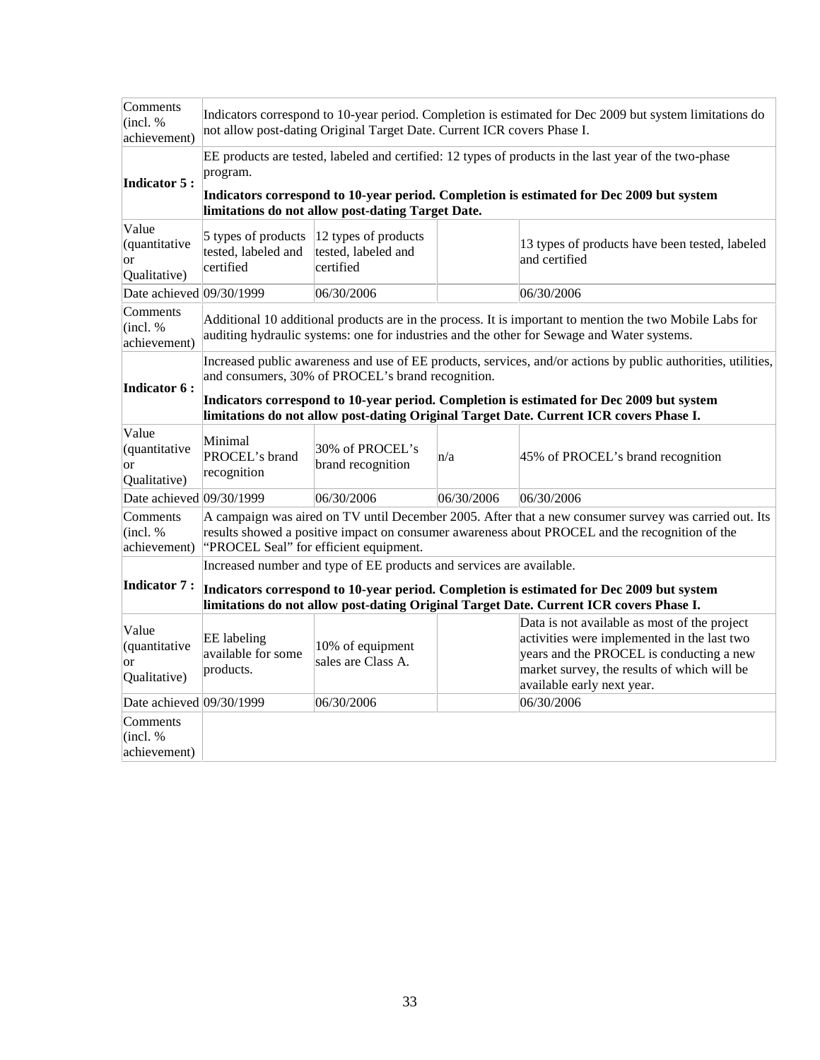| | | | | |
|---|---|---|---|---|
| Comments (incl. % achievement) | Indicators correspond to 10-year period. Completion is estimated for Dec 2009 but system limitations do not allow post-dating Original Target Date. Current ICR covers Phase I. | | | |
| **Indicator 5 :** | EE products are tested, labeled and certified: 12 types of products in the last year of the two-phase program. **Indicators correspond to 10-year period. Completion is estimated for Dec 2009 but system limitations do not allow post-dating Target Date.** | | | |
| Value (quantitative or Qualitative) | 5 types of products tested, labeled and certified | 12 types of products tested, labeled and certified | | 13 types of products have been tested, labeled and certified |
| Date achieved | 09/30/1999 | 06/30/2006 | | 06/30/2006 |
| Comments (incl. % achievement) | Additional 10 additional products are in the process. It is important to mention the two Mobile Labs for auditing hydraulic systems: one for industries and the other for Sewage and Water systems. | | | |
| **Indicator 6 :** | Increased public awareness and use of EE products, services, and/or actions by public authorities, utilities, and consumers, 30% of PROCEL's brand recognition. **Indicators correspond to 10-year period. Completion is estimated for Dec 2009 but system limitations do not allow post-dating Original Target Date. Current ICR covers Phase I.** | | | |
| Value (quantitative or Qualitative) | Minimal PROCEL's brand recognition | 30% of PROCEL's brand recognition | n/a | 45% of PROCEL's brand recognition |
| Date achieved | 09/30/1999 | 06/30/2006 | 06/30/2006 | 06/30/2006 |
| Comments (incl. % achievement) | A campaign was aired on TV until December 2005. After that a new consumer survey was carried out. Its results showed a positive impact on consumer awareness about PROCEL and the recognition of the "PROCEL Seal" for efficient equipment. | | | |
| **Indicator 7 :** | Increased number and type of EE products and services are available. **Indicators correspond to 10-year period. Completion is estimated for Dec 2009 but system limitations do not allow post-dating Original Target Date. Current ICR covers Phase I.** | | | |
| Value (quantitative or Qualitative) | EE labeling available for some products. | 10% of equipment sales are Class A. | | Data is not available as most of the project activities were implemented in the last two years and the PROCEL is conducting a new market survey, the results of which will be available early next year. |
| Date achieved | 09/30/1999 | 06/30/2006 | | 06/30/2006 |
| Comments (incl. % achievement) | | | | |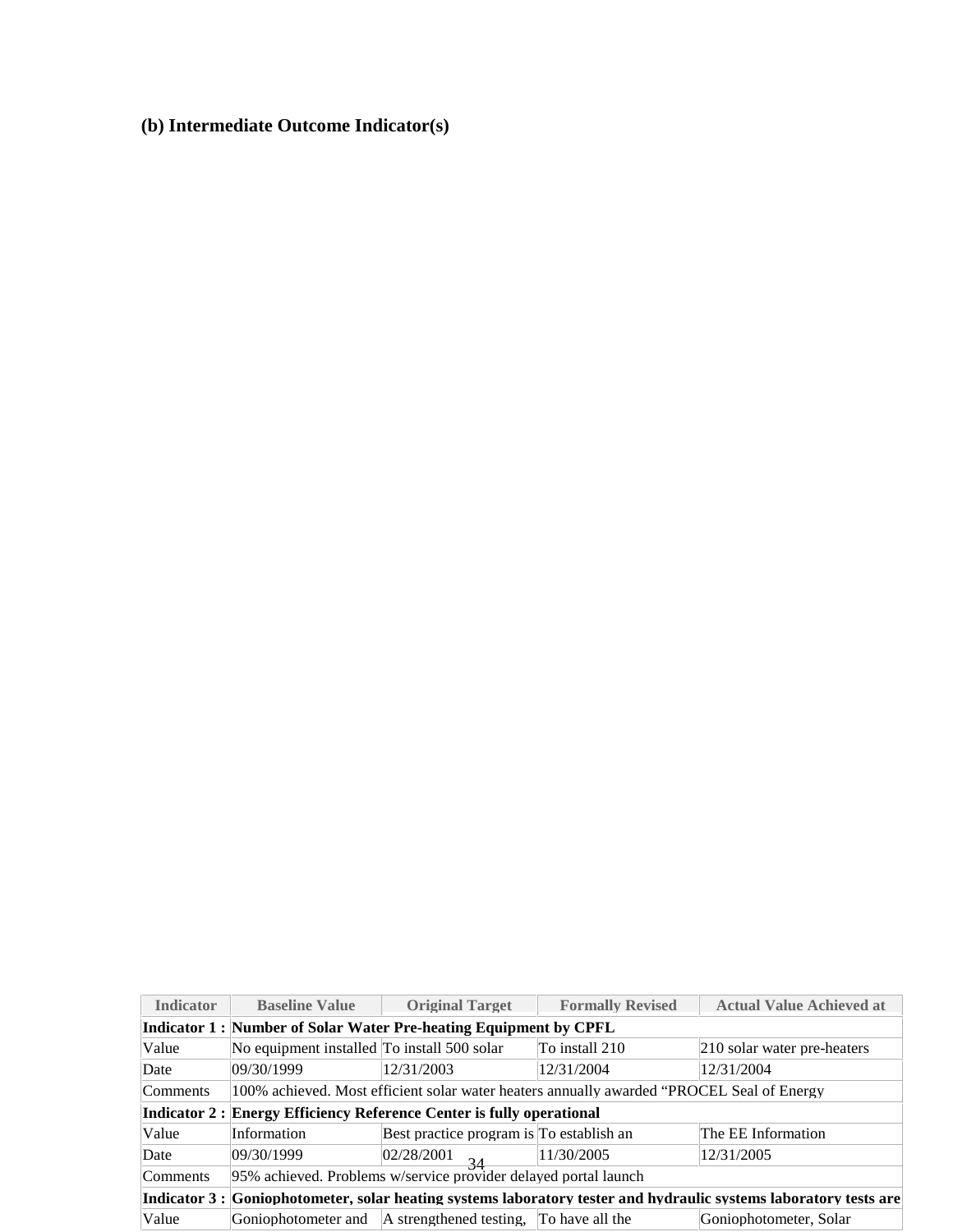## (b) Intermediate Outcome Indicator(s)

| Indicator | Baseline Value | Original Target | Formally Revised | Actual Value Achieved at |
|---|---|---|---|---|
| **Indicator 1 :** | **Number of Solar Water Pre-heating Equipment by CPFL** | | | |
| Value | No equipment installed | To install 500 solar | To install 210 | 210 solar water pre-heaters |
| Date | 09/30/1999 | 12/31/2003 | 12/31/2004 | 12/31/2004 |
| Comments | 100% achieved. Most efficient solar water heaters annually awarded "PROCEL Seal of Energy | | | |
| **Indicator 2 :** | **Energy Efficiency Reference Center is fully operational** | | | |
| Value | Information | Best practice program is | To establish an | The EE Information |
| Date | 09/30/1999 | 02/28/2001 | 11/30/2005 | 12/31/2005 |
| Comments | 95% achieved. Problems w/service provider delayed portal launch | | | |
| **Indicator 3 :** | **Goniophotometer, solar heating systems laboratory tester and hydraulic systems laboratory tests are** | | | |
| Value | Goniophotometer and | A strengthened testing, | To have all the | Goniophotometer, Solar |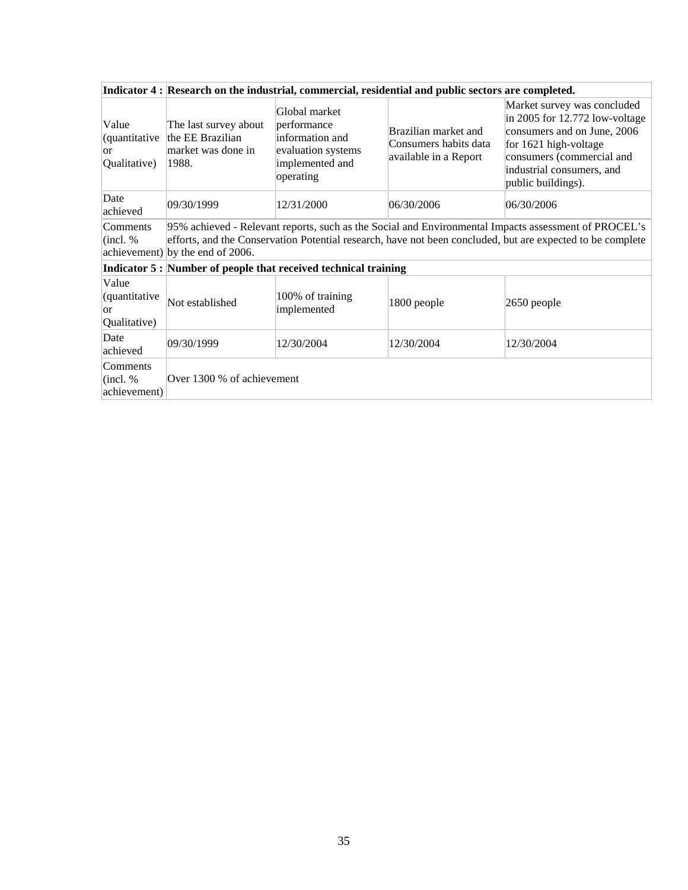| **Indicator 4 :** | **Research on the industrial, commercial, residential and public sectors are completed.** | | | |
|---|---|---|---|---|
| Value (quantitative or Qualitative) | The last survey about the EE Brazilian market was done in 1988. | Global market performance information and evaluation systems implemented and operating | Brazilian market and Consumers habits data available in a Report | Market survey was concluded in 2005 for 12.772 low-voltage consumers and on June, 2006 for 1621 high-voltage consumers (commercial and industrial consumers, and public buildings). |
| Date achieved | 09/30/1999 | 12/31/2000 | 06/30/2006 | 06/30/2006 |
| Comments (incl. % achievement) | 95% achieved - Relevant reports, such as the Social and Environmental Impacts assessment of PROCEL's efforts, and the Conservation Potential research, have not been concluded, but are expected to be complete by the end of 2006. | | | |
| **Indicator 5 :** | **Number of people that received technical training** | | | |
| Value (quantitative or Qualitative) | Not established | 100% of training implemented | 1800 people | 2650 people |
| Date achieved | 09/30/1999 | 12/30/2004 | 12/30/2004 | 12/30/2004 |
| Comments (incl. % achievement) | Over 1300 % of achievement | | | |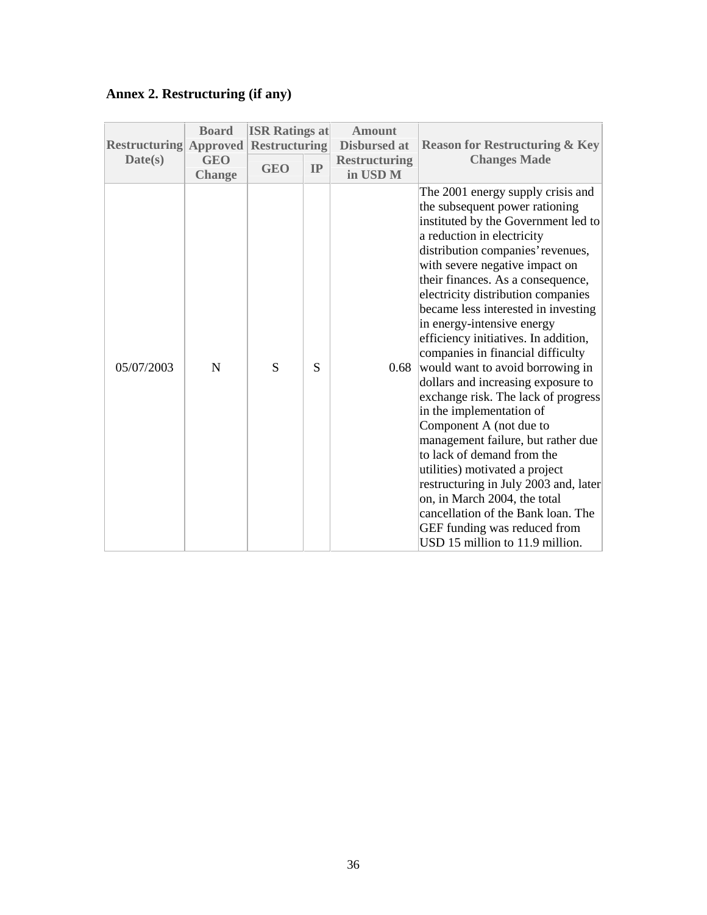### Annex 2. Restructuring (if any)

| Restructuring Date(s) | Board Approved GEO Change | ISR Ratings at Restructuring | | Amount Disbursed at Restructuring in USD M | Reason for Restructuring & Key Changes Made |
|---|---|---|---|---|---|
| | | GEO | IP | | |
| 05/07/2003 | N | S | S | 0.68 | The 2001 energy supply crisis and the subsequent power rationing instituted by the Government led to a reduction in electricity distribution companies' revenues, with severe negative impact on their finances. As a consequence, electricity distribution companies became less interested in investing in energy-intensive energy efficiency initiatives. In addition, companies in financial difficulty would want to avoid borrowing in dollars and increasing exposure to exchange risk. The lack of progress in the implementation of Component A (not due to management failure, but rather due to lack of demand from the utilities) motivated a project restructuring in July 2003 and, later on, in March 2004, the total cancellation of the Bank loan. The GEF funding was reduced from USD 15 million to 11.9 million. |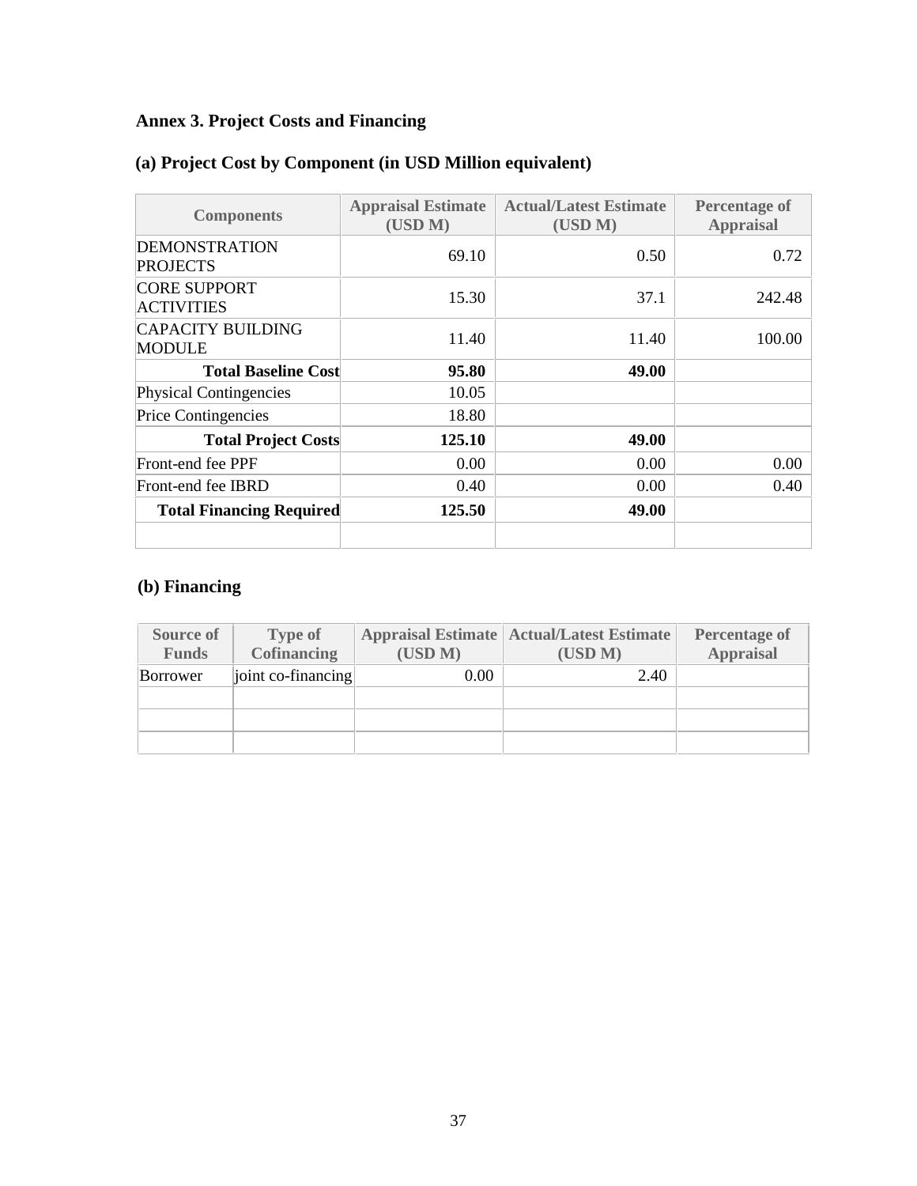### Annex 3. Project Costs and Financing

### (a) Project Cost by Component (in USD Million equivalent)

| Components | Appraisal Estimate (USD M) | Actual/Latest Estimate (USD M) | Percentage of Appraisal |
|---|---|---|---|
| DEMONSTRATION PROJECTS | 69.10 | 0.50 | 0.72 |
| CORE SUPPORT ACTIVITIES | 15.30 | 37.1 | 242.48 |
| CAPACITY BUILDING MODULE | 11.40 | 11.40 | 100.00 |
| **Total Baseline Cost** | **95.80** | **49.00** | |
| Physical Contingencies | 10.05 | | |
| Price Contingencies | 18.80 | | |
| **Total Project Costs** | **125.10** | **49.00** | |
| Front-end fee PPF | 0.00 | 0.00 | 0.00 |
| Front-end fee IBRD | 0.40 | 0.00 | 0.40 |
| **Total Financing Required** | **125.50** | **49.00** | |
| | | | |

### (b) Financing

| Source of Funds | Type of Cofinancing | Appraisal Estimate (USD M) | Actual/Latest Estimate (USD M) | Percentage of Appraisal |
|---|---|---|---|---|
| Borrower | joint co-financing | 0.00 | 2.40 | |
| | | | | |
| | | | | |
| | | | | |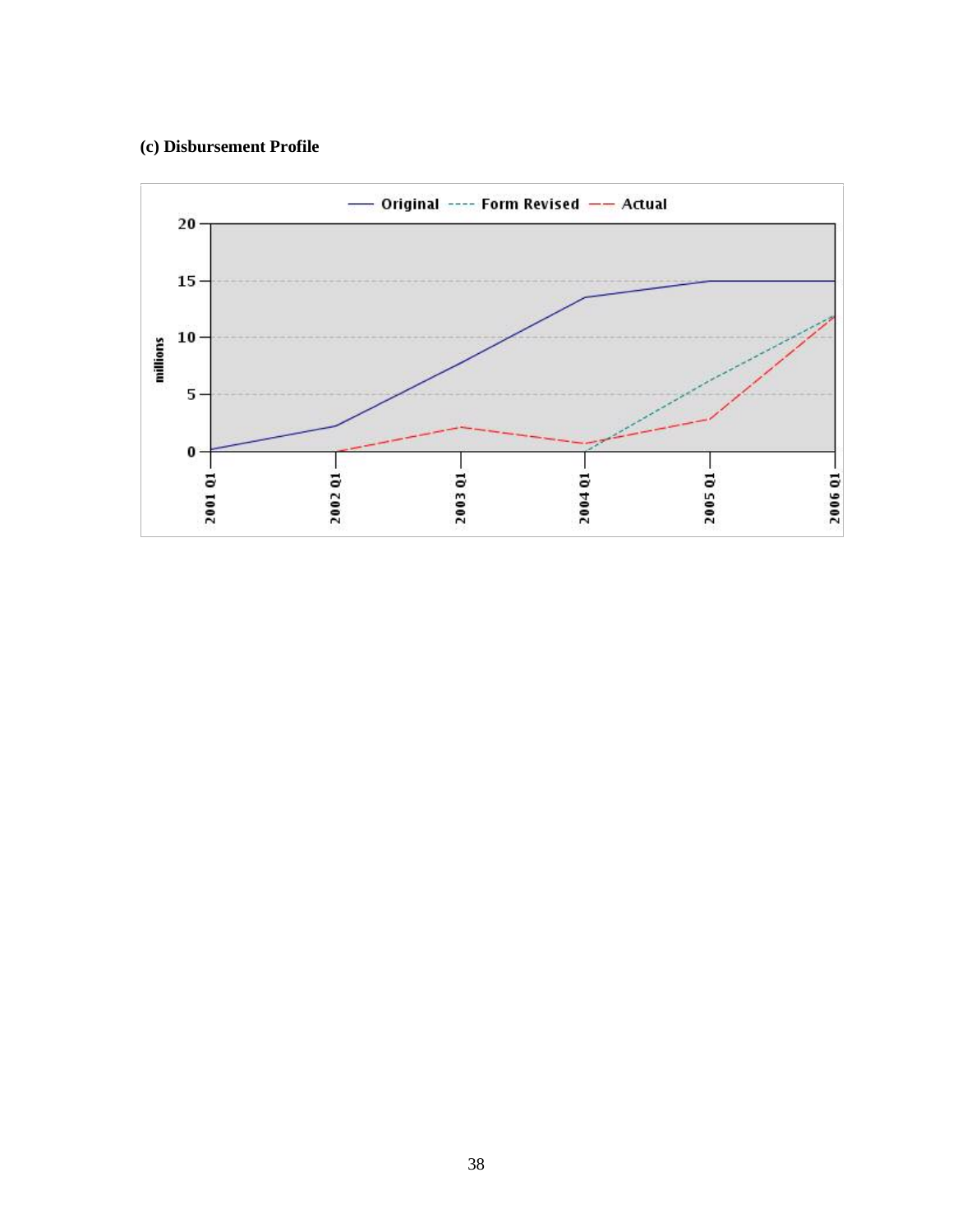### (c) Disbursement Profile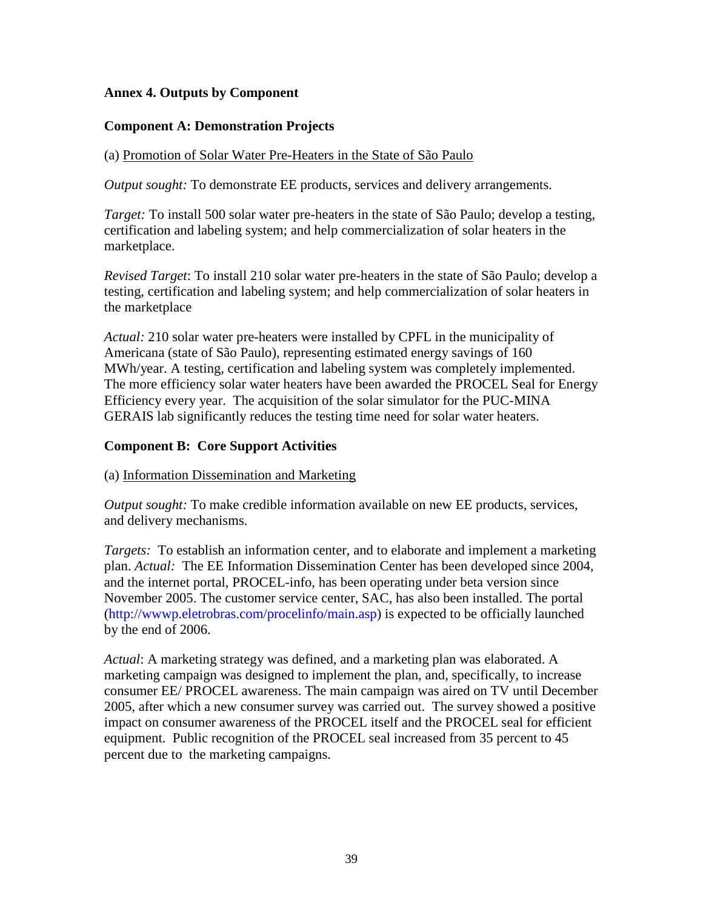## Annex 4. Outputs by Component

### Component A: Demonstration Projects

(a) Promotion of Solar Water Pre-Heaters in the State of São Paulo

*Output sought:* To demonstrate EE products, services and delivery arrangements.

*Target:* To install 500 solar water pre-heaters in the state of São Paulo; develop a testing, certification and labeling system; and help commercialization of solar heaters in the marketplace.

*Revised Target*: To install 210 solar water pre-heaters in the state of São Paulo; develop a testing, certification and labeling system; and help commercialization of solar heaters in the marketplace

*Actual:* 210 solar water pre-heaters were installed by CPFL in the municipality of Americana (state of São Paulo), representing estimated energy savings of 160 MWh/year. A testing, certification and labeling system was completely implemented. The more efficiency solar water heaters have been awarded the PROCEL Seal for Energy Efficiency every year. The acquisition of the solar simulator for the PUC-MINA GERAIS lab significantly reduces the testing time need for solar water heaters.

### Component B: Core Support Activities

(a) Information Dissemination and Marketing

*Output sought:* To make credible information available on new EE products, services, and delivery mechanisms.

*Targets:* To establish an information center, and to elaborate and implement a marketing plan. *Actual:* The EE Information Dissemination Center has been developed since 2004, and the internet portal, PROCEL-info, has been operating under beta version since November 2005. The customer service center, SAC, has also been installed. The portal (http://wwwp.eletrobras.com/procelinfo/main.asp) is expected to be officially launched by the end of 2006.

*Actual*: A marketing strategy was defined, and a marketing plan was elaborated. A marketing campaign was designed to implement the plan, and, specifically, to increase consumer EE/ PROCEL awareness. The main campaign was aired on TV until December 2005, after which a new consumer survey was carried out. The survey showed a positive impact on consumer awareness of the PROCEL itself and the PROCEL seal for efficient equipment. Public recognition of the PROCEL seal increased from 35 percent to 45 percent due to the marketing campaigns.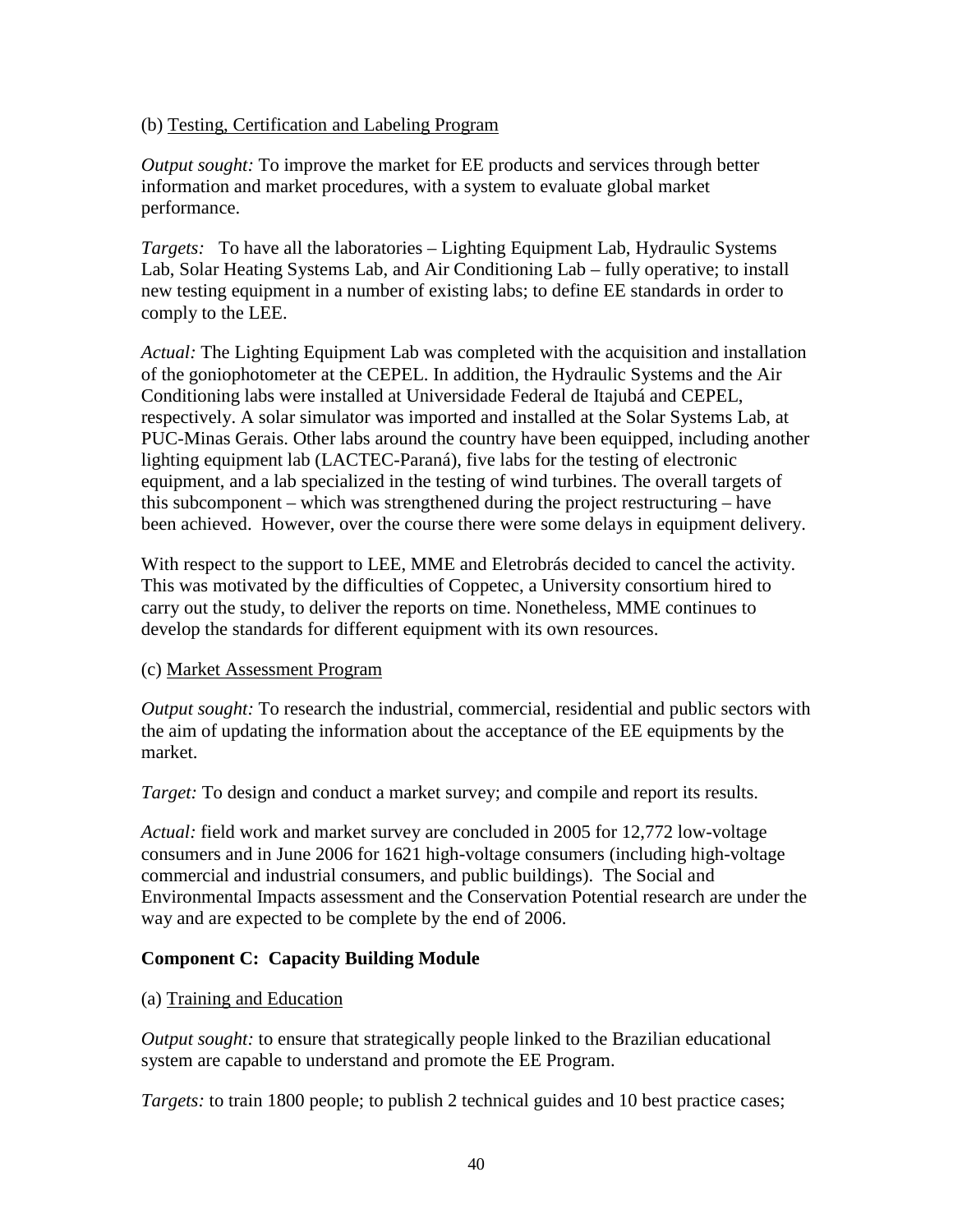(b) Testing, Certification and Labeling Program

*Output sought:* To improve the market for EE products and services through better information and market procedures, with a system to evaluate global market performance.

*Targets:* To have all the laboratories – Lighting Equipment Lab, Hydraulic Systems Lab, Solar Heating Systems Lab, and Air Conditioning Lab – fully operative; to install new testing equipment in a number of existing labs; to define EE standards in order to comply to the LEE.

*Actual:* The Lighting Equipment Lab was completed with the acquisition and installation of the goniophotometer at the CEPEL. In addition, the Hydraulic Systems and the Air Conditioning labs were installed at Universidade Federal de Itajubá and CEPEL, respectively. A solar simulator was imported and installed at the Solar Systems Lab, at PUC-Minas Gerais. Other labs around the country have been equipped, including another lighting equipment lab (LACTEC-Paraná), five labs for the testing of electronic equipment, and a lab specialized in the testing of wind turbines. The overall targets of this subcomponent – which was strengthened during the project restructuring – have been achieved. However, over the course there were some delays in equipment delivery.

With respect to the support to LEE, MME and Eletrobrás decided to cancel the activity. This was motivated by the difficulties of Coppetec, a University consortium hired to carry out the study, to deliver the reports on time. Nonetheless, MME continues to develop the standards for different equipment with its own resources.

(c) Market Assessment Program

*Output sought:* To research the industrial, commercial, residential and public sectors with the aim of updating the information about the acceptance of the EE equipments by the market.

*Target:* To design and conduct a market survey; and compile and report its results.

*Actual:* field work and market survey are concluded in 2005 for 12,772 low-voltage consumers and in June 2006 for 1621 high-voltage consumers (including high-voltage commercial and industrial consumers, and public buildings). The Social and Environmental Impacts assessment and the Conservation Potential research are under the way and are expected to be complete by the end of 2006.

**Component C: Capacity Building Module**

(a) Training and Education

*Output sought:* to ensure that strategically people linked to the Brazilian educational system are capable to understand and promote the EE Program.

*Targets:* to train 1800 people; to publish 2 technical guides and 10 best practice cases;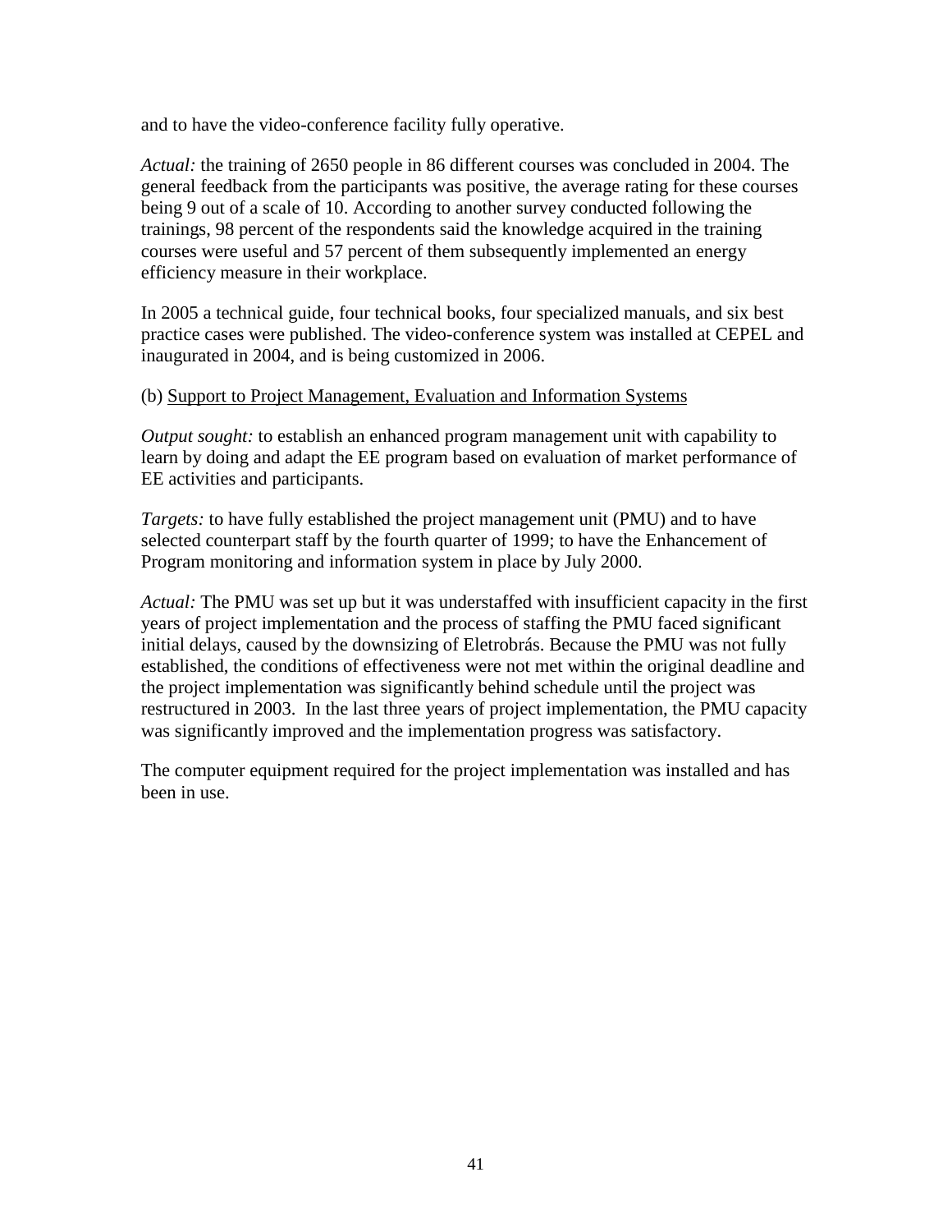and to have the video-conference facility fully operative.

*Actual:* the training of 2650 people in 86 different courses was concluded in 2004. The general feedback from the participants was positive, the average rating for these courses being 9 out of a scale of 10. According to another survey conducted following the trainings, 98 percent of the respondents said the knowledge acquired in the training courses were useful and 57 percent of them subsequently implemented an energy efficiency measure in their workplace.

In 2005 a technical guide, four technical books, four specialized manuals, and six best practice cases were published. The video-conference system was installed at CEPEL and inaugurated in 2004, and is being customized in 2006.

(b) <u>Support to Project Management, Evaluation and Information Systems</u>

*Output sought:* to establish an enhanced program management unit with capability to learn by doing and adapt the EE program based on evaluation of market performance of EE activities and participants.

*Targets:* to have fully established the project management unit (PMU) and to have selected counterpart staff by the fourth quarter of 1999; to have the Enhancement of Program monitoring and information system in place by July 2000.

*Actual:* The PMU was set up but it was understaffed with insufficient capacity in the first years of project implementation and the process of staffing the PMU faced significant initial delays, caused by the downsizing of Eletrobrás. Because the PMU was not fully established, the conditions of effectiveness were not met within the original deadline and the project implementation was significantly behind schedule until the project was restructured in 2003. In the last three years of project implementation, the PMU capacity was significantly improved and the implementation progress was satisfactory.

The computer equipment required for the project implementation was installed and has been in use.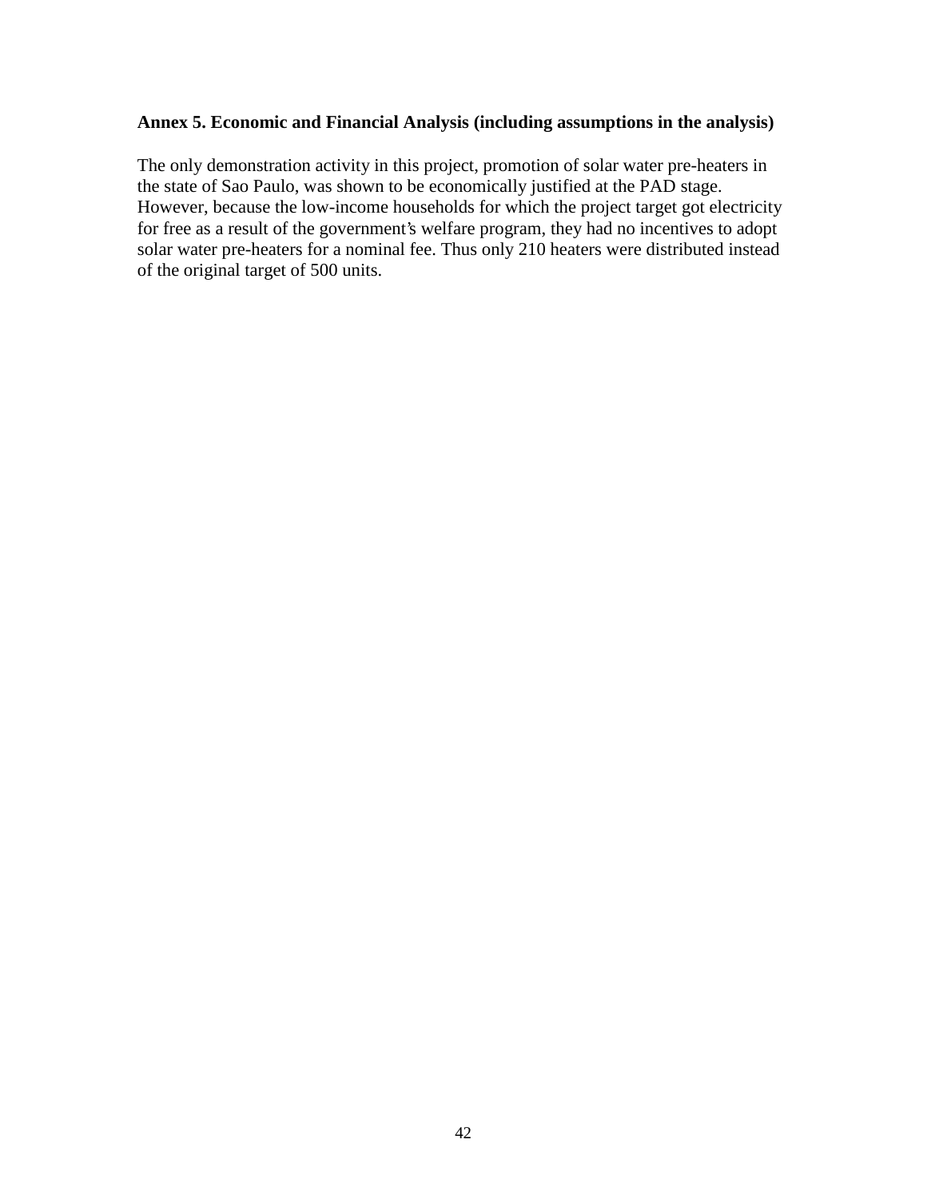### Annex 5. Economic and Financial Analysis (including assumptions in the analysis)

The only demonstration activity in this project, promotion of solar water pre-heaters in the state of Sao Paulo, was shown to be economically justified at the PAD stage. However, because the low-income households for which the project target got electricity for free as a result of the government's welfare program, they had no incentives to adopt solar water pre-heaters for a nominal fee. Thus only 210 heaters were distributed instead of the original target of 500 units.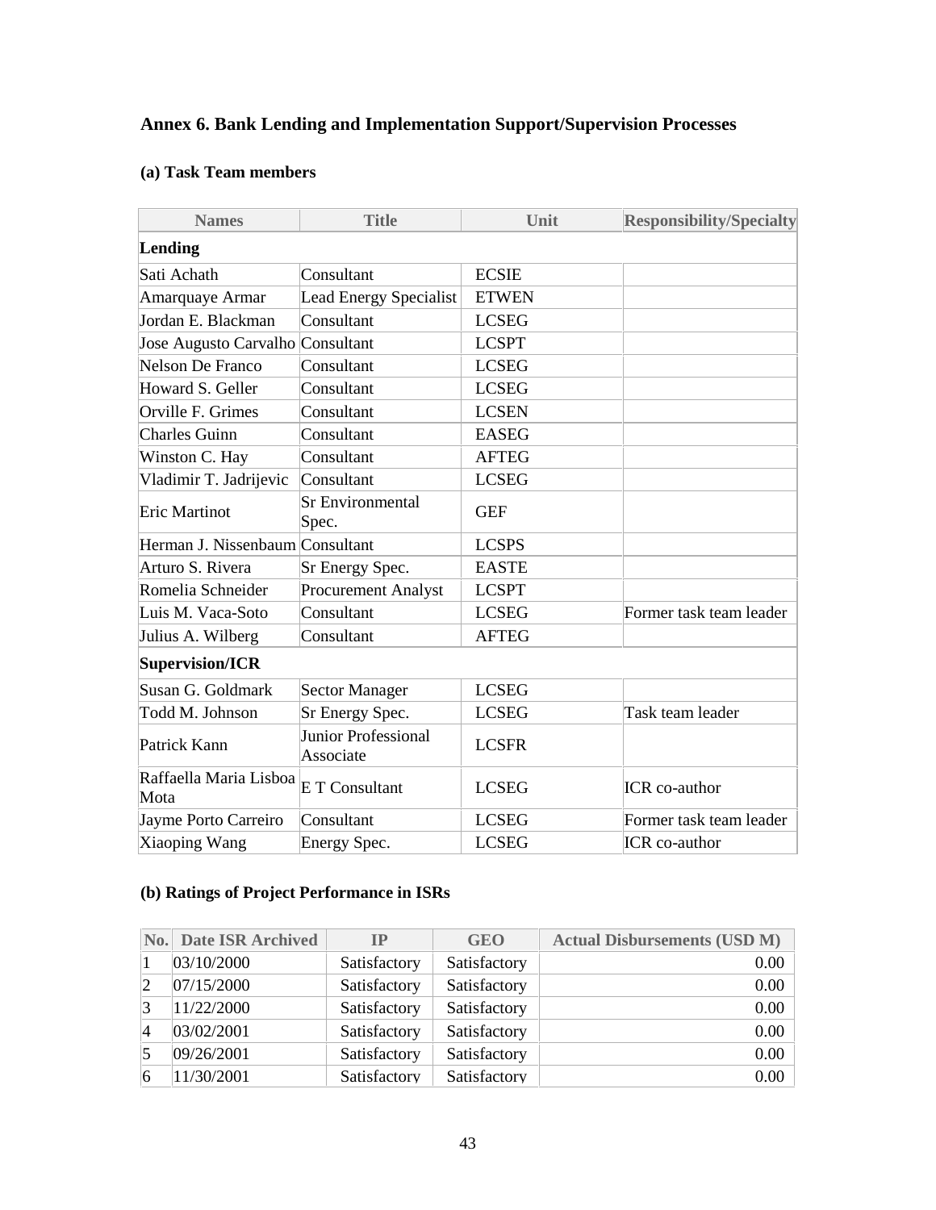## Annex 6. Bank Lending and Implementation Support/Supervision Processes

### (a) Task Team members

| Names | Title | Unit | Responsibility/Specialty |
|---|---|---|---|
| **Lending** | | | |
| Sati Achath | Consultant | ECSIE | |
| Amarquaye Armar | Lead Energy Specialist | ETWEN | |
| Jordan E. Blackman | Consultant | LCSEG | |
| Jose Augusto Carvalho | Consultant | LCSPT | |
| Nelson De Franco | Consultant | LCSEG | |
| Howard S. Geller | Consultant | LCSEG | |
| Orville F. Grimes | Consultant | LCSEN | |
| Charles Guinn | Consultant | EASEG | |
| Winston C. Hay | Consultant | AFTEG | |
| Vladimir T. Jadrijevic | Consultant | LCSEG | |
| Eric Martinot | Sr Environmental Spec. | GEF | |
| Herman J. Nissenbaum | Consultant | LCSPS | |
| Arturo S. Rivera | Sr Energy Spec. | EASTE | |
| Romelia Schneider | Procurement Analyst | LCSPT | |
| Luis M. Vaca-Soto | Consultant | LCSEG | Former task team leader |
| Julius A. Wilberg | Consultant | AFTEG | |
| **Supervision/ICR** | | | |
| Susan G. Goldmark | Sector Manager | LCSEG | |
| Todd M. Johnson | Sr Energy Spec. | LCSEG | Task team leader |
| Patrick Kann | Junior Professional Associate | LCSFR | |
| Raffaella Maria Lisboa Mota | E T Consultant | LCSEG | ICR co-author |
| Jayme Porto Carreiro | Consultant | LCSEG | Former task team leader |
| Xiaoping Wang | Energy Spec. | LCSEG | ICR co-author |

### (b) Ratings of Project Performance in ISRs

| No. | Date ISR Archived | IP | GEO | Actual Disbursements (USD M) |
|---|---|---|---|---|
| 1 | 03/10/2000 | Satisfactory | Satisfactory | 0.00 |
| 2 | 07/15/2000 | Satisfactory | Satisfactory | 0.00 |
| 3 | 11/22/2000 | Satisfactory | Satisfactory | 0.00 |
| 4 | 03/02/2001 | Satisfactory | Satisfactory | 0.00 |
| 5 | 09/26/2001 | Satisfactory | Satisfactory | 0.00 |
| 6 | 11/30/2001 | Satisfactory | Satisfactory | 0.00 |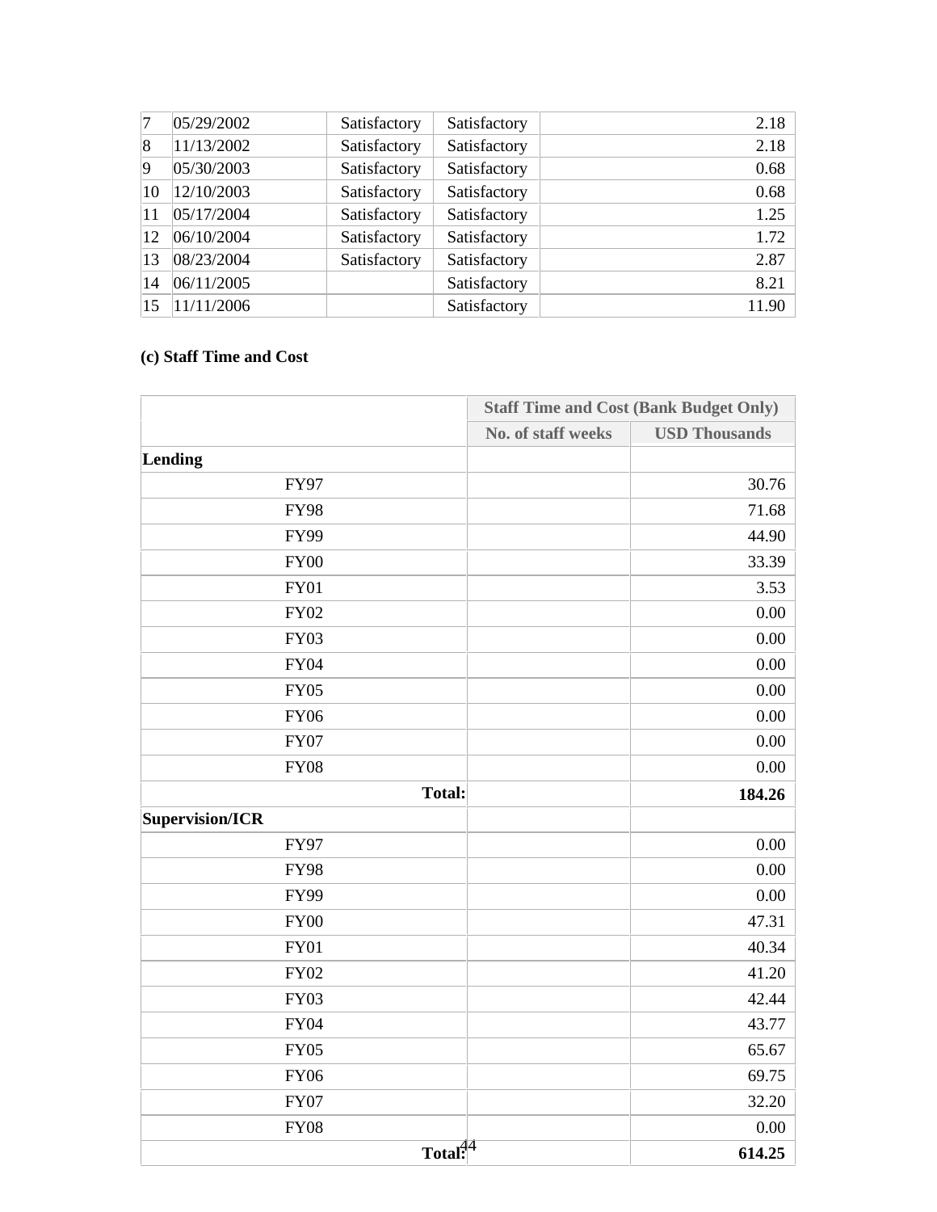| | | | | |
|---|---|---|---|---|
| 7 | 05/29/2002 | Satisfactory | Satisfactory | 2.18 |
| 8 | 11/13/2002 | Satisfactory | Satisfactory | 2.18 |
| 9 | 05/30/2003 | Satisfactory | Satisfactory | 0.68 |
| 10 | 12/10/2003 | Satisfactory | Satisfactory | 0.68 |
| 11 | 05/17/2004 | Satisfactory | Satisfactory | 1.25 |
| 12 | 06/10/2004 | Satisfactory | Satisfactory | 1.72 |
| 13 | 08/23/2004 | Satisfactory | Satisfactory | 2.87 |
| 14 | 06/11/2005 | | Satisfactory | 8.21 |
| 15 | 11/11/2006 | | Satisfactory | 11.90 |

**(c) Staff Time and Cost**

| | Staff Time and Cost (Bank Budget Only) | |
|---|---|---|
| | No. of staff weeks | USD Thousands |
| **Lending** | | |
| FY97 | | 30.76 |
| FY98 | | 71.68 |
| FY99 | | 44.90 |
| FY00 | | 33.39 |
| FY01 | | 3.53 |
| FY02 | | 0.00 |
| FY03 | | 0.00 |
| FY04 | | 0.00 |
| FY05 | | 0.00 |
| FY06 | | 0.00 |
| FY07 | | 0.00 |
| FY08 | | 0.00 |
| **Total:** | | **184.26** |
| **Supervision/ICR** | | |
| FY97 | | 0.00 |
| FY98 | | 0.00 |
| FY99 | | 0.00 |
| FY00 | | 47.31 |
| FY01 | | 40.34 |
| FY02 | | 41.20 |
| FY03 | | 42.44 |
| FY04 | | 43.77 |
| FY05 | | 65.67 |
| FY06 | | 69.75 |
| FY07 | | 32.20 |
| FY08 | | 0.00 |
| **Total:** | | **614.25** |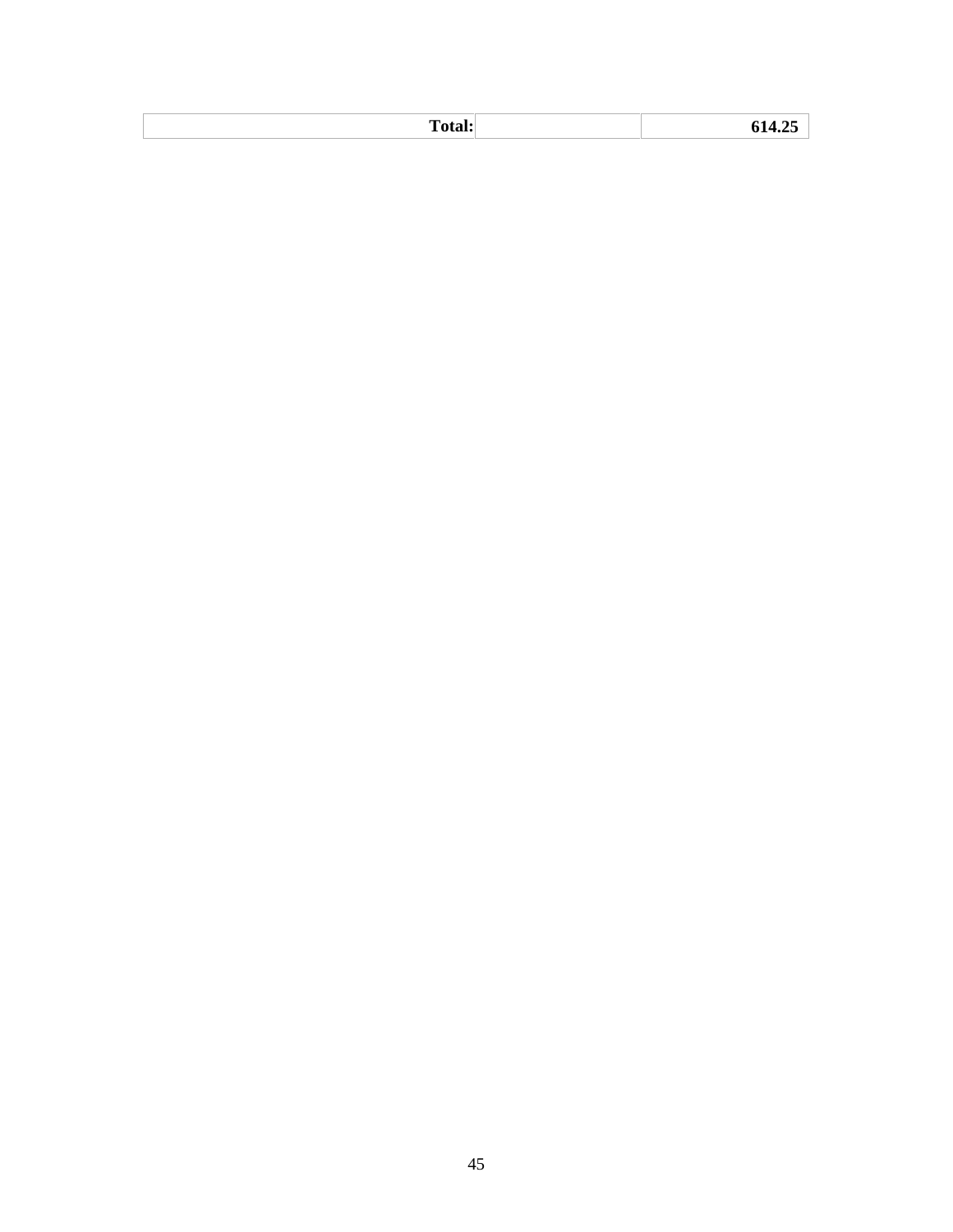| **Total:** | | **614.25** |
|---|---|---|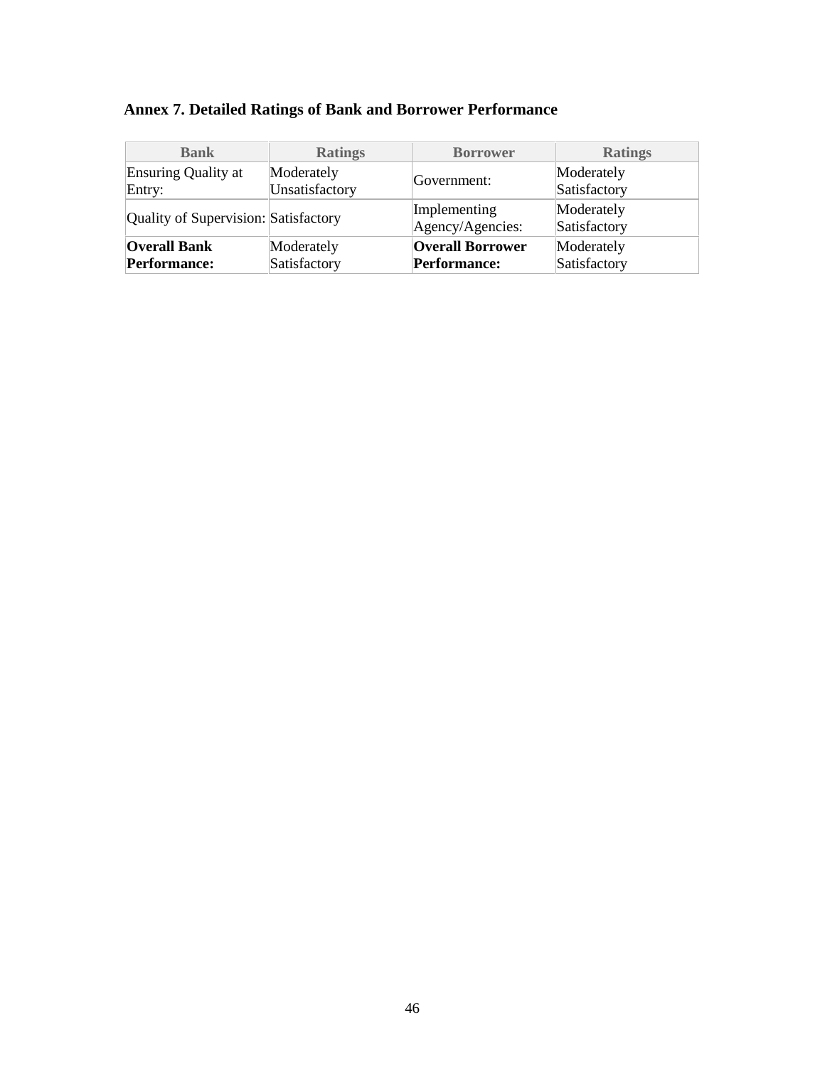## Annex 7. Detailed Ratings of Bank and Borrower Performance

| Bank | Ratings | Borrower | Ratings |
|---|---|---|---|
| Ensuring Quality at Entry: | Moderately Unsatisfactory | Government: | Moderately Satisfactory |
| Quality of Supervision: | Satisfactory | Implementing Agency/Agencies: | Moderately Satisfactory |
| **Overall Bank Performance:** | Moderately Satisfactory | **Overall Borrower Performance:** | Moderately Satisfactory |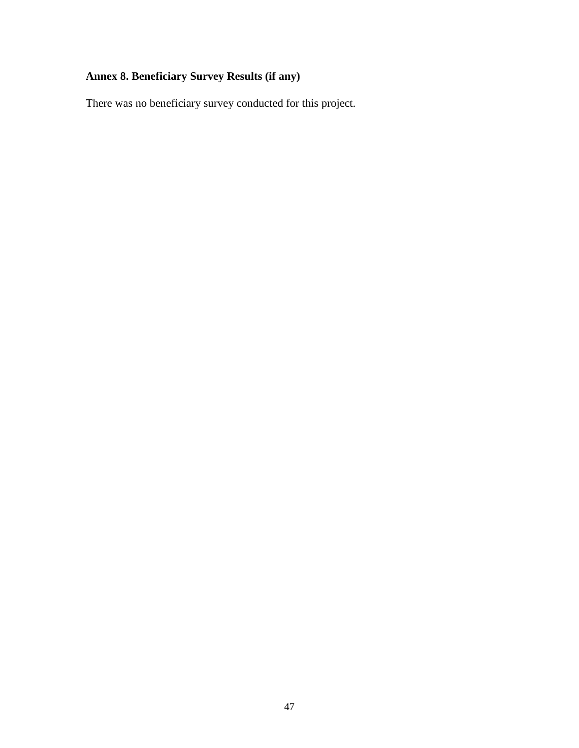## Annex 8. Beneficiary Survey Results (if any)

There was no beneficiary survey conducted for this project.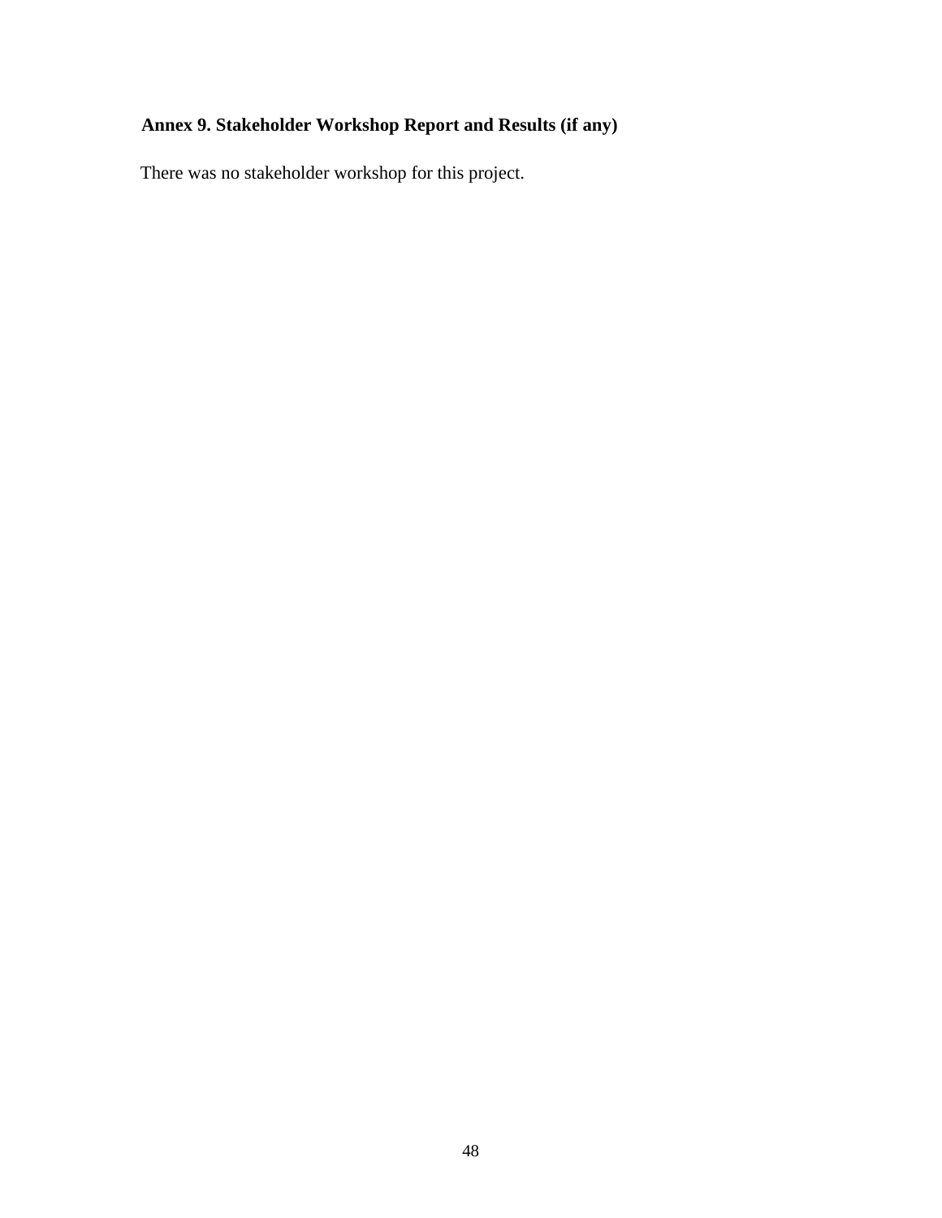## Annex 9. Stakeholder Workshop Report and Results (if any)

There was no stakeholder workshop for this project.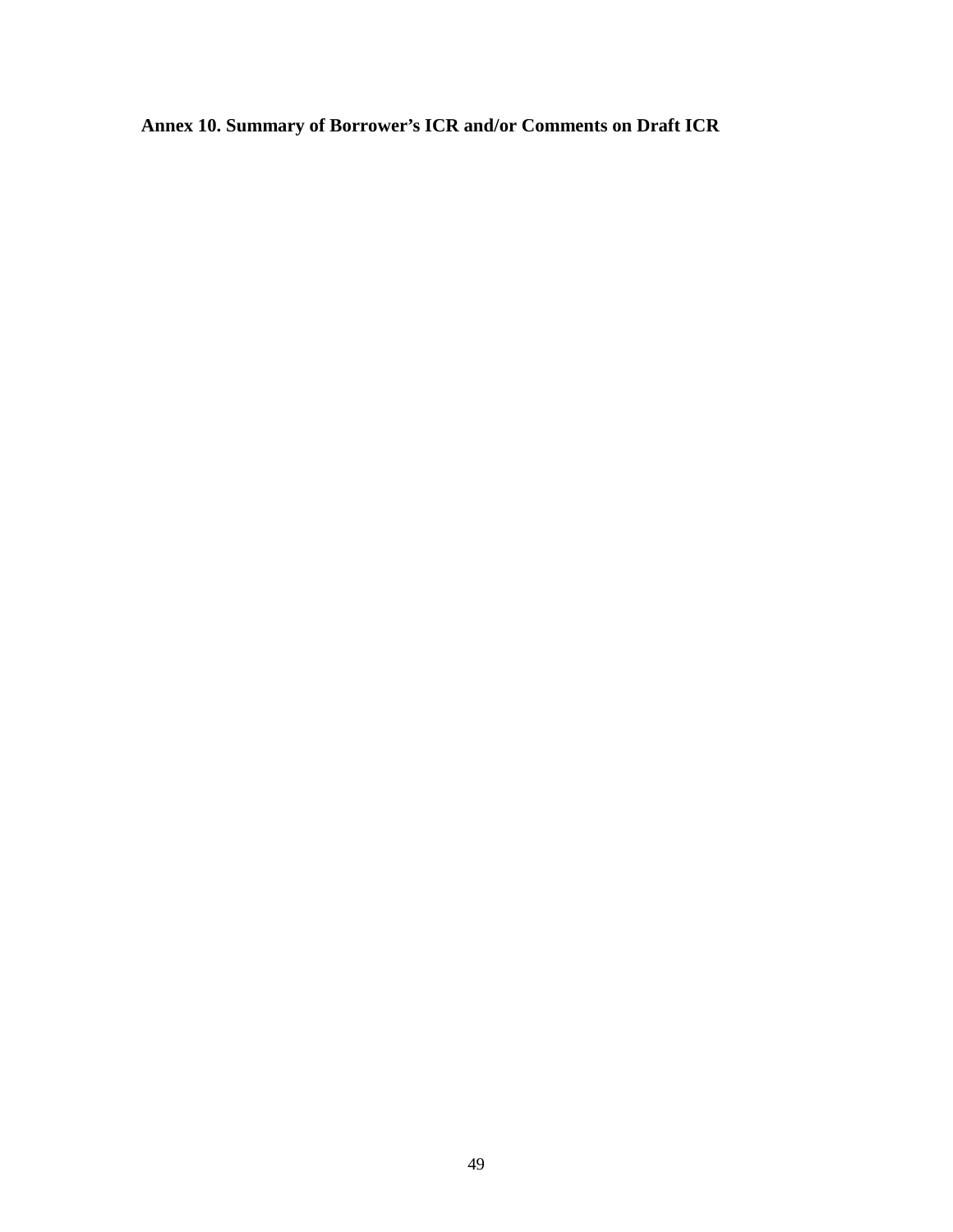## Annex 10. Summary of Borrower's ICR and/or Comments on Draft ICR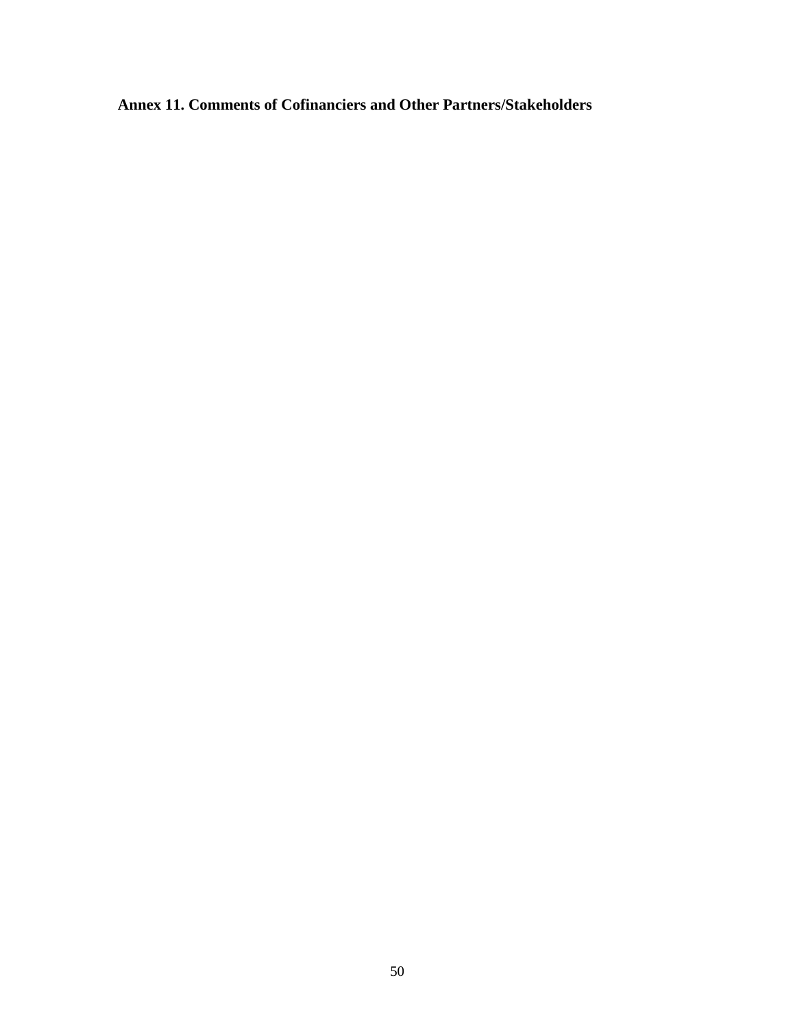## Annex 11. Comments of Cofinanciers and Other Partners/Stakeholders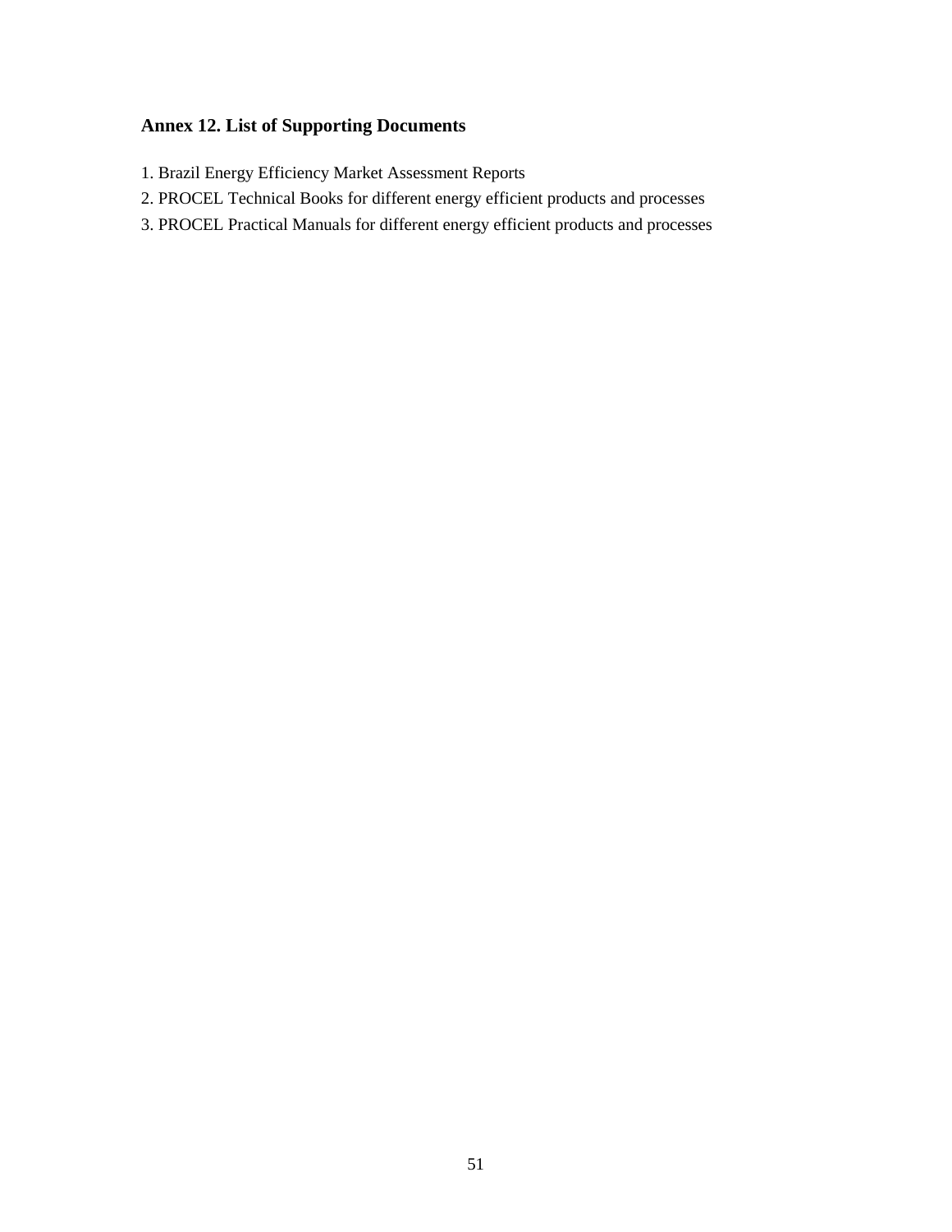## Annex 12. List of Supporting Documents

1. Brazil Energy Efficiency Market Assessment Reports
2. PROCEL Technical Books for different energy efficient products and processes
3. PROCEL Practical Manuals for different energy efficient products and processes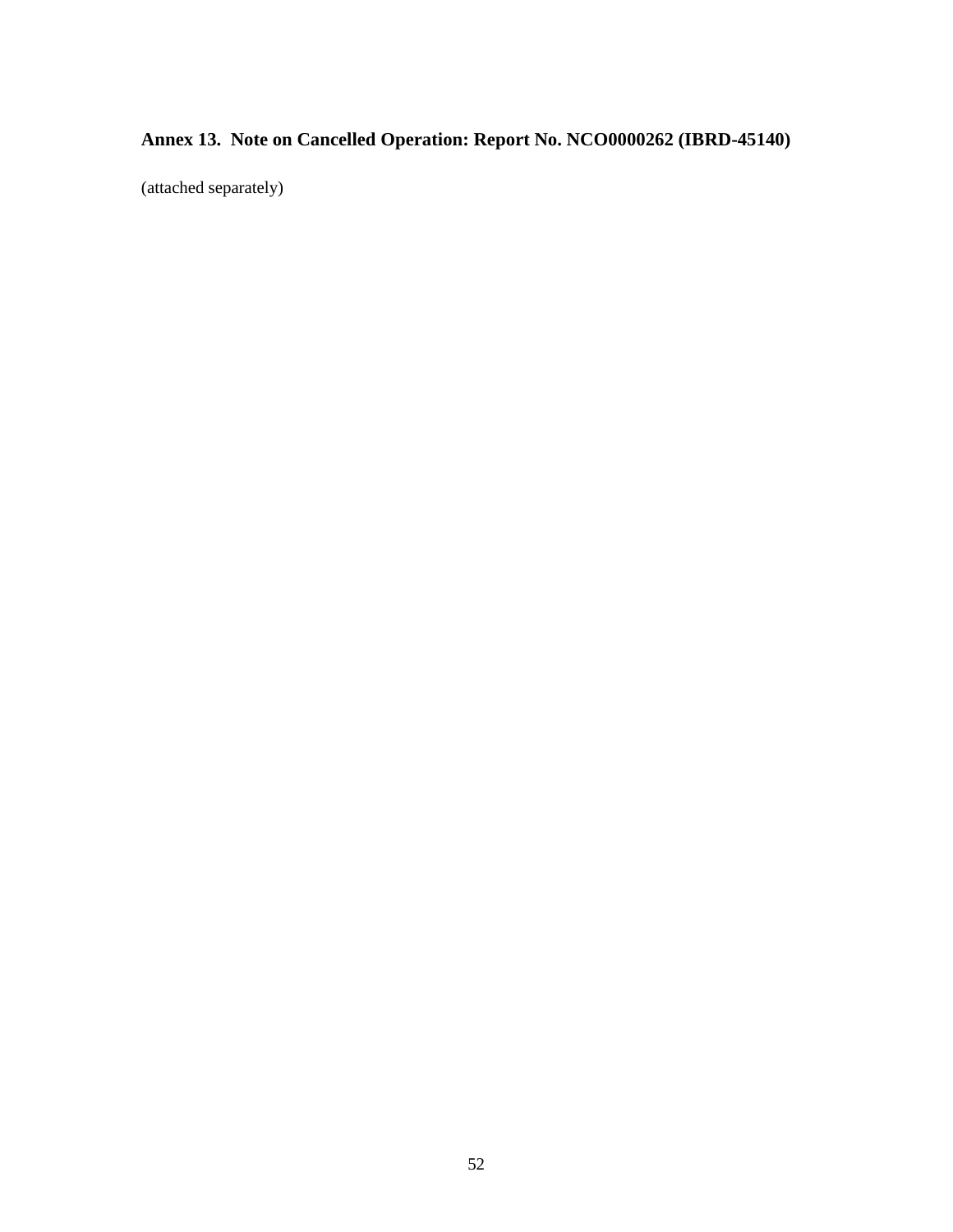## Annex 13. Note on Cancelled Operation: Report No. NCO0000262 (IBRD-45140)

(attached separately)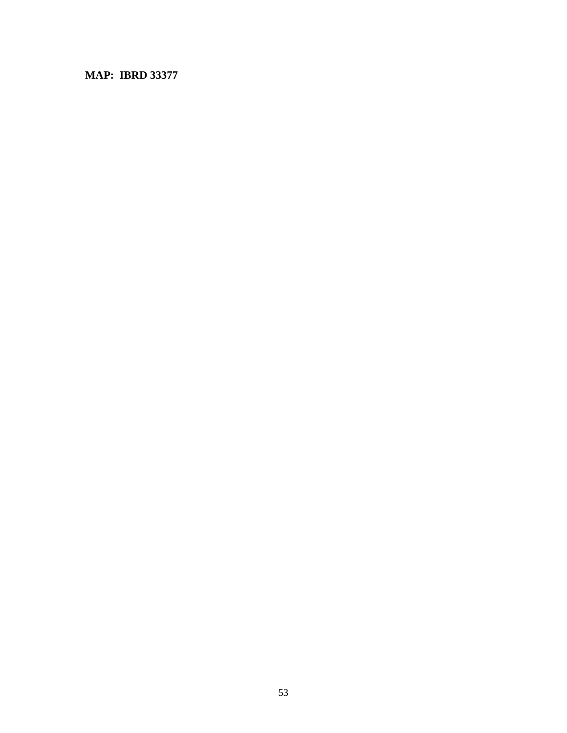**MAP: IBRD 33377**